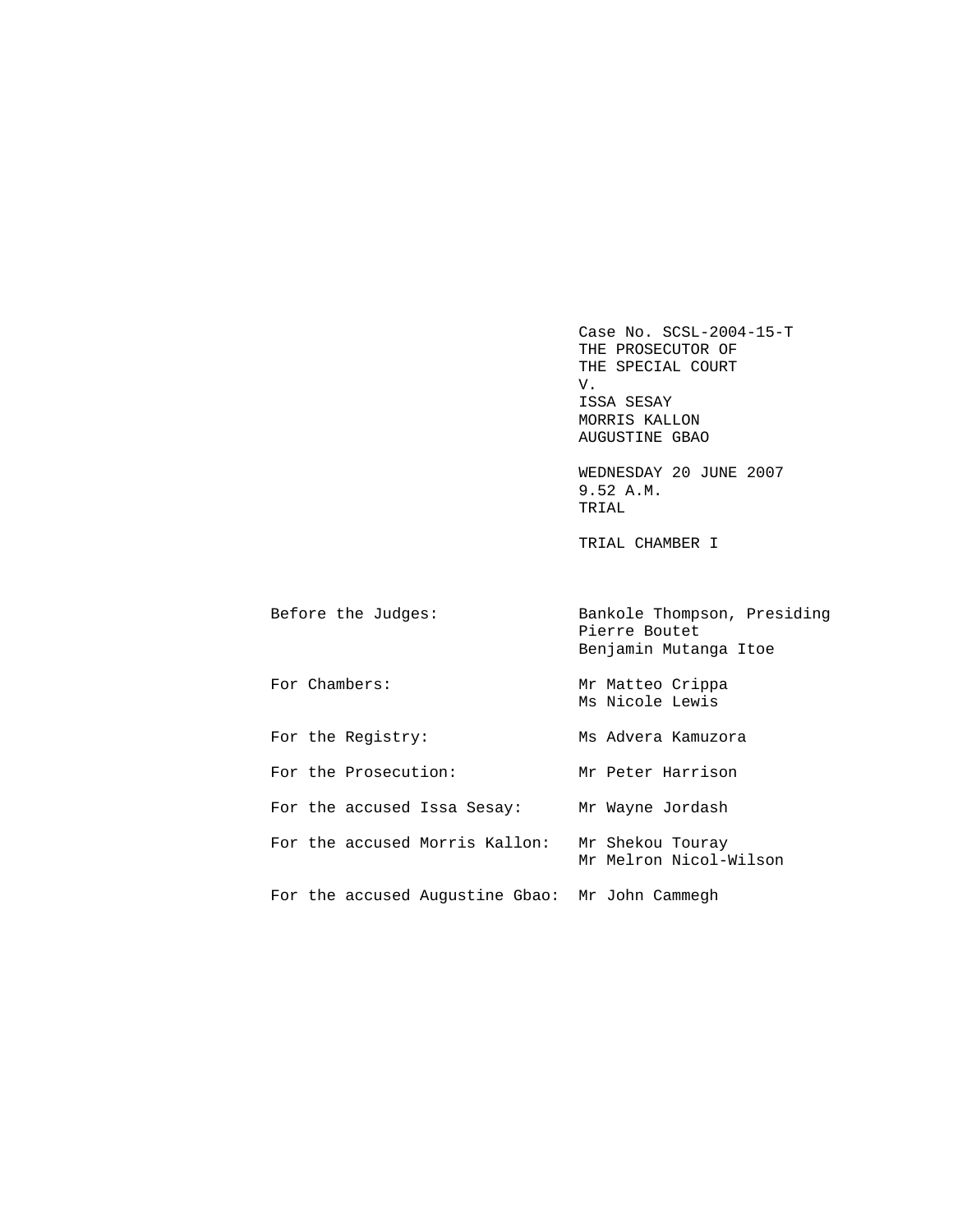Case No. SCSL-2004-15-T
THE PROSECUTOR OF
THE SPECIAL COURT
V.
ISSA SESAY
MORRIS KALLON
AUGUSTINE GBAO

WEDNESDAY 20 JUNE 2007
9.52 A.M.
TRIAL

TRIAL CHAMBER I

| | |
|---|---|
| Before the Judges: | Bankole Thompson, Presiding<br>Pierre Boutet<br>Benjamin Mutanga Itoe |
| For Chambers: | Mr Matteo Crippa<br>Ms Nicole Lewis |
| For the Registry: | Ms Advera Kamuzora |
| For the Prosecution: | Mr Peter Harrison |
| For the accused Issa Sesay: | Mr Wayne Jordash |
| For the accused Morris Kallon: | Mr Shekou Touray<br>Mr Melron Nicol-Wilson |
| For the accused Augustine Gbao: | Mr John Cammegh |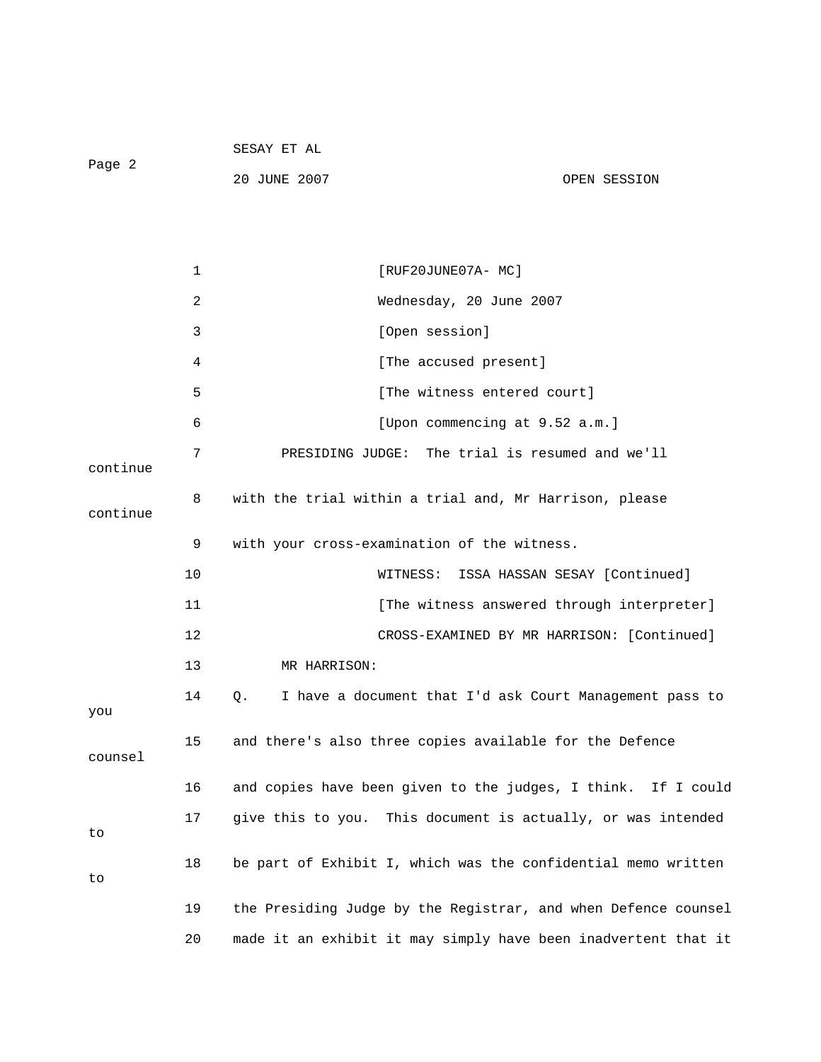[RUF20JUNE07A- MC]

Wednesday, 20 June 2007

[Open session]

[The accused present]

[The witness entered court]

[Upon commencing at 9.52 a.m.]

PRESIDING JUDGE: The trial is resumed and we'll continue with the trial within a trial and, Mr Harrison, please continue with your cross-examination of the witness.

WITNESS: ISSA HASSAN SESAY [Continued]

[The witness answered through interpreter]

CROSS-EXAMINED BY MR HARRISON: [Continued]

MR HARRISON:

Q. I have a document that I'd ask Court Management pass to you and there's also three copies available for the Defence counsel and copies have been given to the judges, I think. If I could give this to you. This document is actually, or was intended to be part of Exhibit I, which was the confidential memo written to the Presiding Judge by the Registrar, and when Defence counsel made it an exhibit it may simply have been inadvertent that it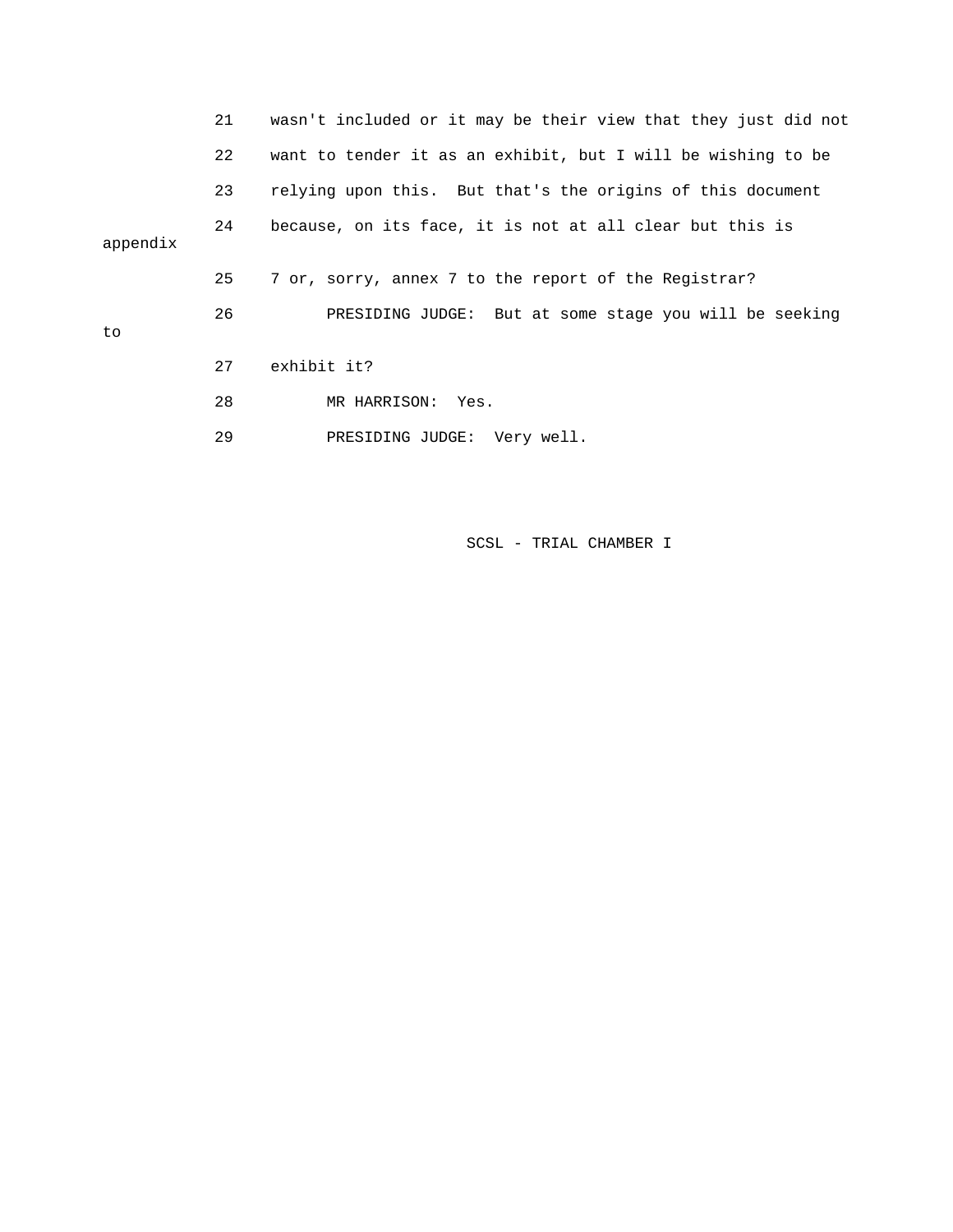21 wasn't included or it may be their view that they just did not

22 want to tender it as an exhibit, but I will be wishing to be

23 relying upon this. But that's the origins of this document

24 because, on its face, it is not at all clear but this is appendix

25 7 or, sorry, annex 7 to the report of the Registrar?

26 PRESIDING JUDGE: But at some stage you will be seeking to

27 exhibit it?

28 MR HARRISON: Yes.

29 PRESIDING JUDGE: Very well.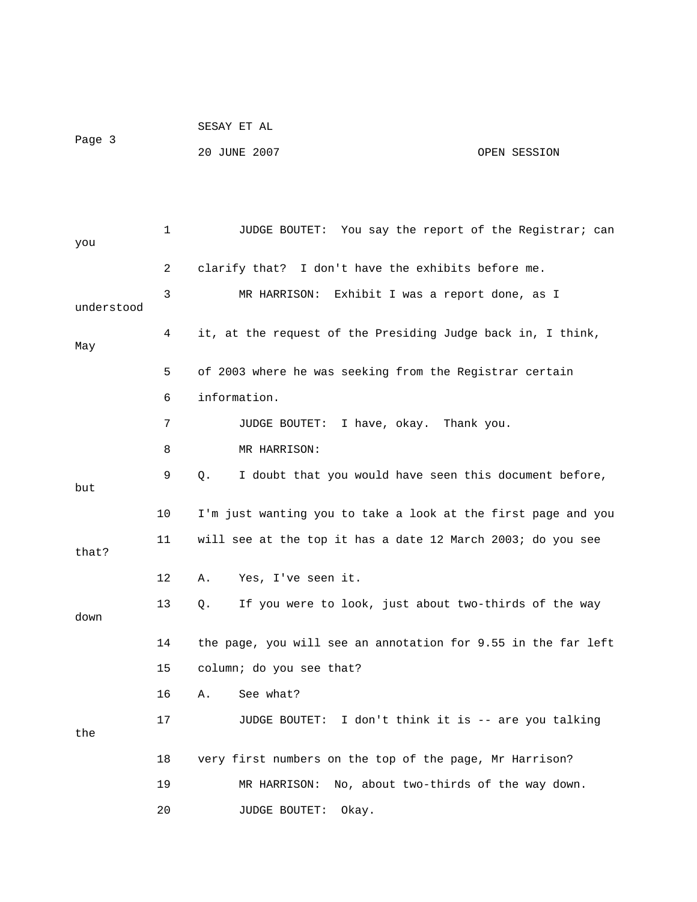1 JUDGE BOUTET: You say the report of the Registrar; can you

2 clarify that? I don't have the exhibits before me.

3 MR HARRISON: Exhibit I was a report done, as I understood

4 it, at the request of the Presiding Judge back in, I think, May

5 of 2003 where he was seeking from the Registrar certain

6 information.

7 JUDGE BOUTET: I have, okay. Thank you.

8 MR HARRISON:

9 Q. I doubt that you would have seen this document before, but

10 I'm just wanting you to take a look at the first page and you

11 will see at the top it has a date 12 March 2003; do you see that?

12 A. Yes, I've seen it.

13 Q. If you were to look, just about two-thirds of the way down

14 the page, you will see an annotation for 9.55 in the far left

15 column; do you see that?

16 A. See what?

17 JUDGE BOUTET: I don't think it is -- are you talking the

18 very first numbers on the top of the page, Mr Harrison?

19 MR HARRISON: No, about two-thirds of the way down.

20 JUDGE BOUTET: Okay.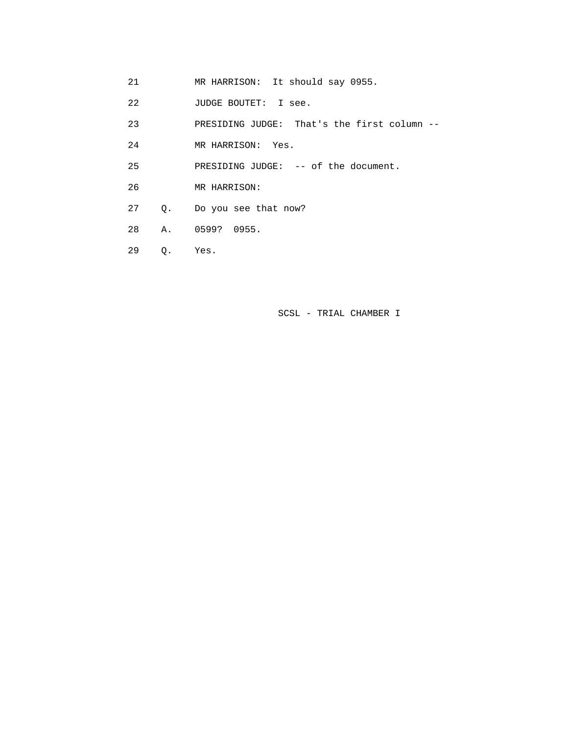21 MR HARRISON: It should say 0955.

22 JUDGE BOUTET: I see.

23 PRESIDING JUDGE: That's the first column --

24 MR HARRISON: Yes.

25 PRESIDING JUDGE: -- of the document.

26 MR HARRISON:

27 Q. Do you see that now?

28 A. 0599? 0955.

29 Q. Yes.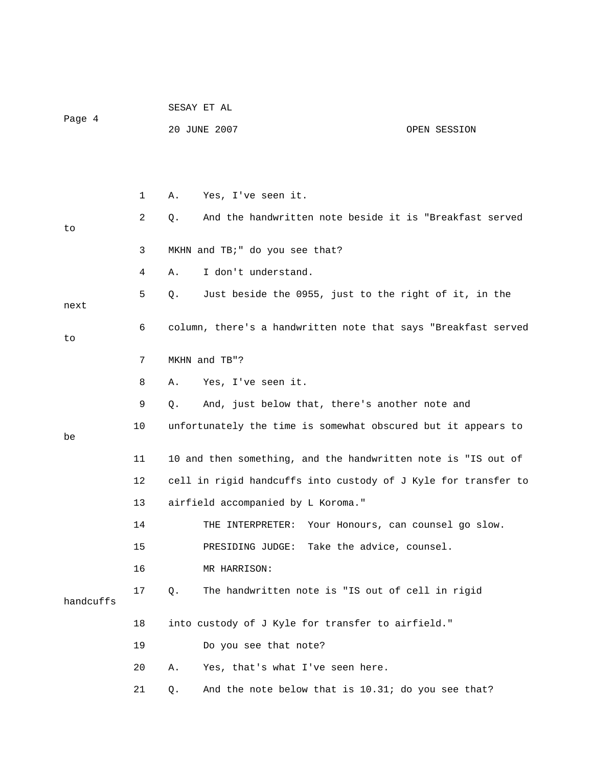A. Yes, I've seen it.

Q. And the handwritten note beside it is "Breakfast served to MKHN and TB;" do you see that?

A. I don't understand.

Q. Just beside the 0955, just to the right of it, in the next column, there's a handwritten note that says "Breakfast served to MKHN and TB"?

A. Yes, I've seen it.

Q. And, just below that, there's another note and unfortunately the time is somewhat obscured but it appears to be 10 and then something, and the handwritten note is "IS out of cell in rigid handcuffs into custody of J Kyle for transfer to airfield accompanied by L Koroma."

THE INTERPRETER: Your Honours, can counsel go slow.

PRESIDING JUDGE: Take the advice, counsel.

MR HARRISON:

Q. The handwritten note is "IS out of cell in rigid handcuffs into custody of J Kyle for transfer to airfield."

Do you see that note?

A. Yes, that's what I've seen here.

Q. And the note below that is 10.31; do you see that?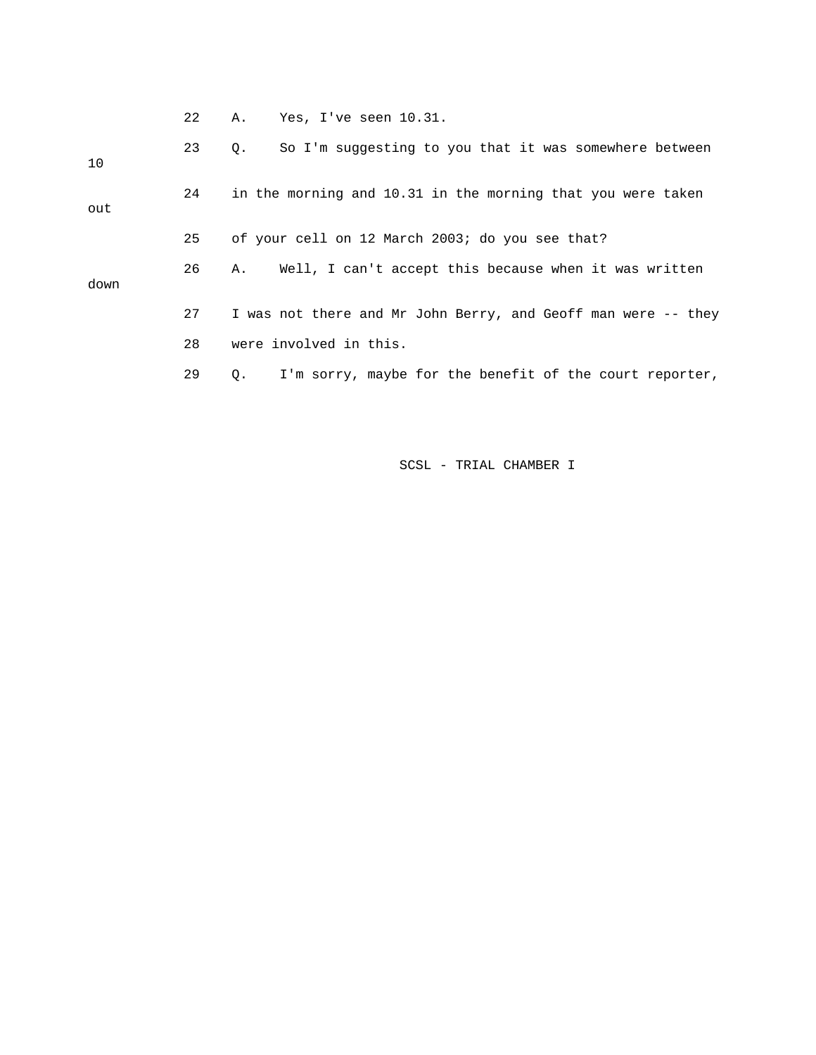22 A. Yes, I've seen 10.31.

23 Q. So I'm suggesting to you that it was somewhere between 10

24 in the morning and 10.31 in the morning that you were taken out

25 of your cell on 12 March 2003; do you see that?

26 A. Well, I can't accept this because when it was written down

27 I was not there and Mr John Berry, and Geoff man were -- they

28 were involved in this.

29 Q. I'm sorry, maybe for the benefit of the court reporter,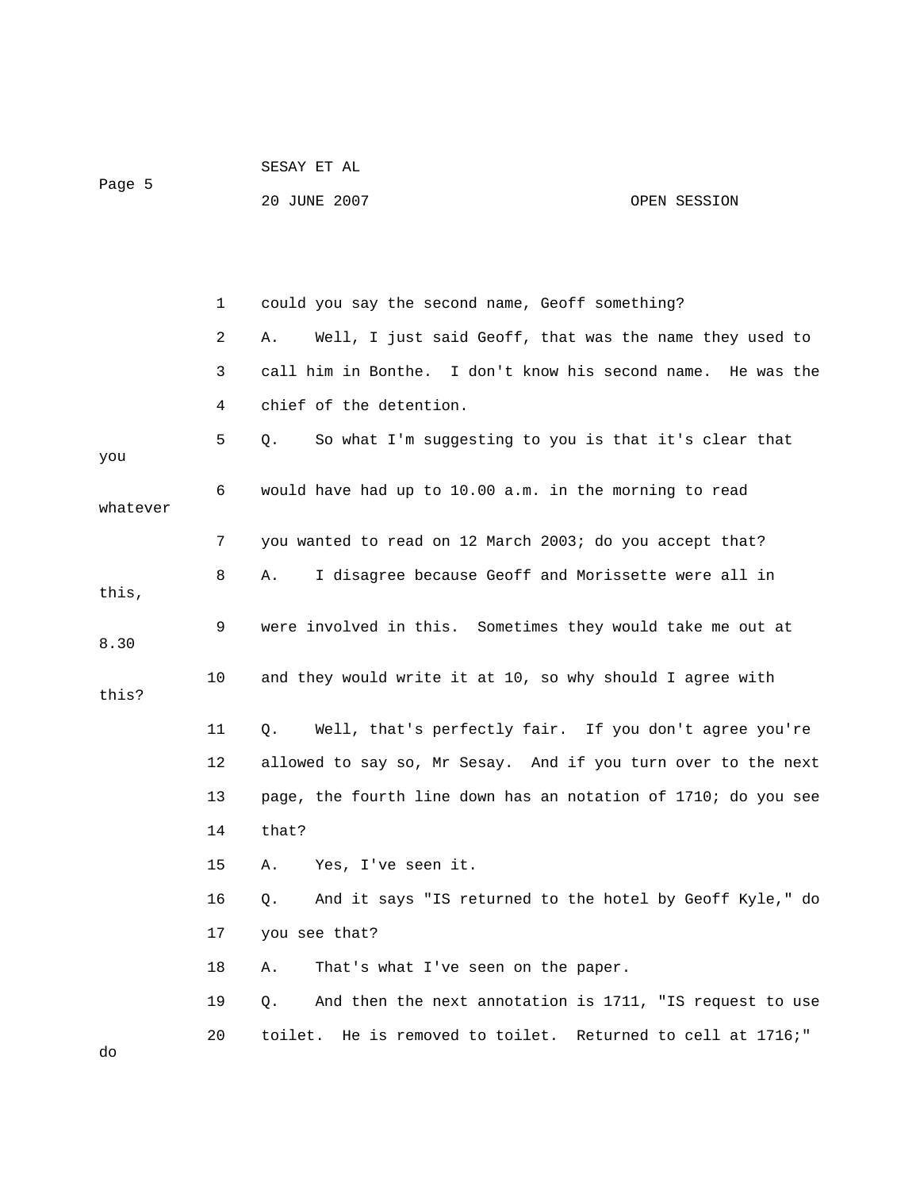1 could you say the second name, Geoff something?

2 A. Well, I just said Geoff, that was the name they used to

3 call him in Bonthe. I don't know his second name. He was the

4 chief of the detention.

5 Q. So what I'm suggesting to you is that it's clear that you

6 would have had up to 10.00 a.m. in the morning to read whatever

7 you wanted to read on 12 March 2003; do you accept that?

8 A. I disagree because Geoff and Morissette were all in this,

9 were involved in this. Sometimes they would take me out at 8.30

10 and they would write it at 10, so why should I agree with this?

11 Q. Well, that's perfectly fair. If you don't agree you're

12 allowed to say so, Mr Sesay. And if you turn over to the next

13 page, the fourth line down has an notation of 1710; do you see

14 that?

15 A. Yes, I've seen it.

16 Q. And it says "IS returned to the hotel by Geoff Kyle," do

17 you see that?

18 A. That's what I've seen on the paper.

19 Q. And then the next annotation is 1711, "IS request to use

20 toilet. He is removed to toilet. Returned to cell at 1716;" do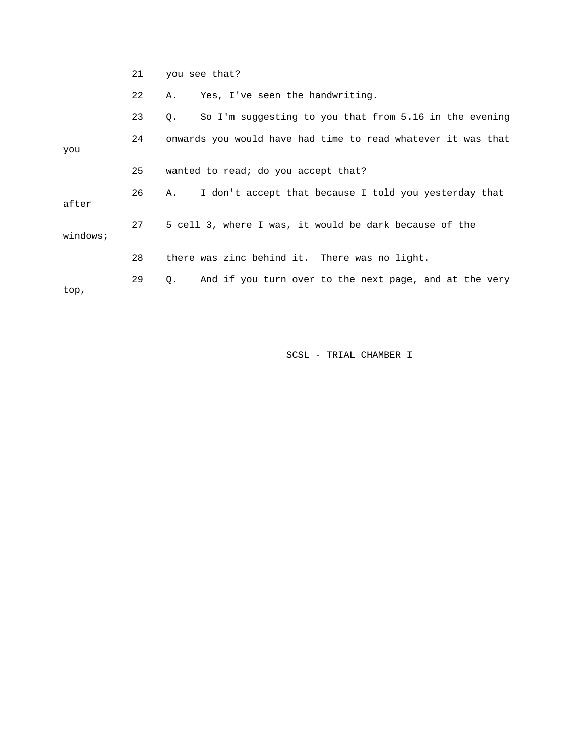21 you see that?

22 A. Yes, I've seen the handwriting.

23 Q. So I'm suggesting to you that from 5.16 in the evening

24 onwards you would have had time to read whatever it was that you

25 wanted to read; do you accept that?

26 A. I don't accept that because I told you yesterday that after

27 5 cell 3, where I was, it would be dark because of the windows;

28 there was zinc behind it. There was no light.

29 Q. And if you turn over to the next page, and at the very top,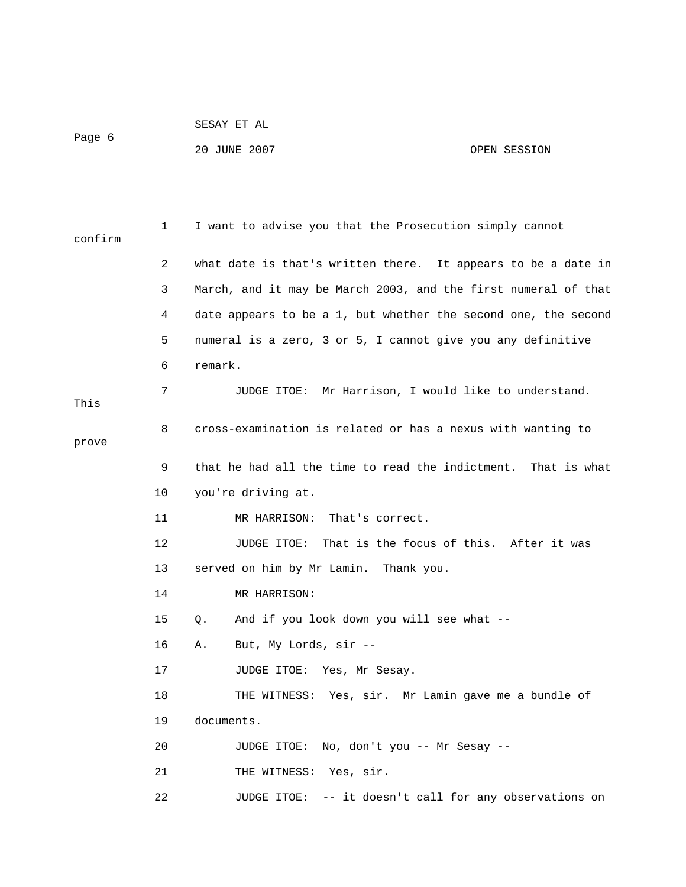I want to advise you that the Prosecution simply cannot confirm what date is that's written there. It appears to be a date in March, and it may be March 2003, and the first numeral of that date appears to be a 1, but whether the second one, the second numeral is a zero, 3 or 5, I cannot give you any definitive remark.

JUDGE ITOE: Mr Harrison, I would like to understand. This cross-examination is related or has a nexus with wanting to prove that he had all the time to read the indictment. That is what you're driving at.

MR HARRISON: That's correct.

JUDGE ITOE: That is the focus of this. After it was served on him by Mr Lamin. Thank you.

MR HARRISON:

Q. And if you look down you will see what --

A. But, My Lords, sir --

JUDGE ITOE: Yes, Mr Sesay.

THE WITNESS: Yes, sir. Mr Lamin gave me a bundle of documents.

JUDGE ITOE: No, don't you -- Mr Sesay --

THE WITNESS: Yes, sir.

JUDGE ITOE: -- it doesn't call for any observations on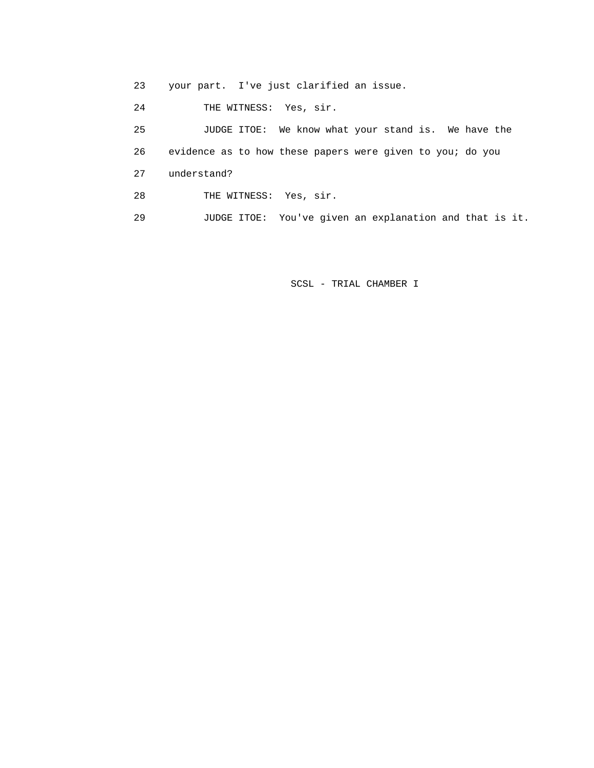23 your part. I've just clarified an issue.

24 THE WITNESS: Yes, sir.

25 JUDGE ITOE: We know what your stand is. We have the

26 evidence as to how these papers were given to you; do you

27 understand?

28 THE WITNESS: Yes, sir.

29 JUDGE ITOE: You've given an explanation and that is it.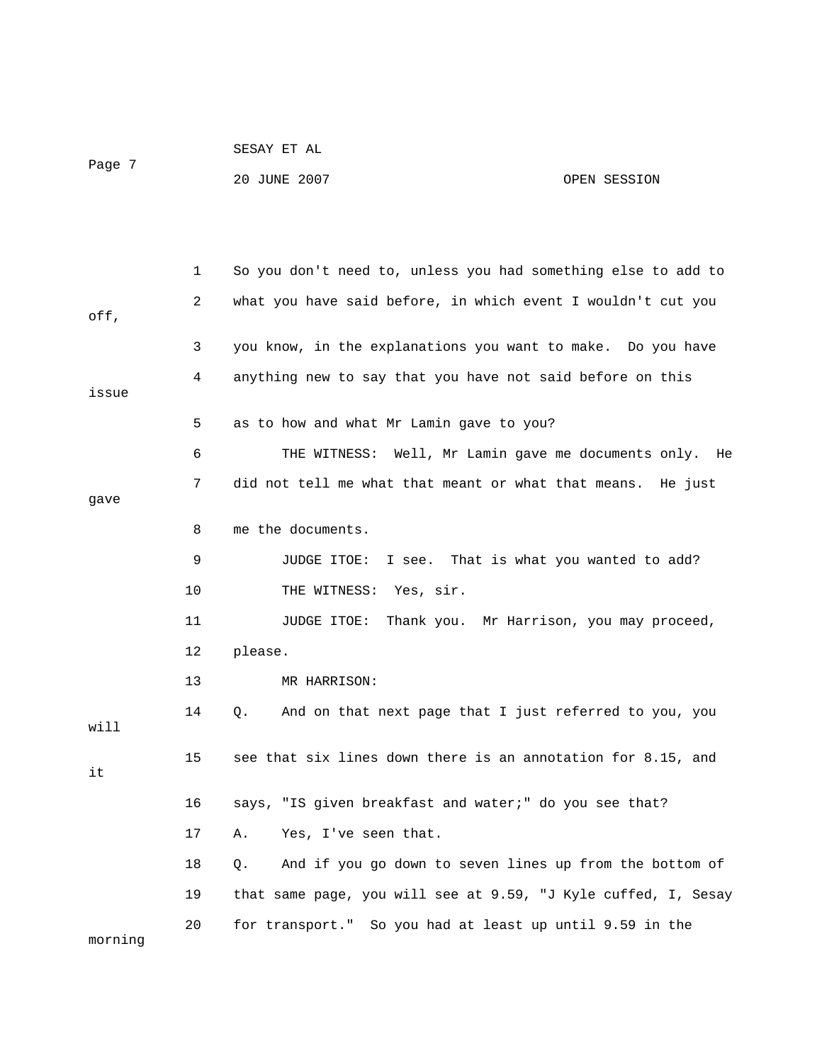So you don't need to, unless you had something else to add to what you have said before, in which event I wouldn't cut you off, you know, in the explanations you want to make. Do you have anything new to say that you have not said before on this issue as to how and what Mr Lamin gave to you?

THE WITNESS: Well, Mr Lamin gave me documents only. He did not tell me what that meant or what that means. He just gave me the documents.

JUDGE ITOE: I see. That is what you wanted to add?

THE WITNESS: Yes, sir.

JUDGE ITOE: Thank you. Mr Harrison, you may proceed, please.

MR HARRISON:

Q. And on that next page that I just referred to you, you will see that six lines down there is an annotation for 8.15, and it says, "IS given breakfast and water;" do you see that?

A. Yes, I've seen that.

Q. And if you go down to seven lines up from the bottom of that same page, you will see at 9.59, "J Kyle cuffed, I, Sesay for transport." So you had at least up until 9.59 in the morning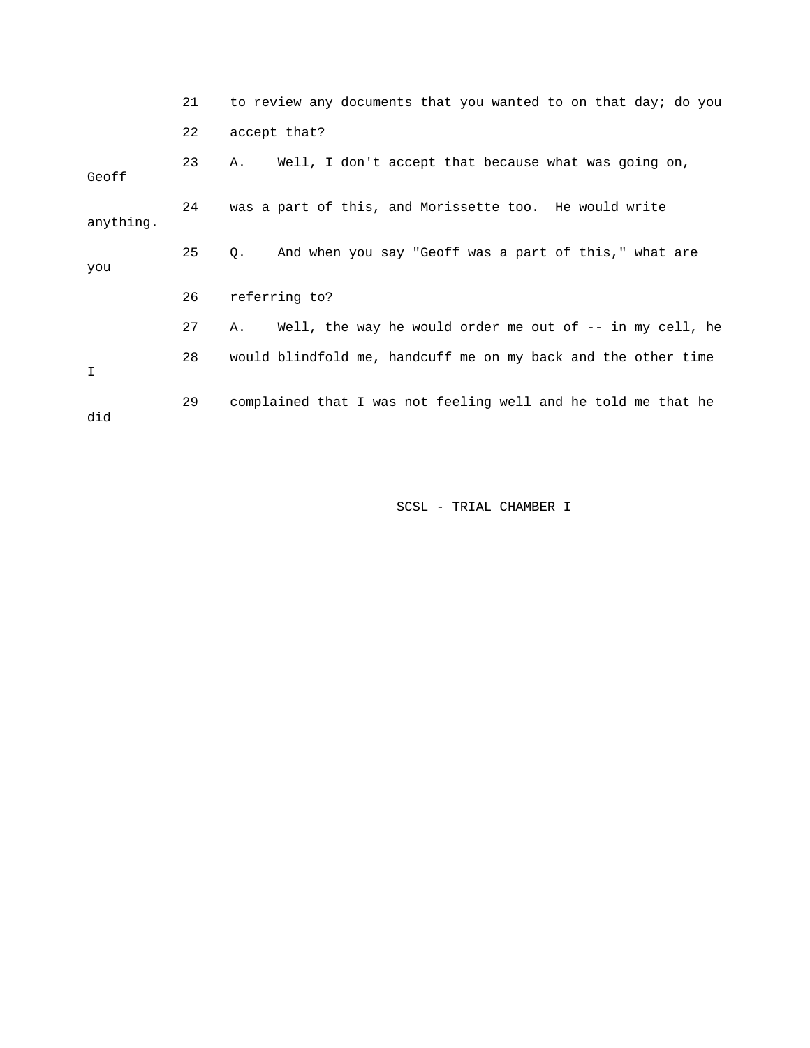21 to review any documents that you wanted to on that day; do you

22 accept that?

23 A. Well, I don't accept that because what was going on, Geoff

24 was a part of this, and Morissette too. He would write anything.

25 Q. And when you say "Geoff was a part of this," what are you

26 referring to?

27 A. Well, the way he would order me out of -- in my cell, he

28 would blindfold me, handcuff me on my back and the other time I

29 complained that I was not feeling well and he told me that he did

SCSL - TRIAL CHAMBER I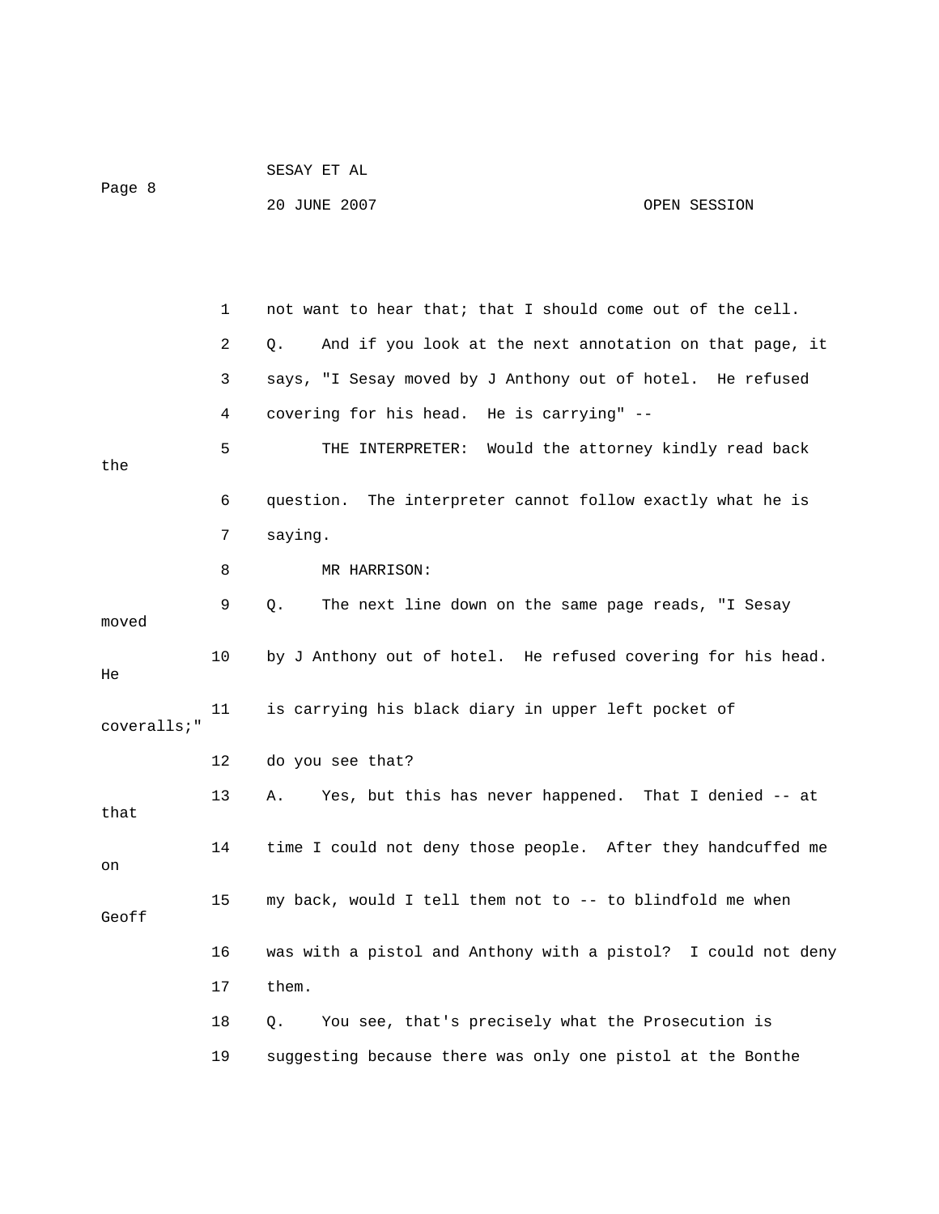1 not want to hear that; that I should come out of the cell.

2 Q. And if you look at the next annotation on that page, it

3 says, "I Sesay moved by J Anthony out of hotel. He refused

4 covering for his head. He is carrying" --

5 THE INTERPRETER: Would the attorney kindly read back the

6 question. The interpreter cannot follow exactly what he is

7 saying.

8 MR HARRISON:

9 Q. The next line down on the same page reads, "I Sesay moved

10 by J Anthony out of hotel. He refused covering for his head. He

11 is carrying his black diary in upper left pocket of coveralls;"

12 do you see that?

13 A. Yes, but this has never happened. That I denied -- at that

14 time I could not deny those people. After they handcuffed me on

15 my back, would I tell them not to -- to blindfold me when Geoff

16 was with a pistol and Anthony with a pistol? I could not deny

17 them.

18 Q. You see, that's precisely what the Prosecution is

19 suggesting because there was only one pistol at the Bonthe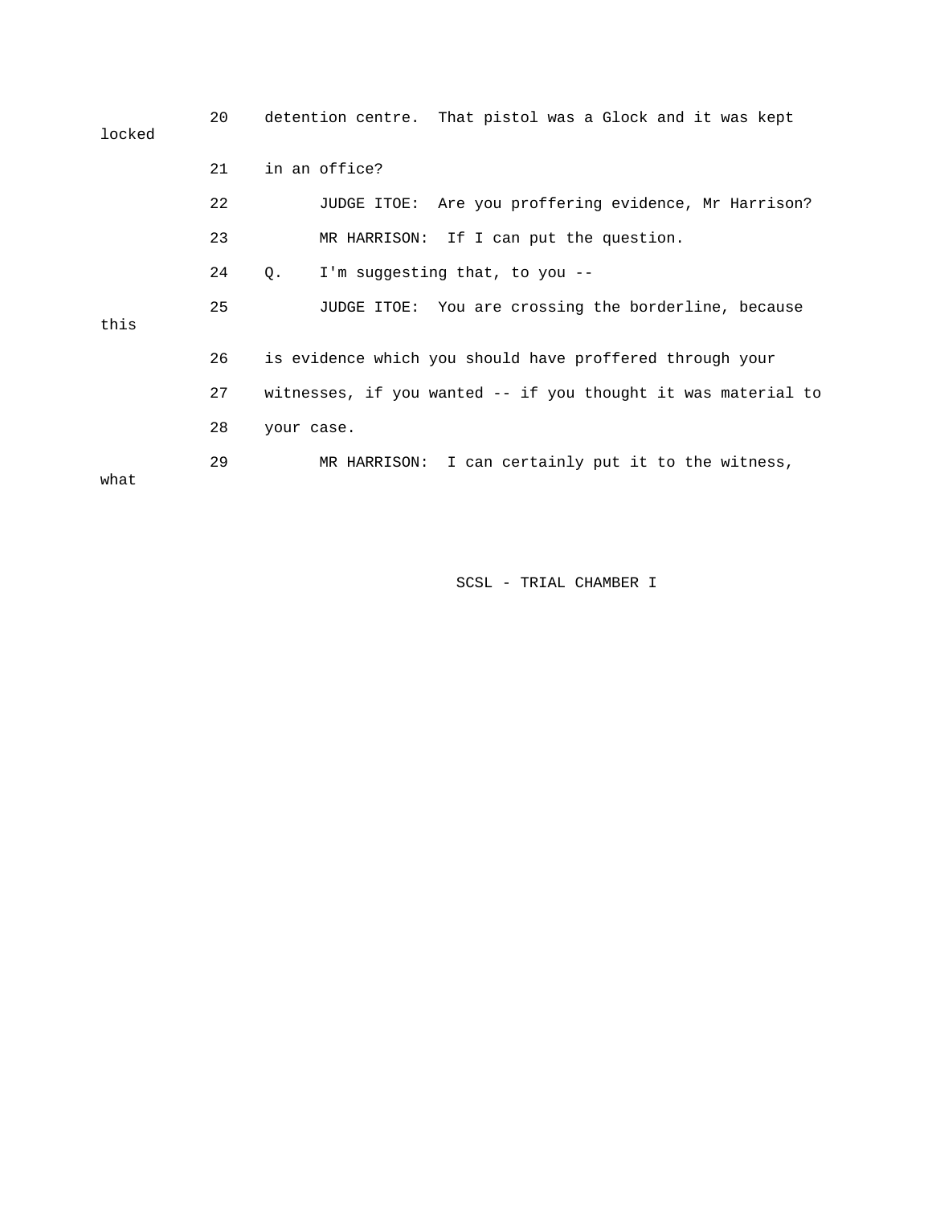20 detention centre. That pistol was a Glock and it was kept locked

21 in an office?

22 JUDGE ITOE: Are you proffering evidence, Mr Harrison?

23 MR HARRISON: If I can put the question.

24 Q. I'm suggesting that, to you --

25 JUDGE ITOE: You are crossing the borderline, because this

26 is evidence which you should have proffered through your

27 witnesses, if you wanted -- if you thought it was material to

28 your case.

29 MR HARRISON: I can certainly put it to the witness, what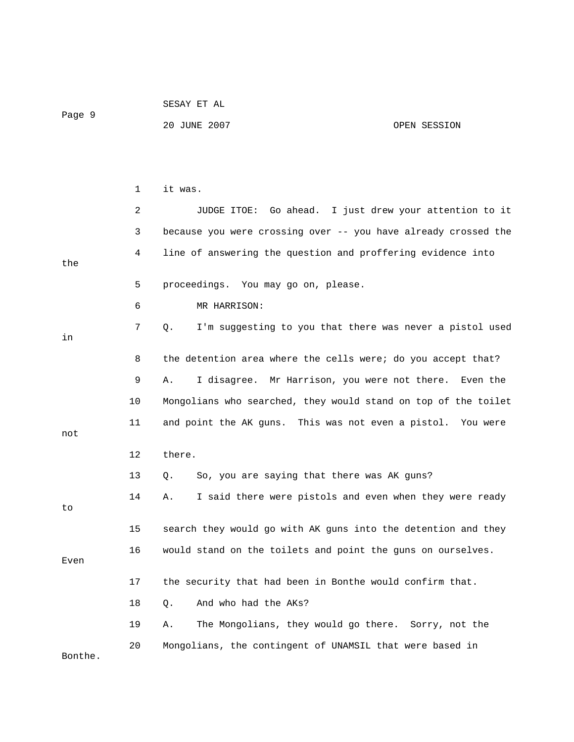it was.

JUDGE ITOE: Go ahead. I just drew your attention to it because you were crossing over -- you have already crossed the line of answering the question and proffering evidence into the proceedings. You may go on, please.

MR HARRISON:

Q. I'm suggesting to you that there was never a pistol used in the detention area where the cells were; do you accept that?

A. I disagree. Mr Harrison, you were not there. Even the Mongolians who searched, they would stand on top of the toilet and point the AK guns. This was not even a pistol. You were not there.

Q. So, you are saying that there was AK guns?

A. I said there were pistols and even when they were ready to search they would go with AK guns into the detention and they would stand on the toilets and point the guns on ourselves. Even the security that had been in Bonthe would confirm that.

Q. And who had the AKs?

A. The Mongolians, they would go there. Sorry, not the Mongolians, the contingent of UNAMSIL that were based in Bonthe.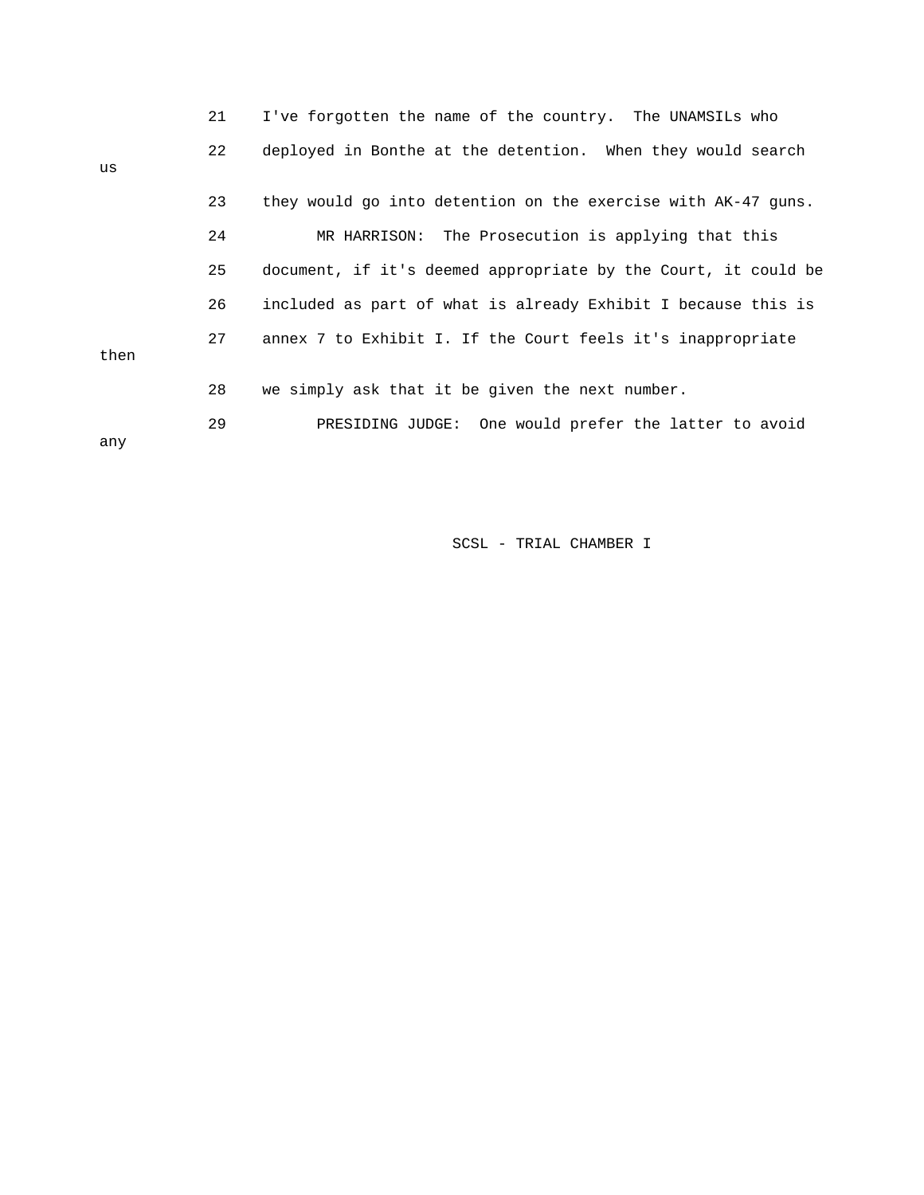21 I've forgotten the name of the country. The UNAMSILs who

22 deployed in Bonthe at the detention. When they would search us

23 they would go into detention on the exercise with AK-47 guns.

24 MR HARRISON: The Prosecution is applying that this

25 document, if it's deemed appropriate by the Court, it could be

26 included as part of what is already Exhibit I because this is

27 annex 7 to Exhibit I. If the Court feels it's inappropriate then

28 we simply ask that it be given the next number.

29 PRESIDING JUDGE: One would prefer the latter to avoid any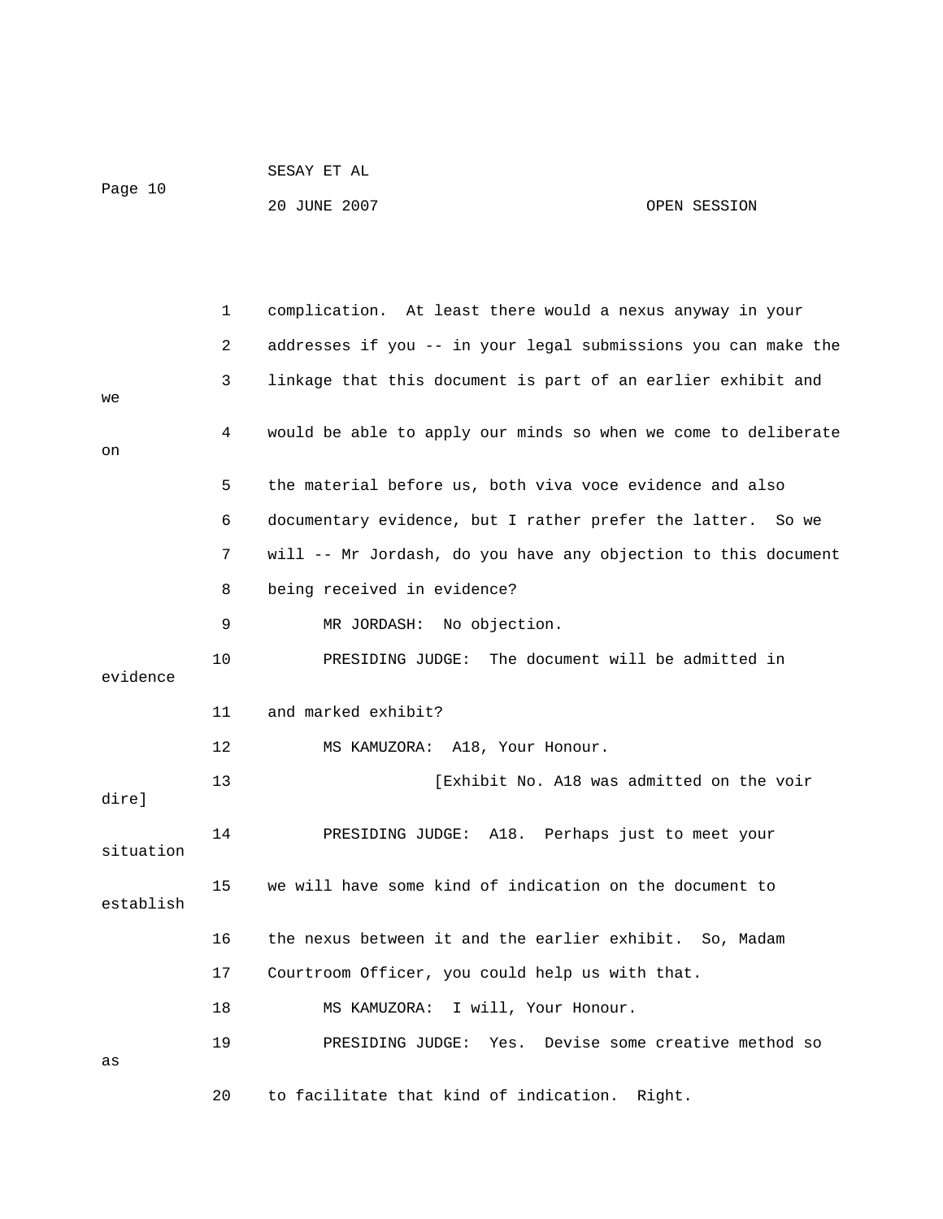complication. At least there would a nexus anyway in your addresses if you -- in your legal submissions you can make the linkage that this document is part of an earlier exhibit and we would be able to apply our minds so when we come to deliberate on the material before us, both viva voce evidence and also documentary evidence, but I rather prefer the latter. So we will -- Mr Jordash, do you have any objection to this document being received in evidence?

MR JORDASH: No objection.

PRESIDING JUDGE: The document will be admitted in evidence and marked exhibit?

MS KAMUZORA: A18, Your Honour.

[Exhibit No. A18 was admitted on the voir dire]

PRESIDING JUDGE: A18. Perhaps just to meet your situation we will have some kind of indication on the document to establish the nexus between it and the earlier exhibit. So, Madam Courtroom Officer, you could help us with that.

MS KAMUZORA: I will, Your Honour.

PRESIDING JUDGE: Yes. Devise some creative method so as to facilitate that kind of indication. Right.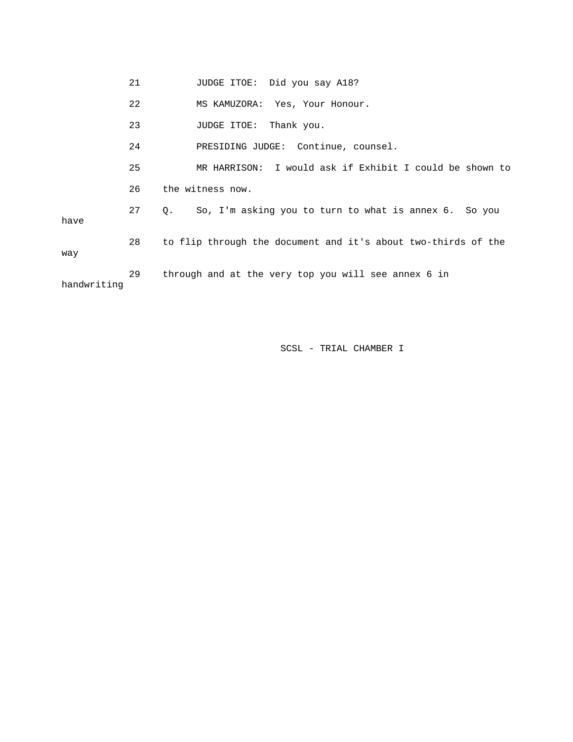21 JUDGE ITOE: Did you say A18?

22 MS KAMUZORA: Yes, Your Honour.

23 JUDGE ITOE: Thank you.

24 PRESIDING JUDGE: Continue, counsel.

25 MR HARRISON: I would ask if Exhibit I could be shown to

26 the witness now.

27 Q. So, I'm asking you to turn to what is annex 6. So you have

28 to flip through the document and it's about two-thirds of the way

29 through and at the very top you will see annex 6 in handwriting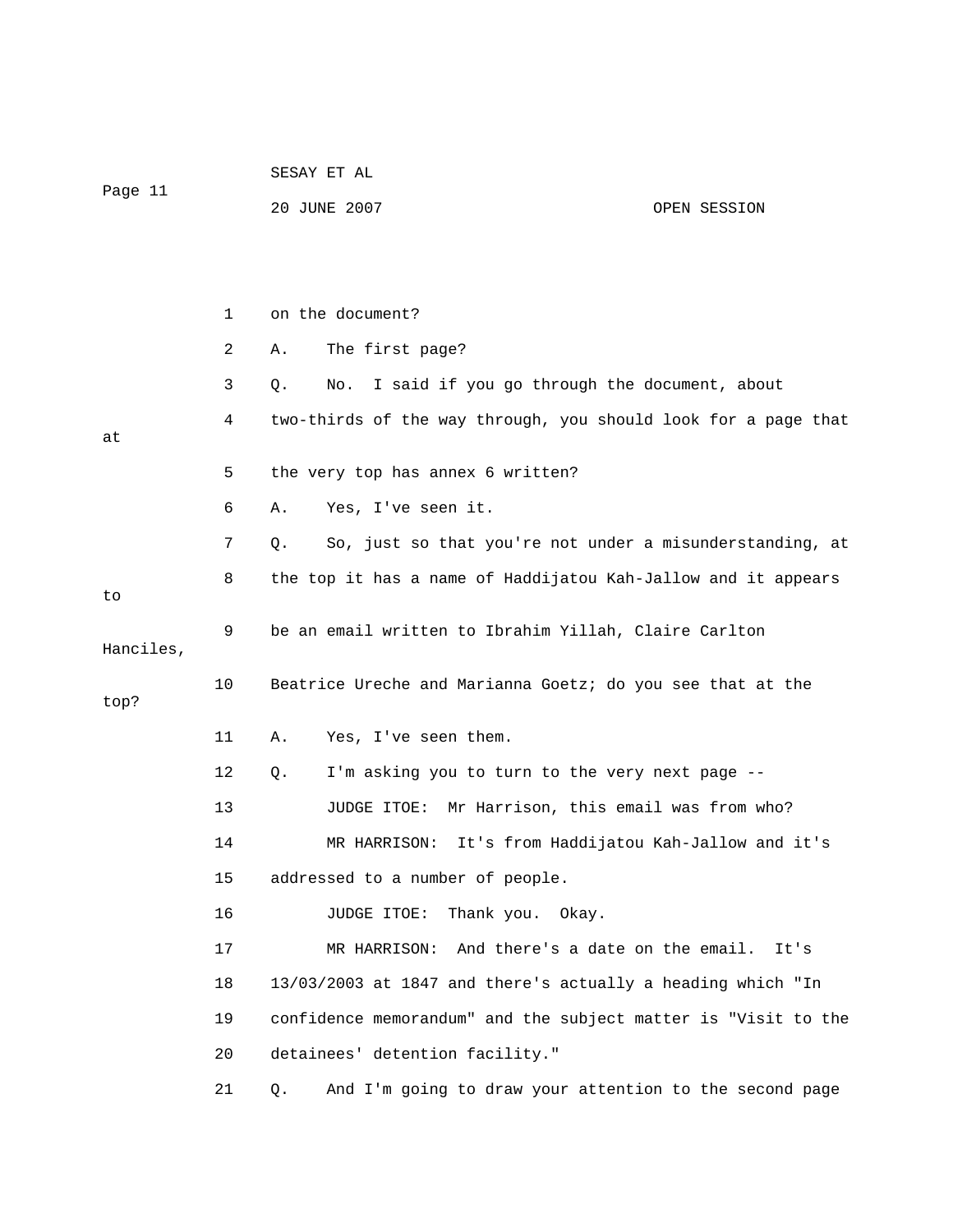1 on the document?

2 A. The first page?

3 Q. No. I said if you go through the document, about

4 two-thirds of the way through, you should look for a page that at

5 the very top has annex 6 written?

6 A. Yes, I've seen it.

7 Q. So, just so that you're not under a misunderstanding, at

8 the top it has a name of Haddijatou Kah-Jallow and it appears to

9 be an email written to Ibrahim Yillah, Claire Carlton Hanciles,

10 Beatrice Ureche and Marianna Goetz; do you see that at the top?

11 A. Yes, I've seen them.

12 Q. I'm asking you to turn to the very next page --

13 JUDGE ITOE: Mr Harrison, this email was from who?

14 MR HARRISON: It's from Haddijatou Kah-Jallow and it's

15 addressed to a number of people.

16 JUDGE ITOE: Thank you. Okay.

17 MR HARRISON: And there's a date on the email. It's

18 13/03/2003 at 1847 and there's actually a heading which "In

19 confidence memorandum" and the subject matter is "Visit to the

20 detainees' detention facility."

21 Q. And I'm going to draw your attention to the second page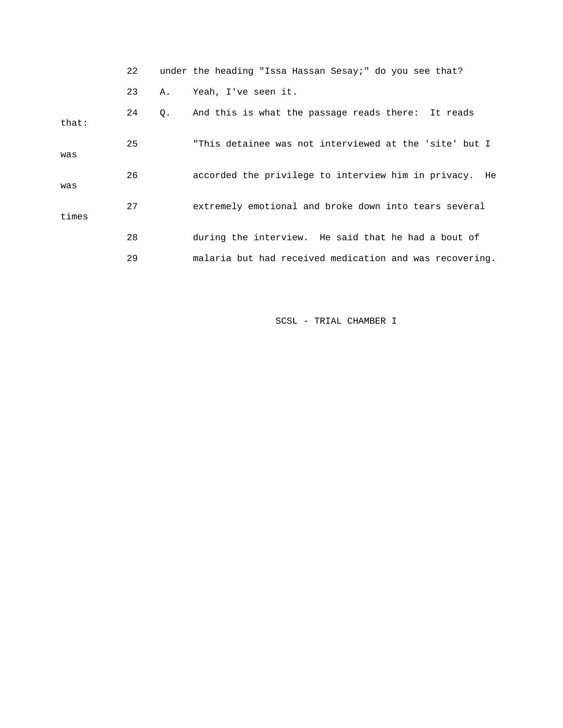22 under the heading "Issa Hassan Sesay;" do you see that?

23 A. Yeah, I've seen it.

24 Q. And this is what the passage reads there: It reads that:

25 "This detainee was not interviewed at the 'site' but I was

26 accorded the privilege to interview him in privacy. He was

27 extremely emotional and broke down into tears several times

28 during the interview. He said that he had a bout of

29 malaria but had received medication and was recovering.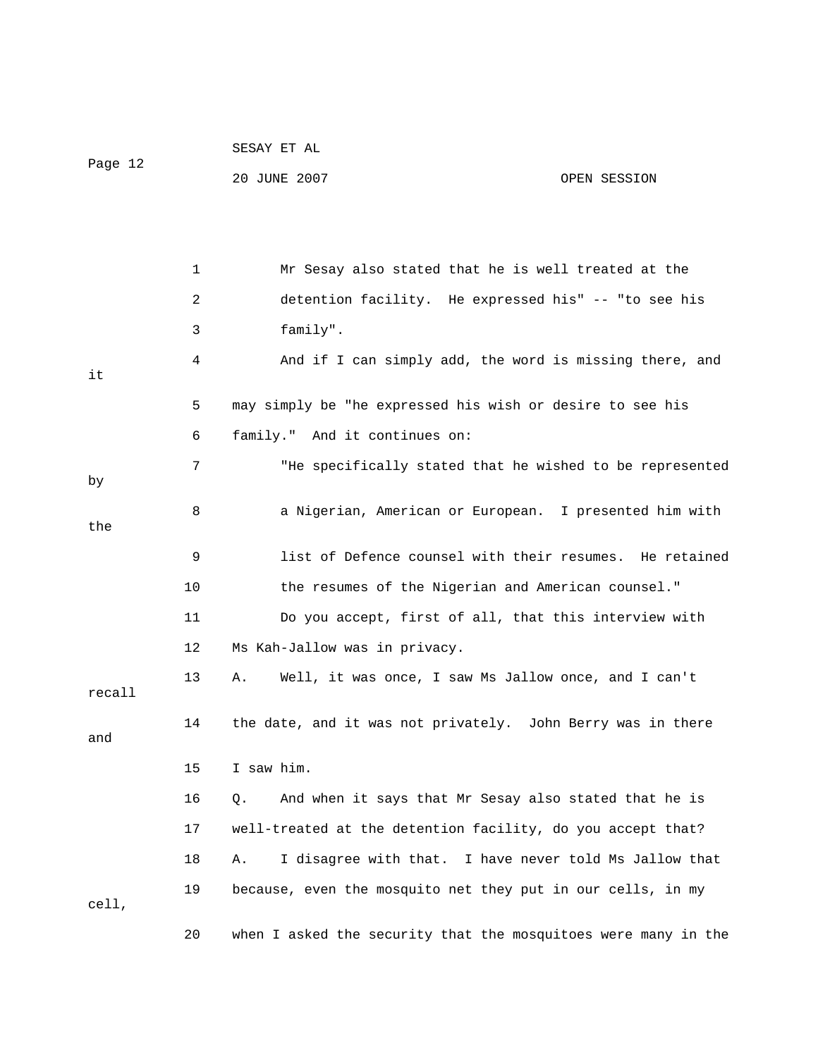1 Mr Sesay also stated that he is well treated at the

2 detention facility. He expressed his" -- "to see his

3 family".

4 And if I can simply add, the word is missing there, and it

5 may simply be "he expressed his wish or desire to see his

6 family." And it continues on:

7 "He specifically stated that he wished to be represented by

8 a Nigerian, American or European. I presented him with the

9 list of Defence counsel with their resumes. He retained

10 the resumes of the Nigerian and American counsel."

11 Do you accept, first of all, that this interview with

12 Ms Kah-Jallow was in privacy.

13 A. Well, it was once, I saw Ms Jallow once, and I can't recall

14 the date, and it was not privately. John Berry was in there and

15 I saw him.

16 Q. And when it says that Mr Sesay also stated that he is

17 well-treated at the detention facility, do you accept that?

18 A. I disagree with that. I have never told Ms Jallow that

19 because, even the mosquito net they put in our cells, in my cell,

20 when I asked the security that the mosquitoes were many in the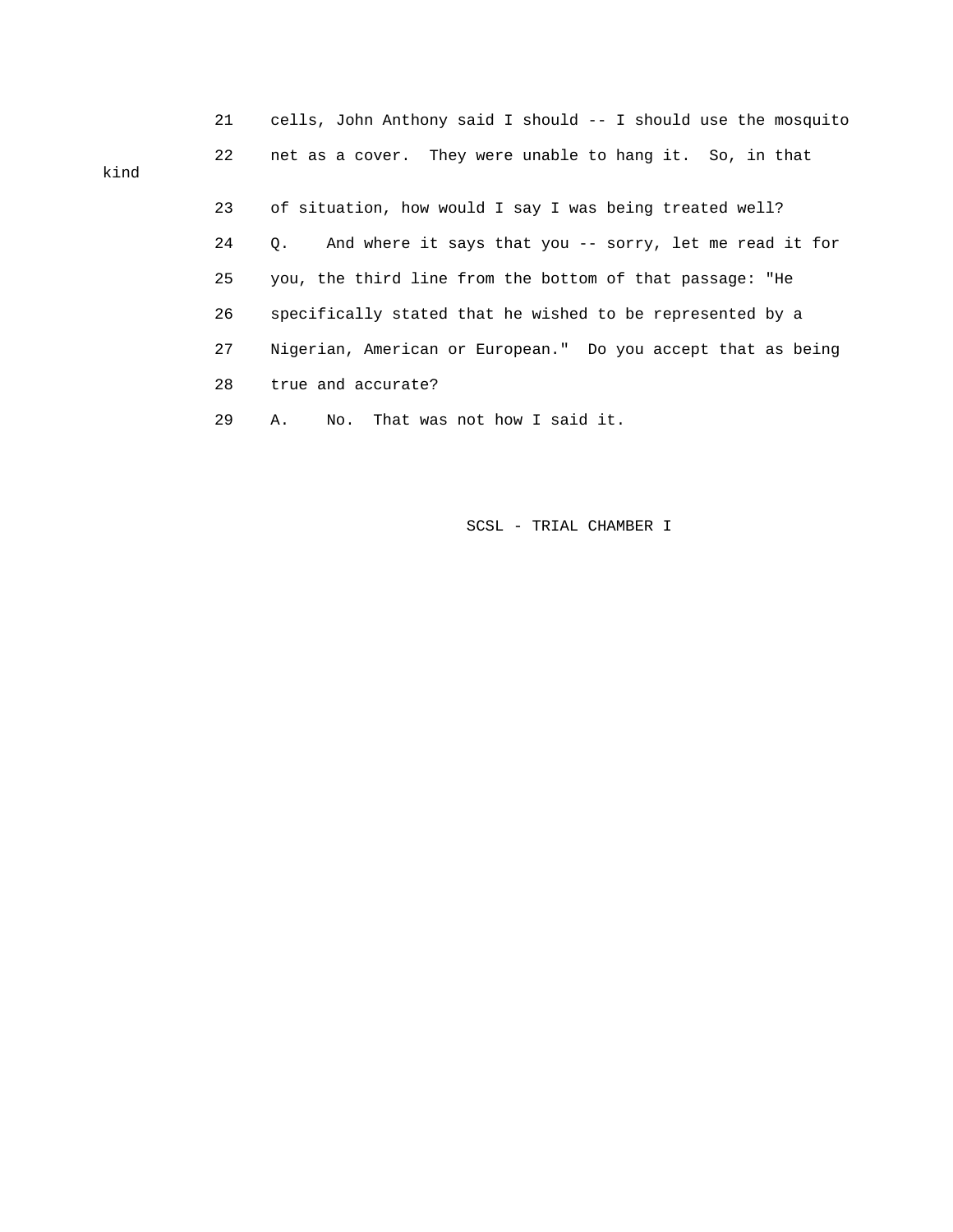21 cells, John Anthony said I should -- I should use the mosquito

22 net as a cover. They were unable to hang it. So, in that kind

23 of situation, how would I say I was being treated well?

24 Q. And where it says that you -- sorry, let me read it for

25 you, the third line from the bottom of that passage: "He

26 specifically stated that he wished to be represented by a

27 Nigerian, American or European." Do you accept that as being

28 true and accurate?

29 A. No. That was not how I said it.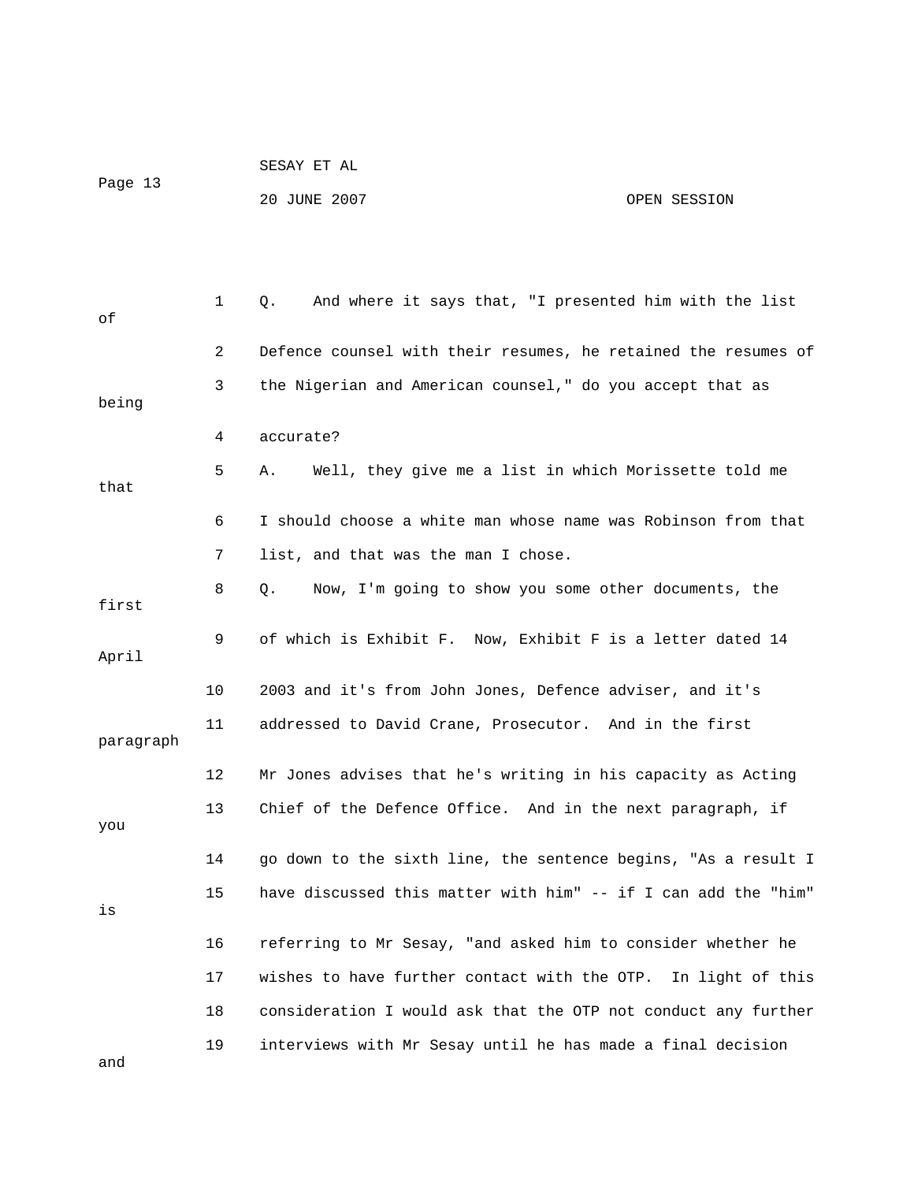1 Q. And where it says that, "I presented him with the list of

2 Defence counsel with their resumes, he retained the resumes of

3 the Nigerian and American counsel," do you accept that as being

4 accurate?

5 A. Well, they give me a list in which Morissette told me that

6 I should choose a white man whose name was Robinson from that

7 list, and that was the man I chose.

8 Q. Now, I'm going to show you some other documents, the first

9 of which is Exhibit F. Now, Exhibit F is a letter dated 14 April

10 2003 and it's from John Jones, Defence adviser, and it's

11 addressed to David Crane, Prosecutor. And in the first paragraph

12 Mr Jones advises that he's writing in his capacity as Acting

13 Chief of the Defence Office. And in the next paragraph, if you

14 go down to the sixth line, the sentence begins, "As a result I

15 have discussed this matter with him" -- if I can add the "him" is

16 referring to Mr Sesay, "and asked him to consider whether he

17 wishes to have further contact with the OTP. In light of this

18 consideration I would ask that the OTP not conduct any further

19 interviews with Mr Sesay until he has made a final decision and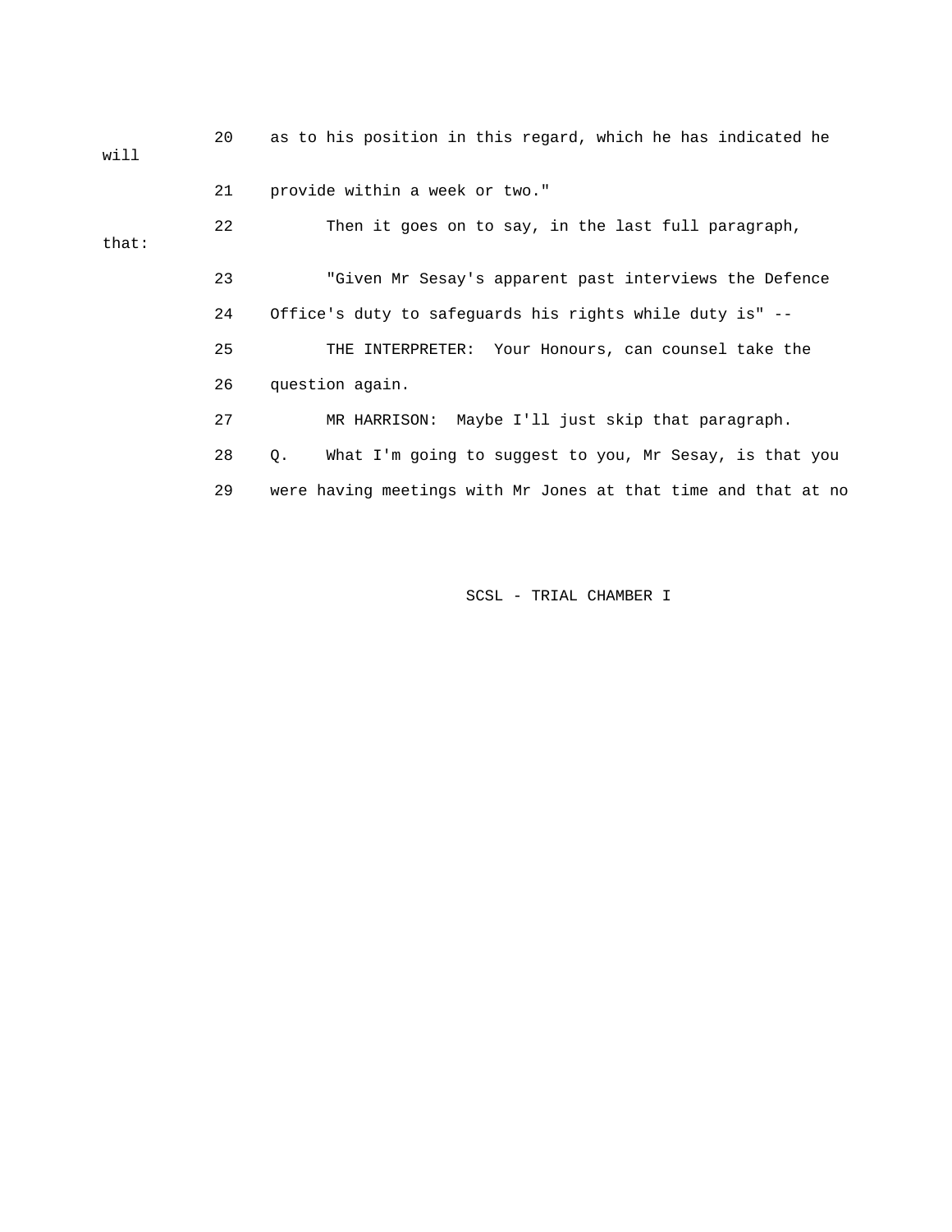20 as to his position in this regard, which he has indicated he will

21 provide within a week or two."

22 Then it goes on to say, in the last full paragraph, that:

23 "Given Mr Sesay's apparent past interviews the Defence

24 Office's duty to safeguards his rights while duty is" --

25 THE INTERPRETER: Your Honours, can counsel take the

26 question again.

27 MR HARRISON: Maybe I'll just skip that paragraph.

28 Q. What I'm going to suggest to you, Mr Sesay, is that you

29 were having meetings with Mr Jones at that time and that at no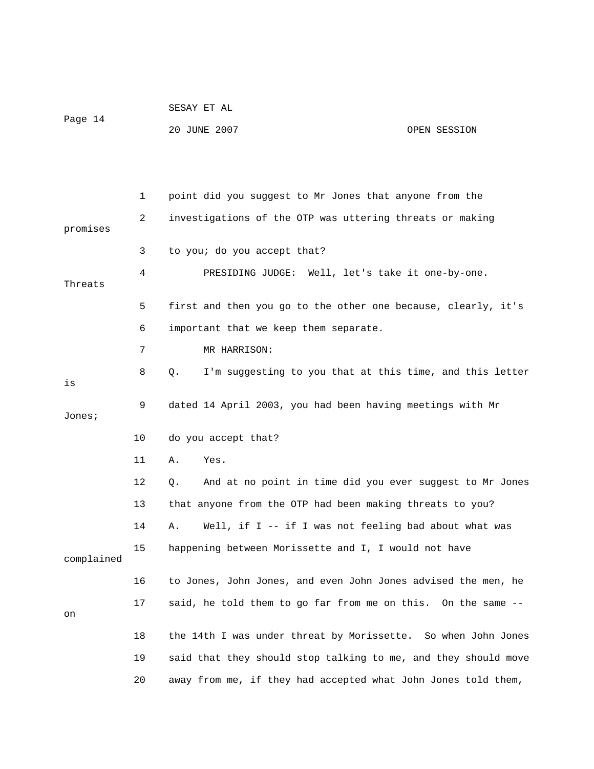1 point did you suggest to Mr Jones that anyone from the

2 investigations of the OTP was uttering threats or making promises

3 to you; do you accept that?

4 PRESIDING JUDGE: Well, let's take it one-by-one. Threats

5 first and then you go to the other one because, clearly, it's

6 important that we keep them separate.

7 MR HARRISON:

8 Q. I'm suggesting to you that at this time, and this letter is

9 dated 14 April 2003, you had been having meetings with Mr Jones;

10 do you accept that?

11 A. Yes.

12 Q. And at no point in time did you ever suggest to Mr Jones

13 that anyone from the OTP had been making threats to you?

14 A. Well, if I -- if I was not feeling bad about what was

15 happening between Morissette and I, I would not have complained

16 to Jones, John Jones, and even John Jones advised the men, he

17 said, he told them to go far from me on this. On the same -- on

18 the 14th I was under threat by Morissette. So when John Jones

19 said that they should stop talking to me, and they should move

20 away from me, if they had accepted what John Jones told them,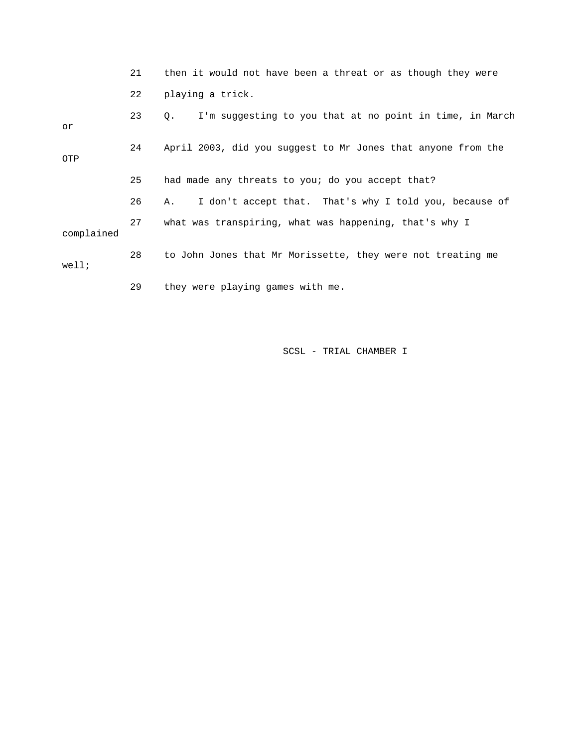21 then it would not have been a threat or as though they were

22 playing a trick.

23 Q. I'm suggesting to you that at no point in time, in March or

24 April 2003, did you suggest to Mr Jones that anyone from the OTP

25 had made any threats to you; do you accept that?

26 A. I don't accept that. That's why I told you, because of

27 what was transpiring, what was happening, that's why I complained

28 to John Jones that Mr Morissette, they were not treating me well;

29 they were playing games with me.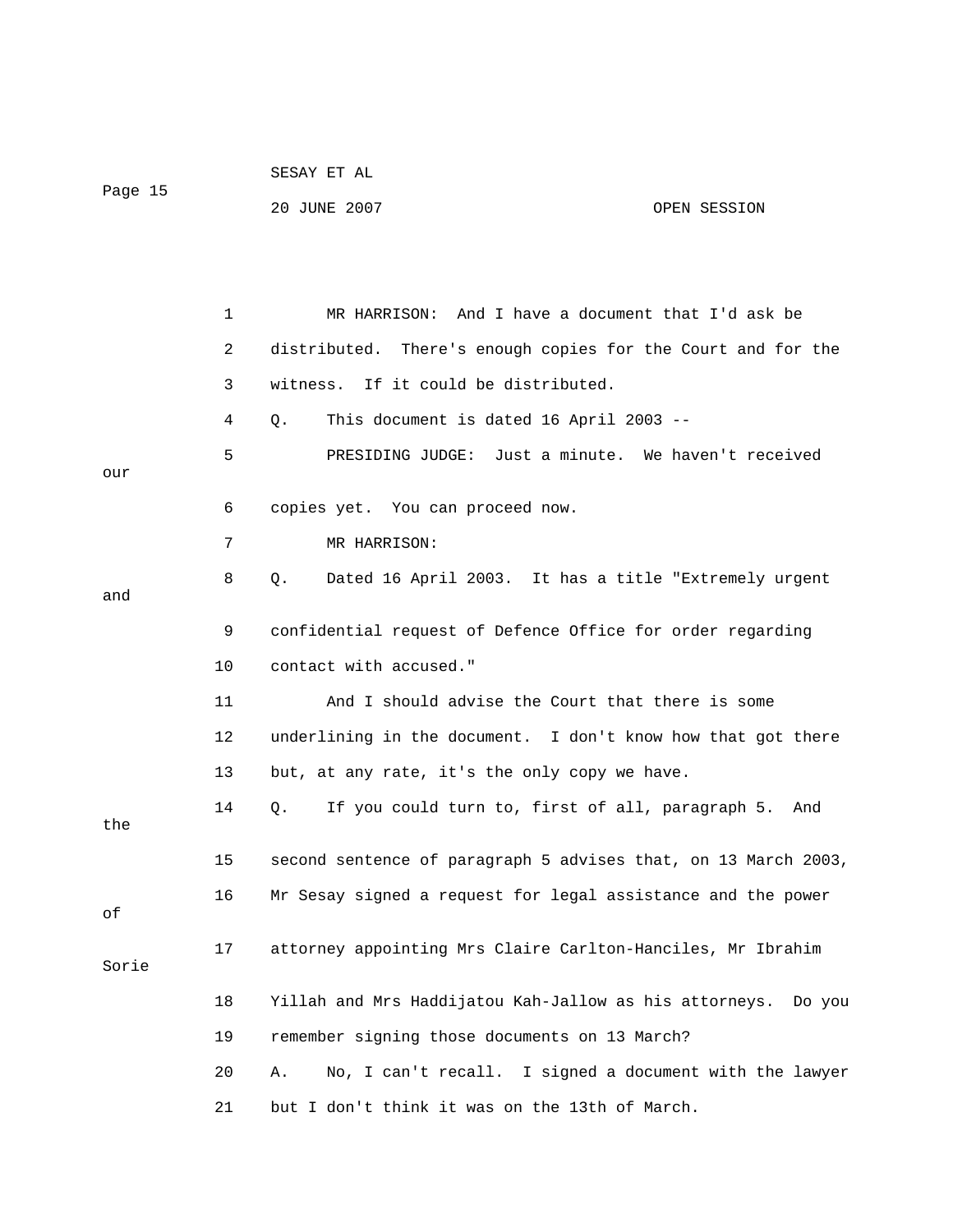MR HARRISON: And I have a document that I'd ask be distributed. There's enough copies for the Court and for the witness. If it could be distributed.

Q. This document is dated 16 April 2003 --

PRESIDING JUDGE: Just a minute. We haven't received our copies yet. You can proceed now.

MR HARRISON:

Q. Dated 16 April 2003. It has a title "Extremely urgent and confidential request of Defence Office for order regarding contact with accused."

And I should advise the Court that there is some underlining in the document. I don't know how that got there but, at any rate, it's the only copy we have.

Q. If you could turn to, first of all, paragraph 5. And the second sentence of paragraph 5 advises that, on 13 March 2003, Mr Sesay signed a request for legal assistance and the power of attorney appointing Mrs Claire Carlton-Hanciles, Mr Ibrahim Sorie Yillah and Mrs Haddijatou Kah-Jallow as his attorneys. Do you remember signing those documents on 13 March?

A. No, I can't recall. I signed a document with the lawyer but I don't think it was on the 13th of March.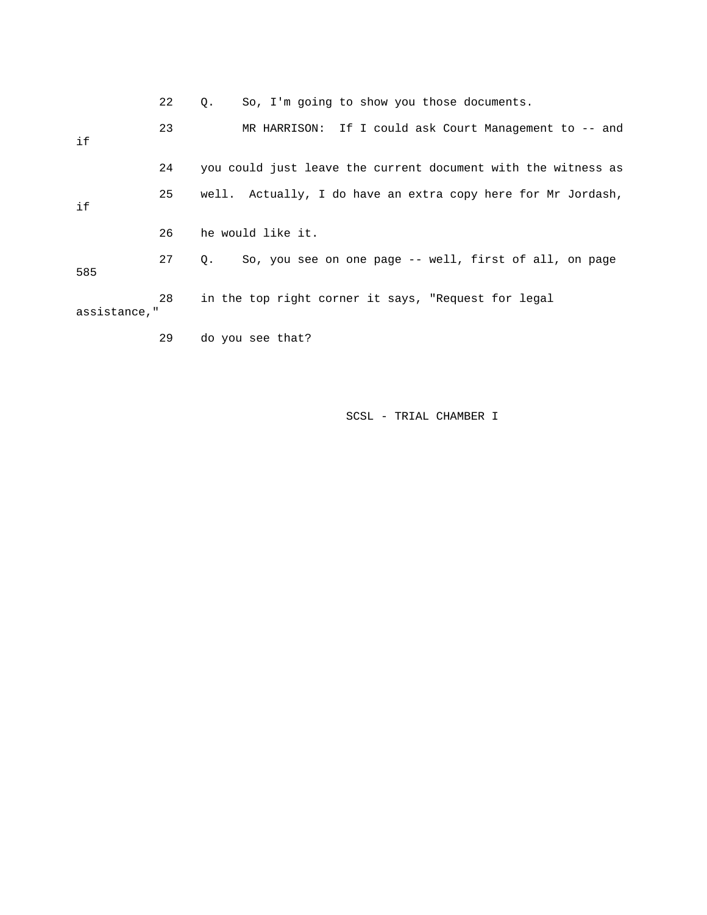22 Q. So, I'm going to show you those documents.

23 MR HARRISON: If I could ask Court Management to -- and if

24 you could just leave the current document with the witness as

25 well. Actually, I do have an extra copy here for Mr Jordash, if

26 he would like it.

27 Q. So, you see on one page -- well, first of all, on page 585

28 in the top right corner it says, "Request for legal assistance,"

29 do you see that?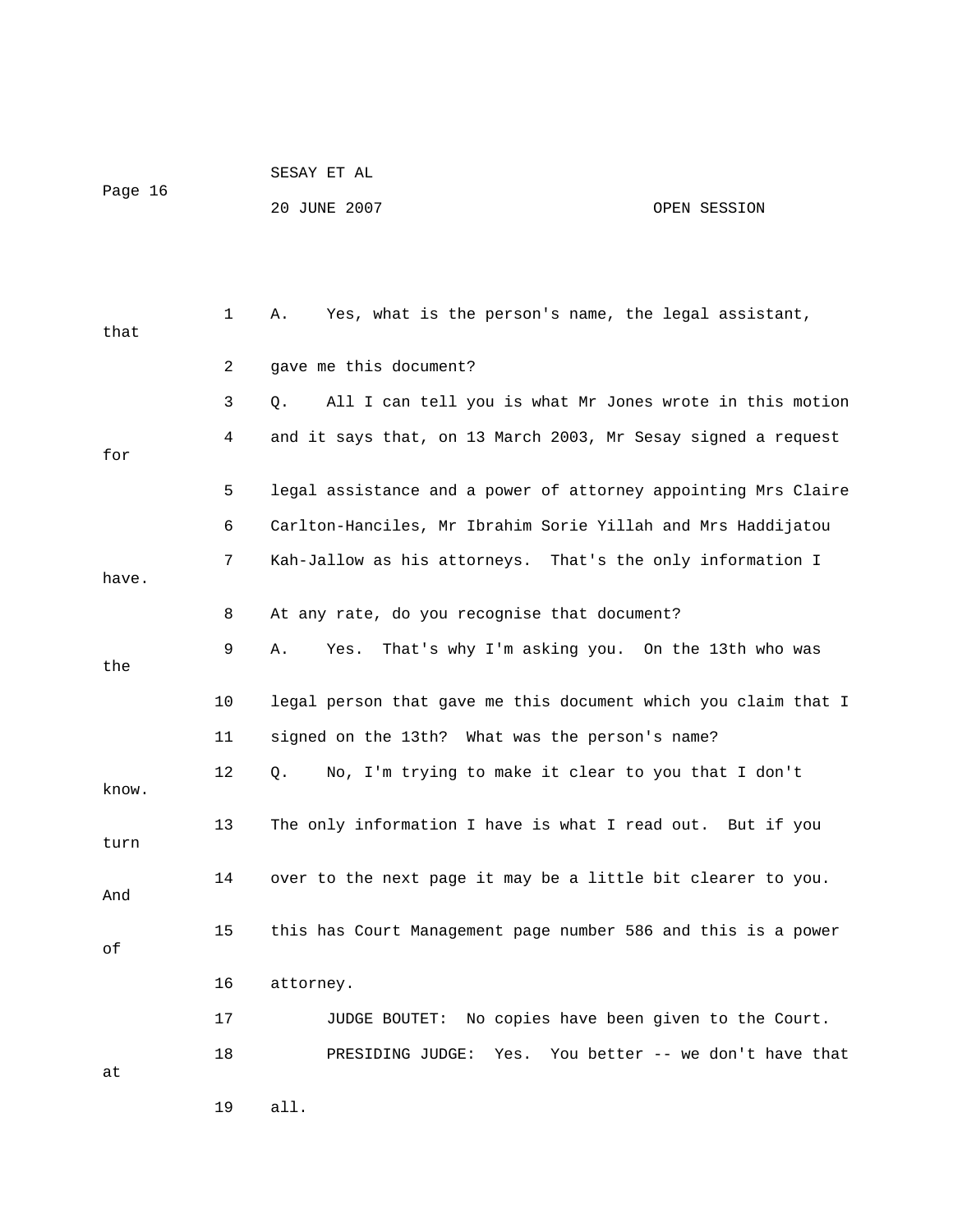A. Yes, what is the person's name, the legal assistant, that gave me this document?

Q. All I can tell you is what Mr Jones wrote in this motion and it says that, on 13 March 2003, Mr Sesay signed a request for legal assistance and a power of attorney appointing Mrs Claire Carlton-Hanciles, Mr Ibrahim Sorie Yillah and Mrs Haddijatou Kah-Jallow as his attorneys. That's the only information I have. At any rate, do you recognise that document?

A. Yes. That's why I'm asking you. On the 13th who was the legal person that gave me this document which you claim that I signed on the 13th? What was the person's name?

Q. No, I'm trying to make it clear to you that I don't know. The only information I have is what I read out. But if you turn over to the next page it may be a little bit clearer to you. And this has Court Management page number 586 and this is a power of attorney.

JUDGE BOUTET: No copies have been given to the Court.

PRESIDING JUDGE: Yes. You better -- we don't have that at all.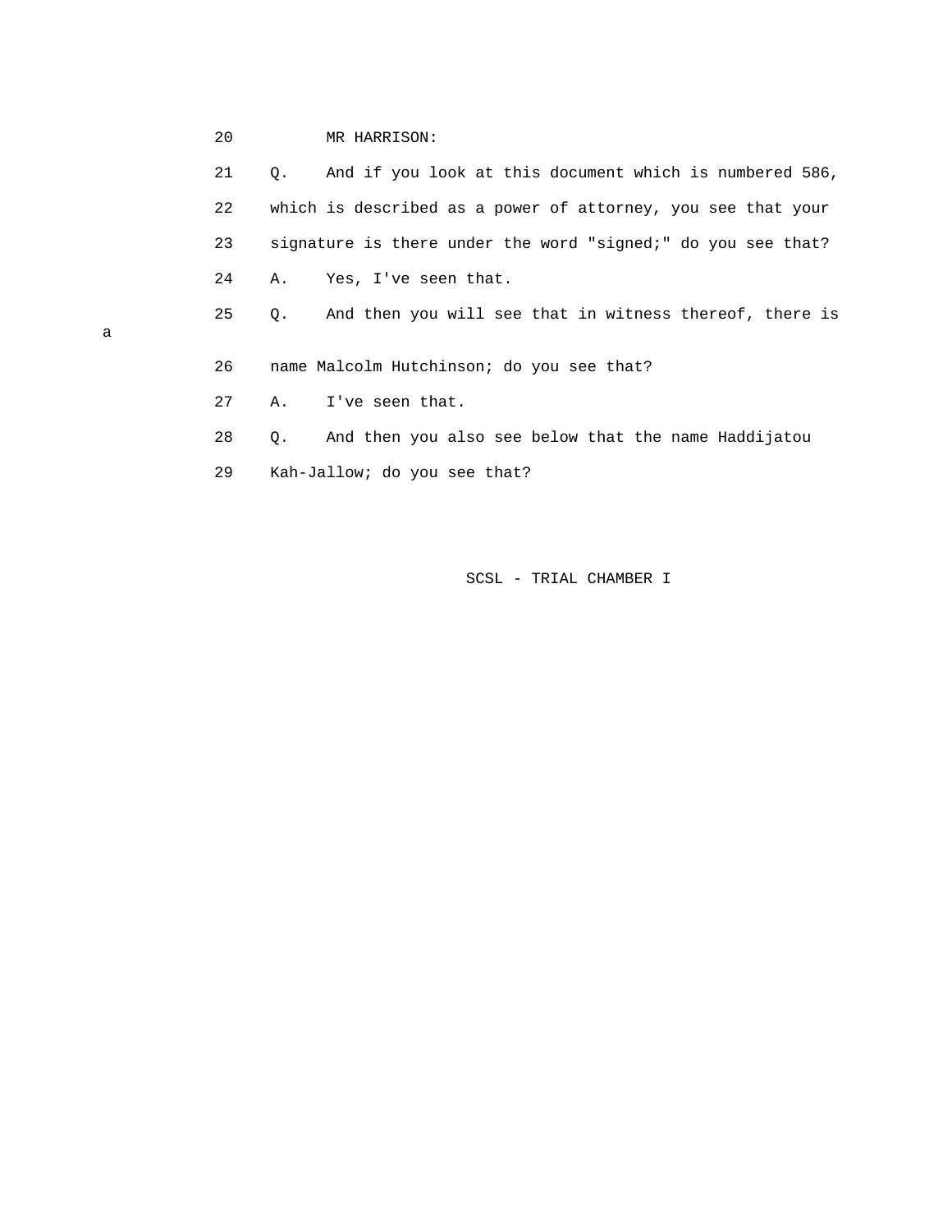20 MR HARRISON:

21 Q. And if you look at this document which is numbered 586,

22 which is described as a power of attorney, you see that your

23 signature is there under the word "signed;" do you see that?

24 A. Yes, I've seen that.

25 Q. And then you will see that in witness thereof, there is a

26 name Malcolm Hutchinson; do you see that?

27 A. I've seen that.

28 Q. And then you also see below that the name Haddijatou

29 Kah-Jallow; do you see that?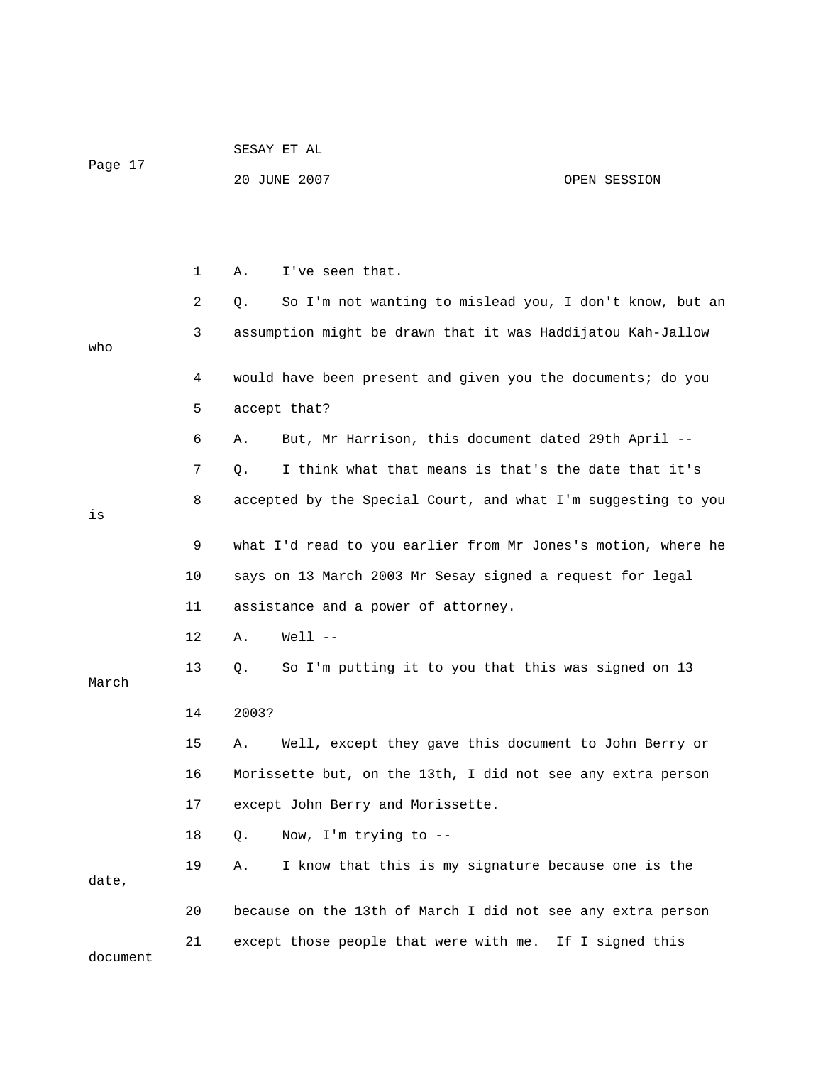1 A. I've seen that.

2 Q. So I'm not wanting to mislead you, I don't know, but an

3 assumption might be drawn that it was Haddijatou Kah-Jallow who

4 would have been present and given you the documents; do you

5 accept that?

6 A. But, Mr Harrison, this document dated 29th April --

7 Q. I think what that means is that's the date that it's

8 accepted by the Special Court, and what I'm suggesting to you is

9 what I'd read to you earlier from Mr Jones's motion, where he

10 says on 13 March 2003 Mr Sesay signed a request for legal

11 assistance and a power of attorney.

12 A. Well --

13 Q. So I'm putting it to you that this was signed on 13 March

14 2003?

15 A. Well, except they gave this document to John Berry or

16 Morissette but, on the 13th, I did not see any extra person

17 except John Berry and Morissette.

18 Q. Now, I'm trying to --

19 A. I know that this is my signature because one is the date,

20 because on the 13th of March I did not see any extra person

21 except those people that were with me. If I signed this document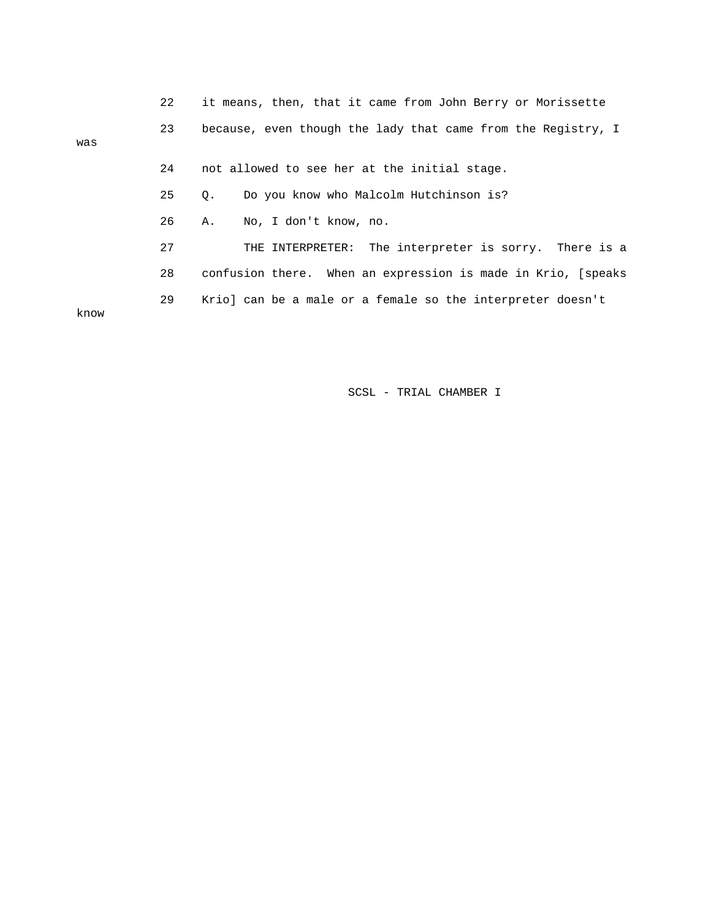22 it means, then, that it came from John Berry or Morissette

23 because, even though the lady that came from the Registry, I was

24 not allowed to see her at the initial stage.

25 Q. Do you know who Malcolm Hutchinson is?

26 A. No, I don't know, no.

27 THE INTERPRETER: The interpreter is sorry. There is a

28 confusion there. When an expression is made in Krio, [speaks

29 Krio] can be a male or a female so the interpreter doesn't know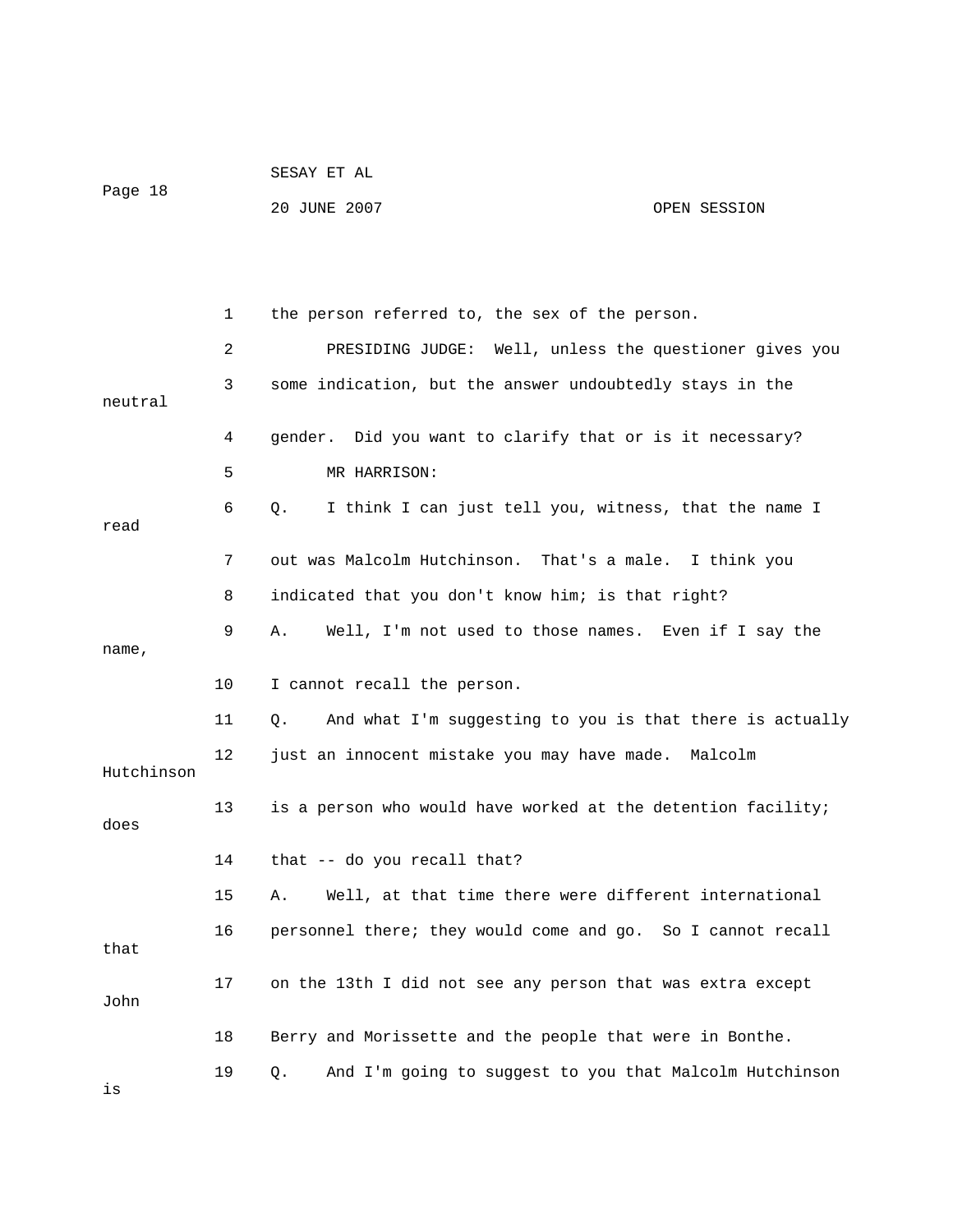1 the person referred to, the sex of the person.

2 PRESIDING JUDGE: Well, unless the questioner gives you

3 some indication, but the answer undoubtedly stays in the neutral

4 gender. Did you want to clarify that or is it necessary?

5 MR HARRISON:

6 Q. I think I can just tell you, witness, that the name I read

7 out was Malcolm Hutchinson. That's a male. I think you

8 indicated that you don't know him; is that right?

9 A. Well, I'm not used to those names. Even if I say the name,

10 I cannot recall the person.

11 Q. And what I'm suggesting to you is that there is actually

12 just an innocent mistake you may have made. Malcolm Hutchinson

13 is a person who would have worked at the detention facility; does

14 that -- do you recall that?

15 A. Well, at that time there were different international

16 personnel there; they would come and go. So I cannot recall that

17 on the 13th I did not see any person that was extra except John

18 Berry and Morissette and the people that were in Bonthe.

19 Q. And I'm going to suggest to you that Malcolm Hutchinson is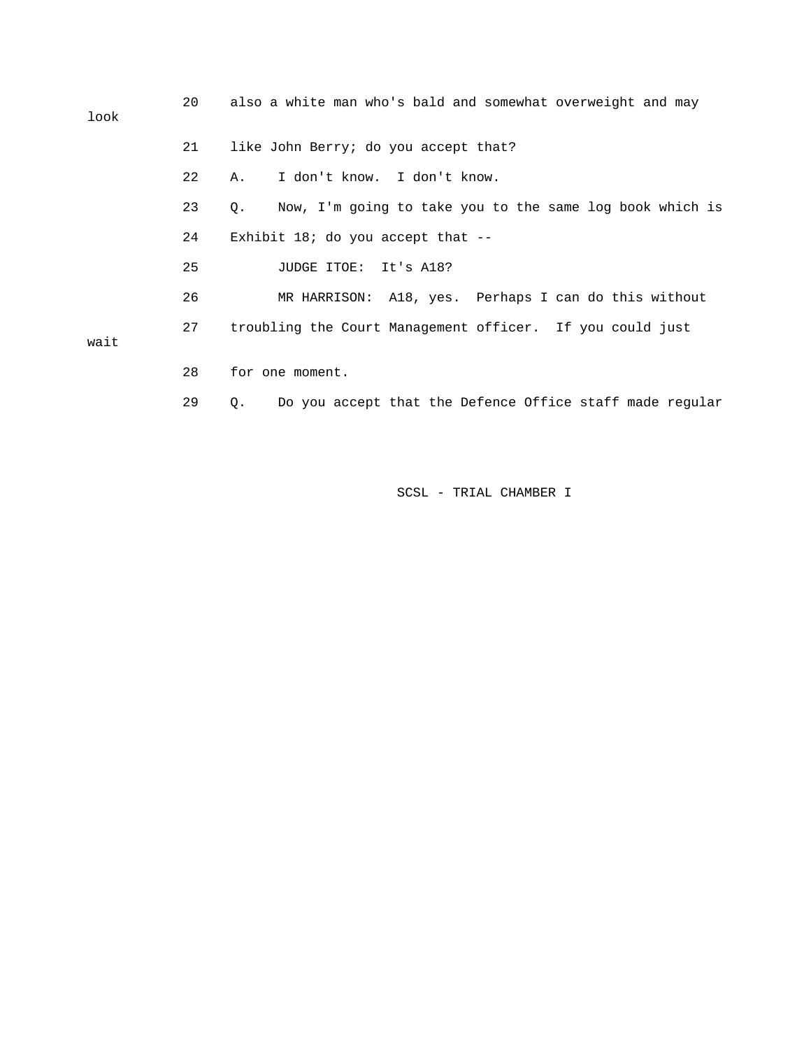20 also a white man who's bald and somewhat overweight and may look

21 like John Berry; do you accept that?

22 A. I don't know. I don't know.

23 Q. Now, I'm going to take you to the same log book which is

24 Exhibit 18; do you accept that --

25 JUDGE ITOE: It's A18?

26 MR HARRISON: A18, yes. Perhaps I can do this without

27 troubling the Court Management officer. If you could just wait

28 for one moment.

29 Q. Do you accept that the Defence Office staff made regular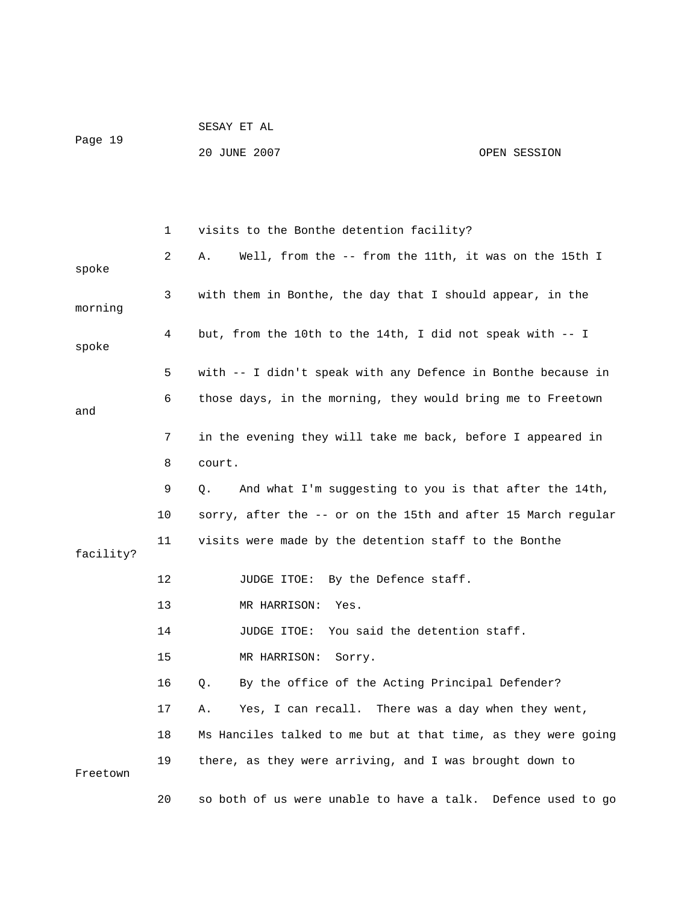1 visits to the Bonthe detention facility?

2 A. Well, from the -- from the 11th, it was on the 15th I spoke

3 with them in Bonthe, the day that I should appear, in the morning

4 but, from the 10th to the 14th, I did not speak with -- I spoke

5 with -- I didn't speak with any Defence in Bonthe because in

6 those days, in the morning, they would bring me to Freetown and

7 in the evening they will take me back, before I appeared in

8 court.

9 Q. And what I'm suggesting to you is that after the 14th,

10 sorry, after the -- or on the 15th and after 15 March regular

11 visits were made by the detention staff to the Bonthe facility?

12 JUDGE ITOE: By the Defence staff.

13 MR HARRISON: Yes.

14 JUDGE ITOE: You said the detention staff.

15 MR HARRISON: Sorry.

16 Q. By the office of the Acting Principal Defender?

17 A. Yes, I can recall. There was a day when they went,

18 Ms Hanciles talked to me but at that time, as they were going

19 there, as they were arriving, and I was brought down to Freetown

20 so both of us were unable to have a talk. Defence used to go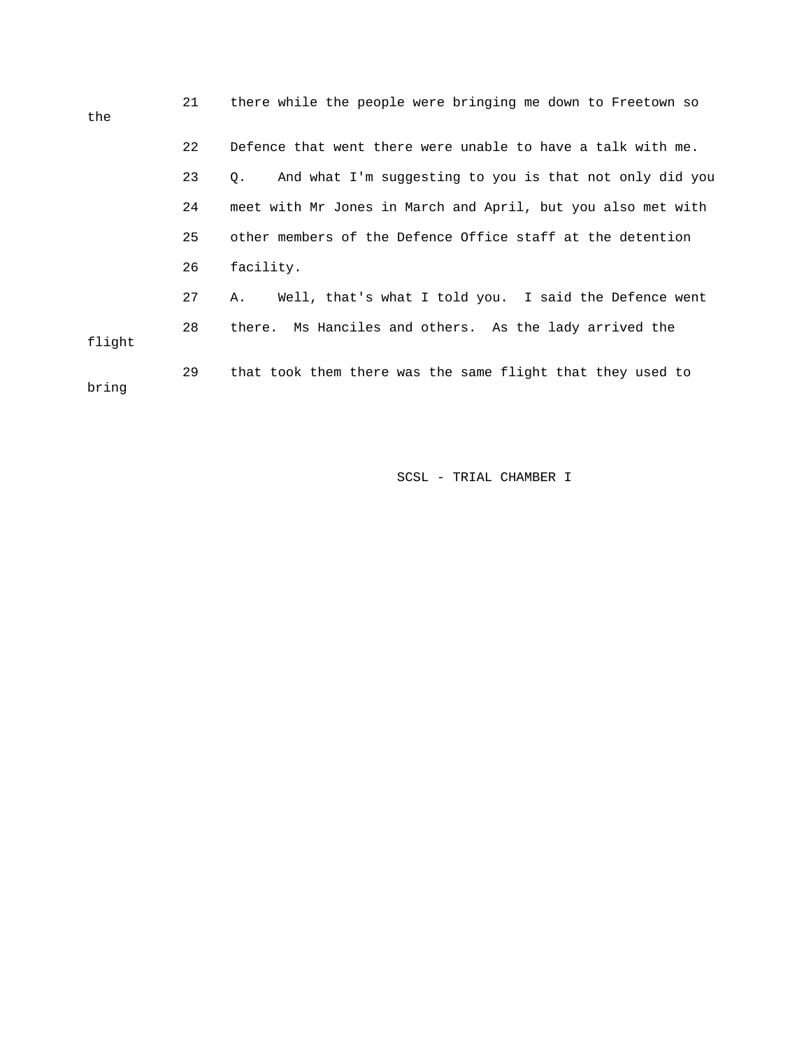21 there while the people were bringing me down to Freetown so the

22 Defence that went there were unable to have a talk with me.

23 Q. And what I'm suggesting to you is that not only did you

24 meet with Mr Jones in March and April, but you also met with

25 other members of the Defence Office staff at the detention

26 facility.

27 A. Well, that's what I told you. I said the Defence went

28 there. Ms Hanciles and others. As the lady arrived the flight

29 that took them there was the same flight that they used to bring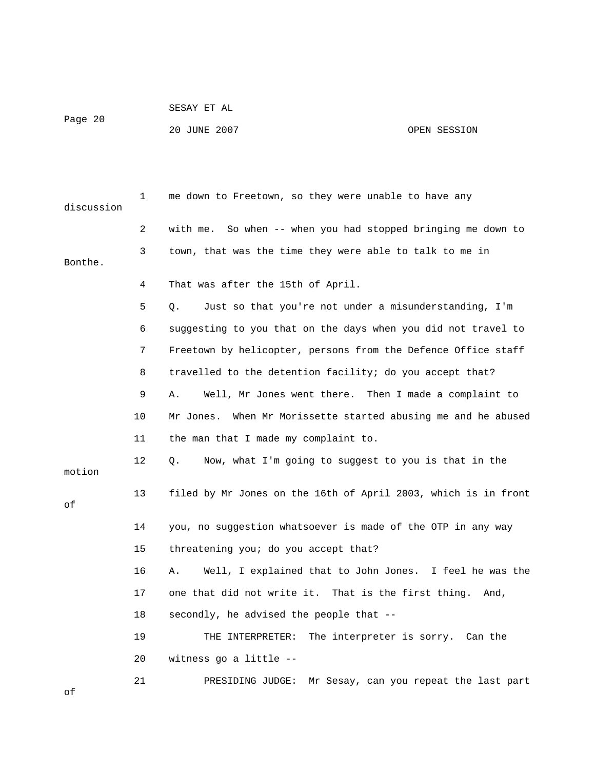1 me down to Freetown, so they were unable to have any discussion

2 with me. So when -- when you had stopped bringing me down to

3 town, that was the time they were able to talk to me in Bonthe.

4 That was after the 15th of April.

5 Q. Just so that you're not under a misunderstanding, I'm

6 suggesting to you that on the days when you did not travel to

7 Freetown by helicopter, persons from the Defence Office staff

8 travelled to the detention facility; do you accept that?

9 A. Well, Mr Jones went there. Then I made a complaint to

10 Mr Jones. When Mr Morissette started abusing me and he abused

11 the man that I made my complaint to.

12 Q. Now, what I'm going to suggest to you is that in the motion

13 filed by Mr Jones on the 16th of April 2003, which is in front of

14 you, no suggestion whatsoever is made of the OTP in any way

15 threatening you; do you accept that?

16 A. Well, I explained that to John Jones. I feel he was the

17 one that did not write it. That is the first thing. And,

18 secondly, he advised the people that --

19 THE INTERPRETER: The interpreter is sorry. Can the

20 witness go a little --

21 PRESIDING JUDGE: Mr Sesay, can you repeat the last part of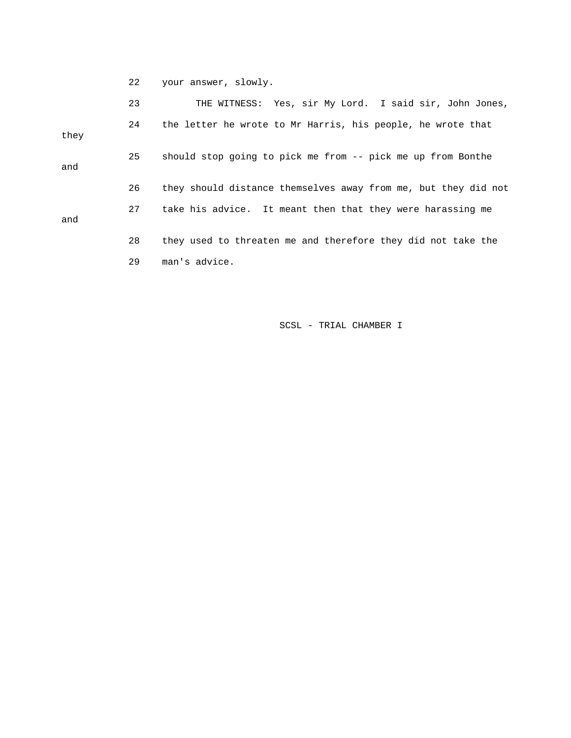22 your answer, slowly.

23 THE WITNESS: Yes, sir My Lord. I said sir, John Jones,

24 the letter he wrote to Mr Harris, his people, he wrote that they

25 should stop going to pick me from -- pick me up from Bonthe and

26 they should distance themselves away from me, but they did not

27 take his advice. It meant then that they were harassing me and

28 they used to threaten me and therefore they did not take the

29 man's advice.

SCSL - TRIAL CHAMBER I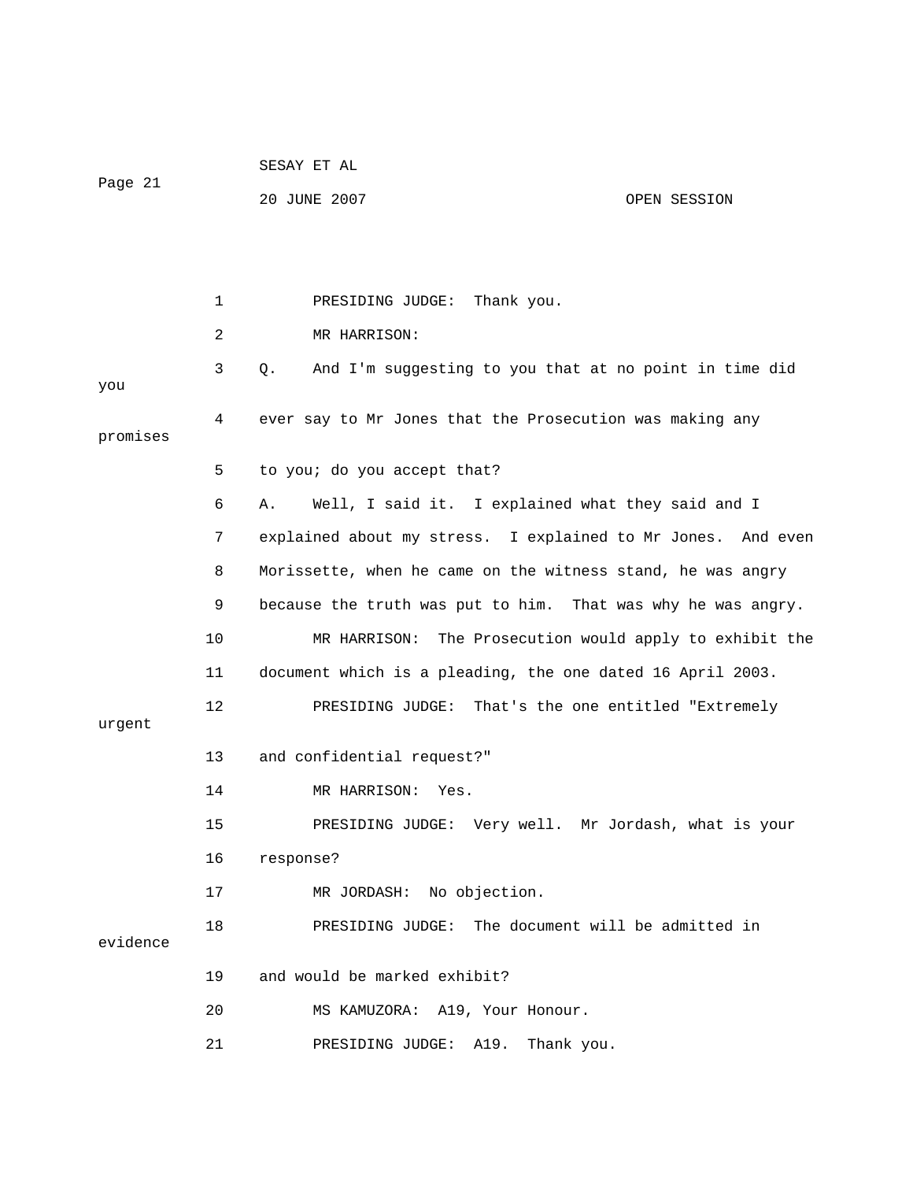1 PRESIDING JUDGE: Thank you.

2 MR HARRISON:

3 Q. And I'm suggesting to you that at no point in time did you

4 ever say to Mr Jones that the Prosecution was making any promises

5 to you; do you accept that?

6 A. Well, I said it. I explained what they said and I

7 explained about my stress. I explained to Mr Jones. And even

8 Morissette, when he came on the witness stand, he was angry

9 because the truth was put to him. That was why he was angry.

10 MR HARRISON: The Prosecution would apply to exhibit the

11 document which is a pleading, the one dated 16 April 2003.

12 PRESIDING JUDGE: That's the one entitled "Extremely urgent

13 and confidential request?"

14 MR HARRISON: Yes.

15 PRESIDING JUDGE: Very well. Mr Jordash, what is your

16 response?

17 MR JORDASH: No objection.

18 PRESIDING JUDGE: The document will be admitted in evidence

19 and would be marked exhibit?

20 MS KAMUZORA: A19, Your Honour.

21 PRESIDING JUDGE: A19. Thank you.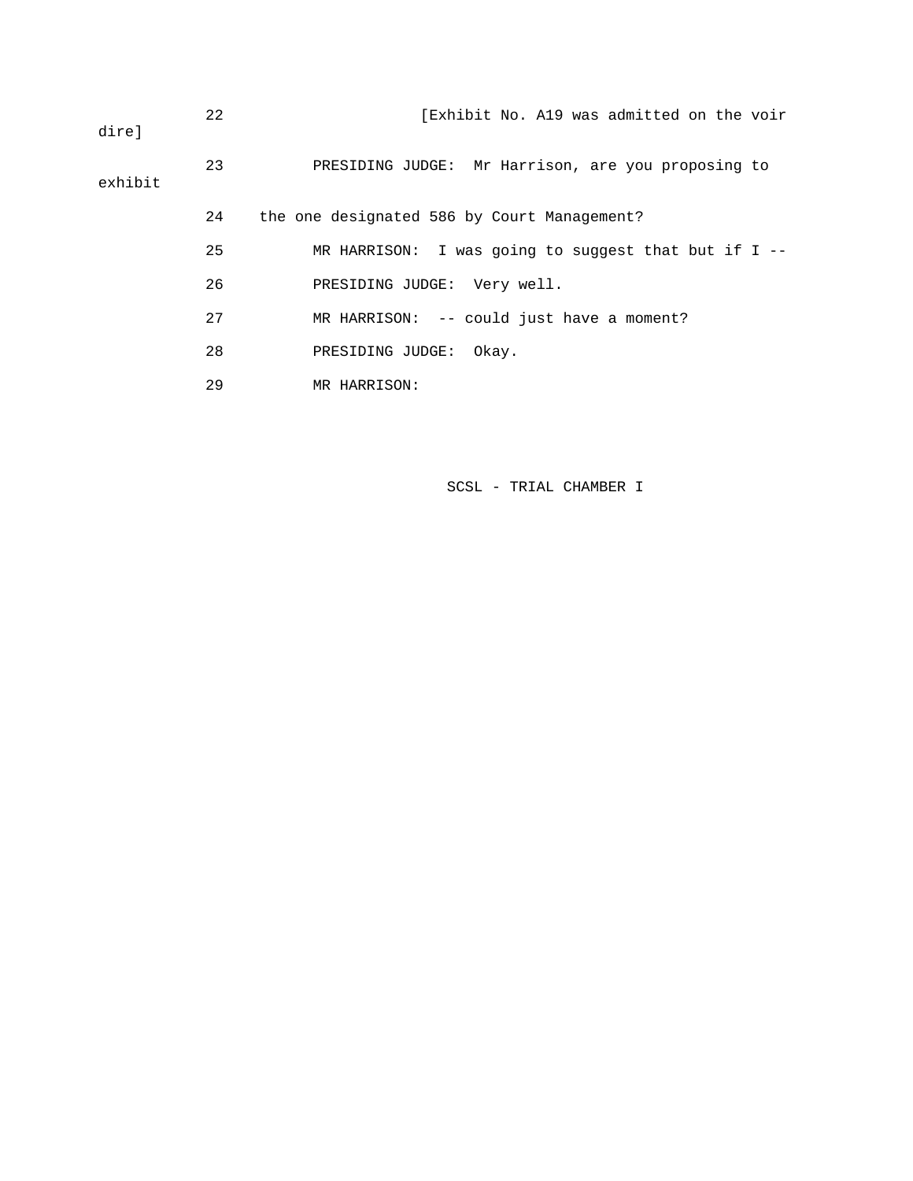22 [Exhibit No. A19 was admitted on the voir dire]

23 PRESIDING JUDGE: Mr Harrison, are you proposing to exhibit

24 the one designated 586 by Court Management?

25 MR HARRISON: I was going to suggest that but if I --

26 PRESIDING JUDGE: Very well.

27 MR HARRISON: -- could just have a moment?

28 PRESIDING JUDGE: Okay.

29 MR HARRISON: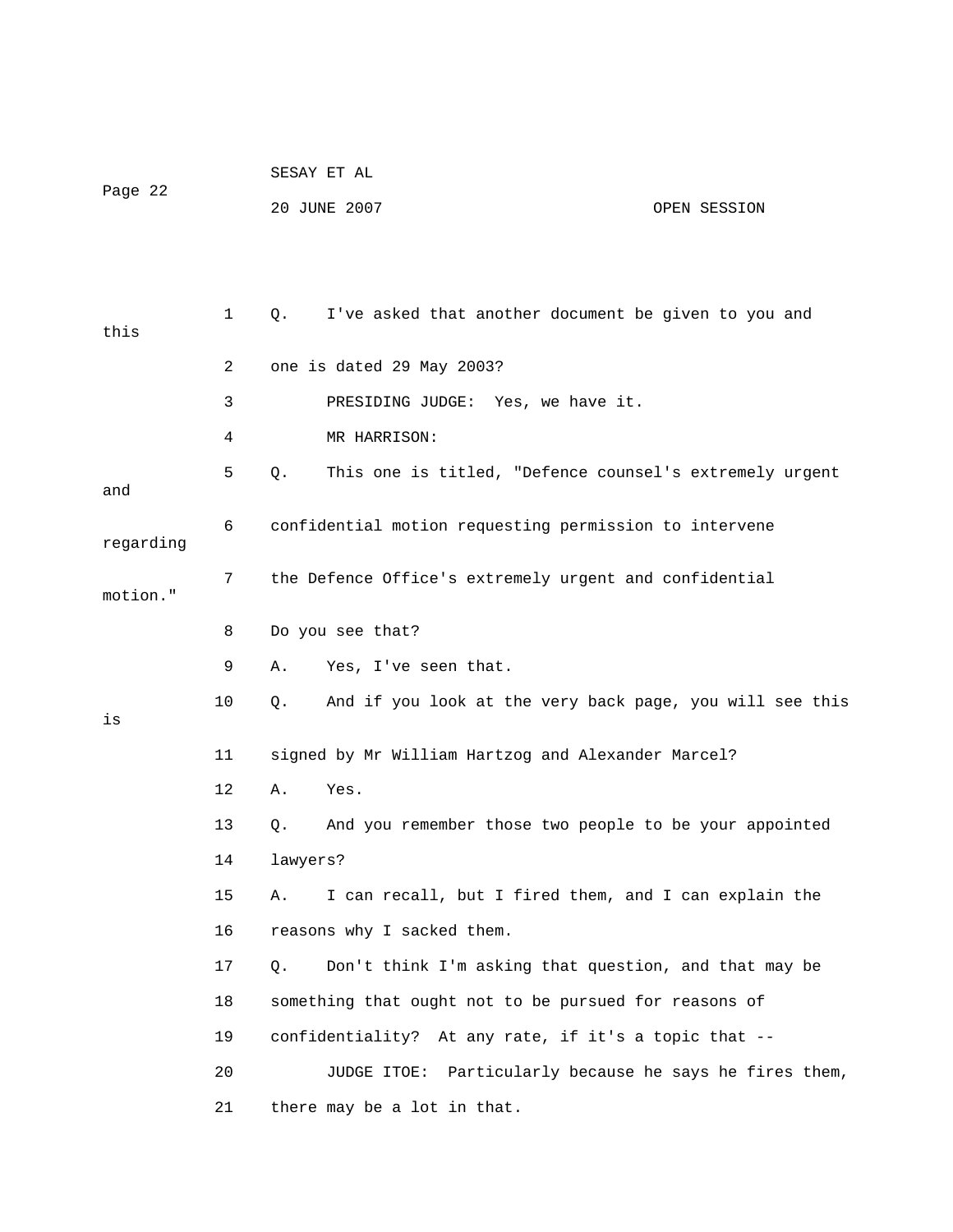1 Q. I've asked that another document be given to you and this

2 one is dated 29 May 2003?

3 PRESIDING JUDGE: Yes, we have it.

4 MR HARRISON:

5 Q. This one is titled, "Defence counsel's extremely urgent and

6 confidential motion requesting permission to intervene regarding

7 the Defence Office's extremely urgent and confidential motion."

8 Do you see that?

9 A. Yes, I've seen that.

10 Q. And if you look at the very back page, you will see this is

11 signed by Mr William Hartzog and Alexander Marcel?

12 A. Yes.

13 Q. And you remember those two people to be your appointed

14 lawyers?

15 A. I can recall, but I fired them, and I can explain the

16 reasons why I sacked them.

17 Q. Don't think I'm asking that question, and that may be

18 something that ought not to be pursued for reasons of

19 confidentiality? At any rate, if it's a topic that --

20 JUDGE ITOE: Particularly because he says he fires them,

21 there may be a lot in that.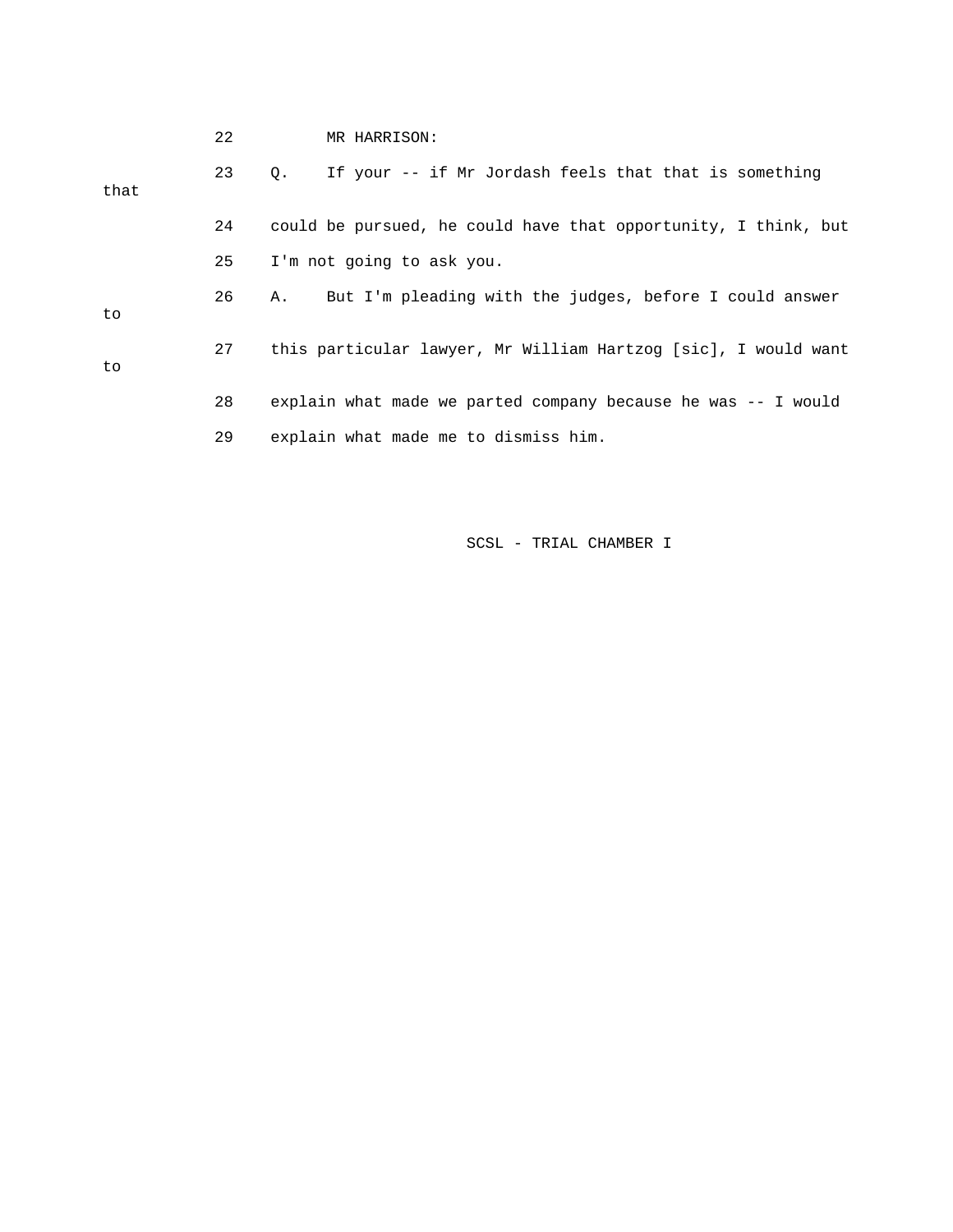22 MR HARRISON:

23 Q. If your -- if Mr Jordash feels that that is something that

24 could be pursued, he could have that opportunity, I think, but

25 I'm not going to ask you.

26 A. But I'm pleading with the judges, before I could answer to

27 this particular lawyer, Mr William Hartzog [sic], I would want to

28 explain what made we parted company because he was -- I would

29 explain what made me to dismiss him.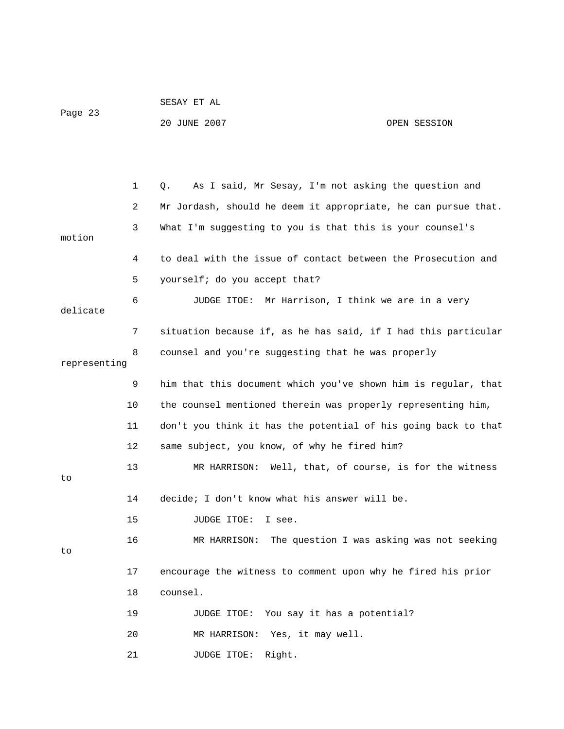Q. As I said, Mr Sesay, I'm not asking the question and Mr Jordash, should he deem it appropriate, he can pursue that. What I'm suggesting to you is that this is your counsel's motion to deal with the issue of contact between the Prosecution and yourself; do you accept that?

JUDGE ITOE: Mr Harrison, I think we are in a very delicate situation because if, as he has said, if I had this particular counsel and you're suggesting that he was properly representing him that this document which you've shown him is regular, that the counsel mentioned therein was properly representing him, don't you think it has the potential of his going back to that same subject, you know, of why he fired him?

MR HARRISON: Well, that, of course, is for the witness to decide; I don't know what his answer will be.

JUDGE ITOE: I see.

MR HARRISON: The question I was asking was not seeking to encourage the witness to comment upon why he fired his prior counsel.

JUDGE ITOE: You say it has a potential?

MR HARRISON: Yes, it may well.

JUDGE ITOE: Right.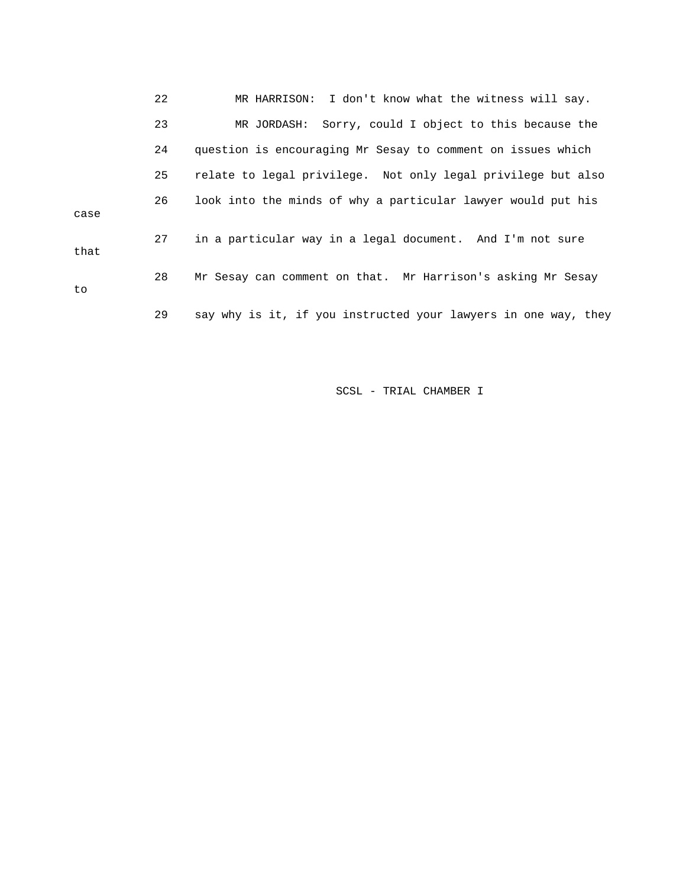22 MR HARRISON: I don't know what the witness will say.

23 MR JORDASH: Sorry, could I object to this because the

24 question is encouraging Mr Sesay to comment on issues which

25 relate to legal privilege. Not only legal privilege but also

26 look into the minds of why a particular lawyer would put his case

27 in a particular way in a legal document. And I'm not sure that

28 Mr Sesay can comment on that. Mr Harrison's asking Mr Sesay to

29 say why is it, if you instructed your lawyers in one way, they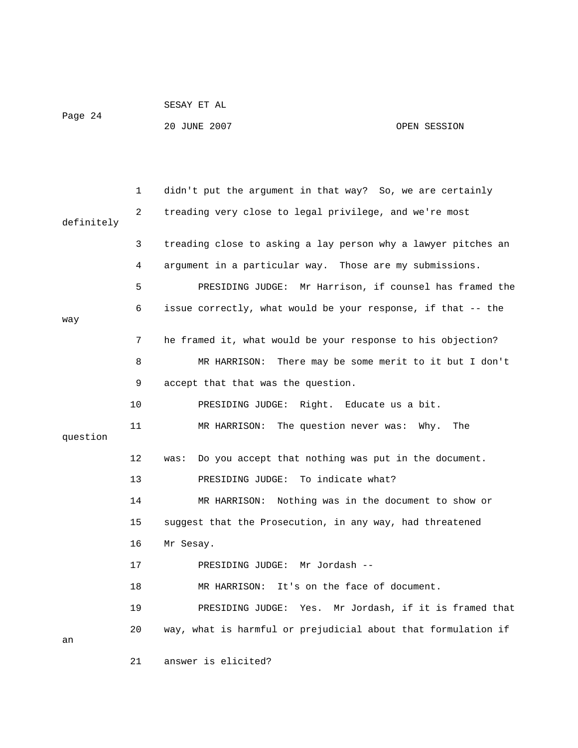didn't put the argument in that way? So, we are certainly treading very close to legal privilege, and we're most definitely treading close to asking a lay person why a lawyer pitches an argument in a particular way. Those are my submissions.

PRESIDING JUDGE: Mr Harrison, if counsel has framed the issue correctly, what would be your response, if that -- the way he framed it, what would be your response to his objection?

MR HARRISON: There may be some merit to it but I don't accept that that was the question.

PRESIDING JUDGE: Right. Educate us a bit.

MR HARRISON: The question never was: Why. The question was: Do you accept that nothing was put in the document.

PRESIDING JUDGE: To indicate what?

MR HARRISON: Nothing was in the document to show or suggest that the Prosecution, in any way, had threatened Mr Sesay.

PRESIDING JUDGE: Mr Jordash --

MR HARRISON: It's on the face of document.

PRESIDING JUDGE: Yes. Mr Jordash, if it is framed that way, what is harmful or prejudicial about that formulation if an answer is elicited?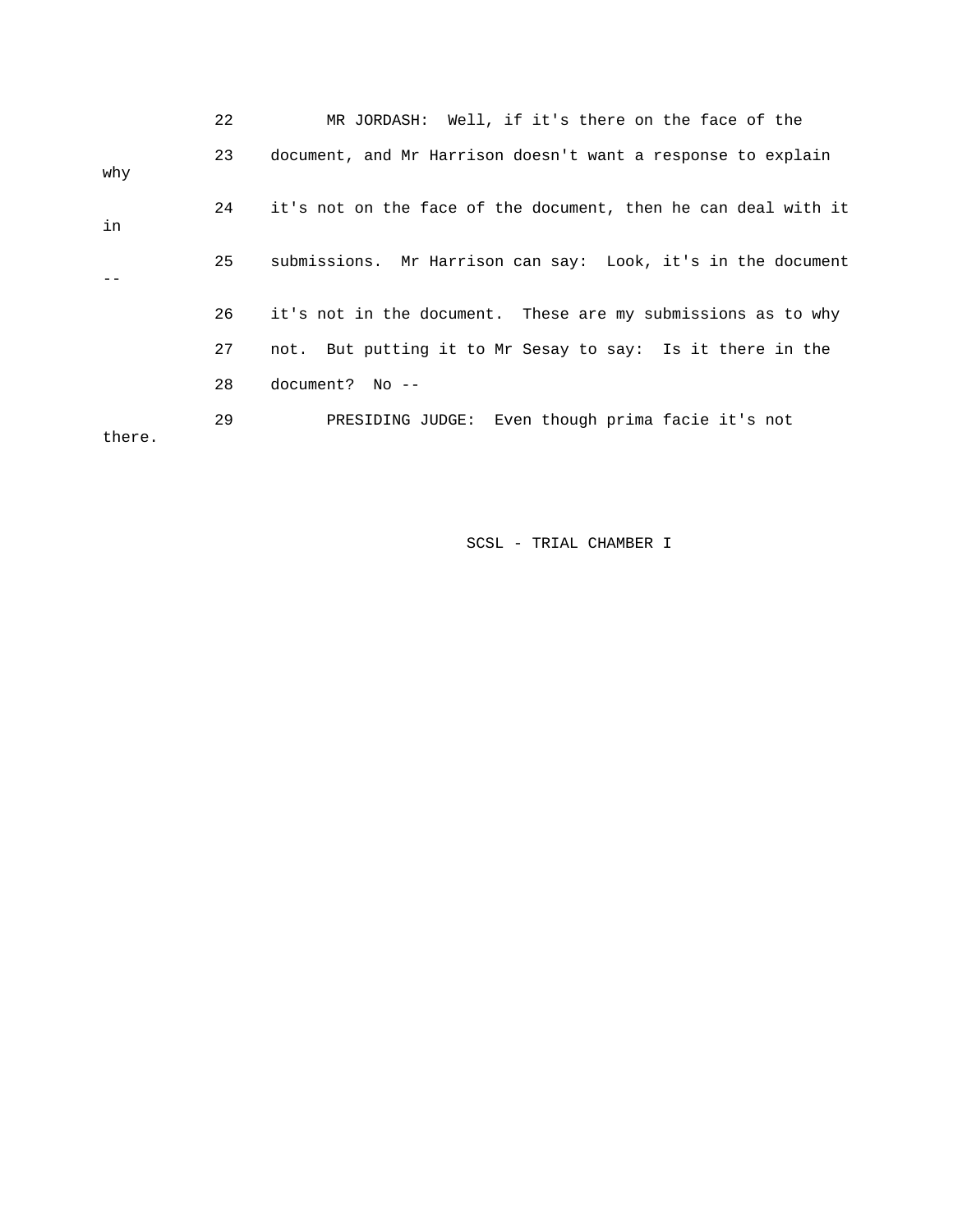22 MR JORDASH: Well, if it's there on the face of the

23 document, and Mr Harrison doesn't want a response to explain why

24 it's not on the face of the document, then he can deal with it in

25 submissions. Mr Harrison can say: Look, it's in the document --

26 it's not in the document. These are my submissions as to why

27 not. But putting it to Mr Sesay to say: Is it there in the

28 document? No --

29 PRESIDING JUDGE: Even though prima facie it's not there.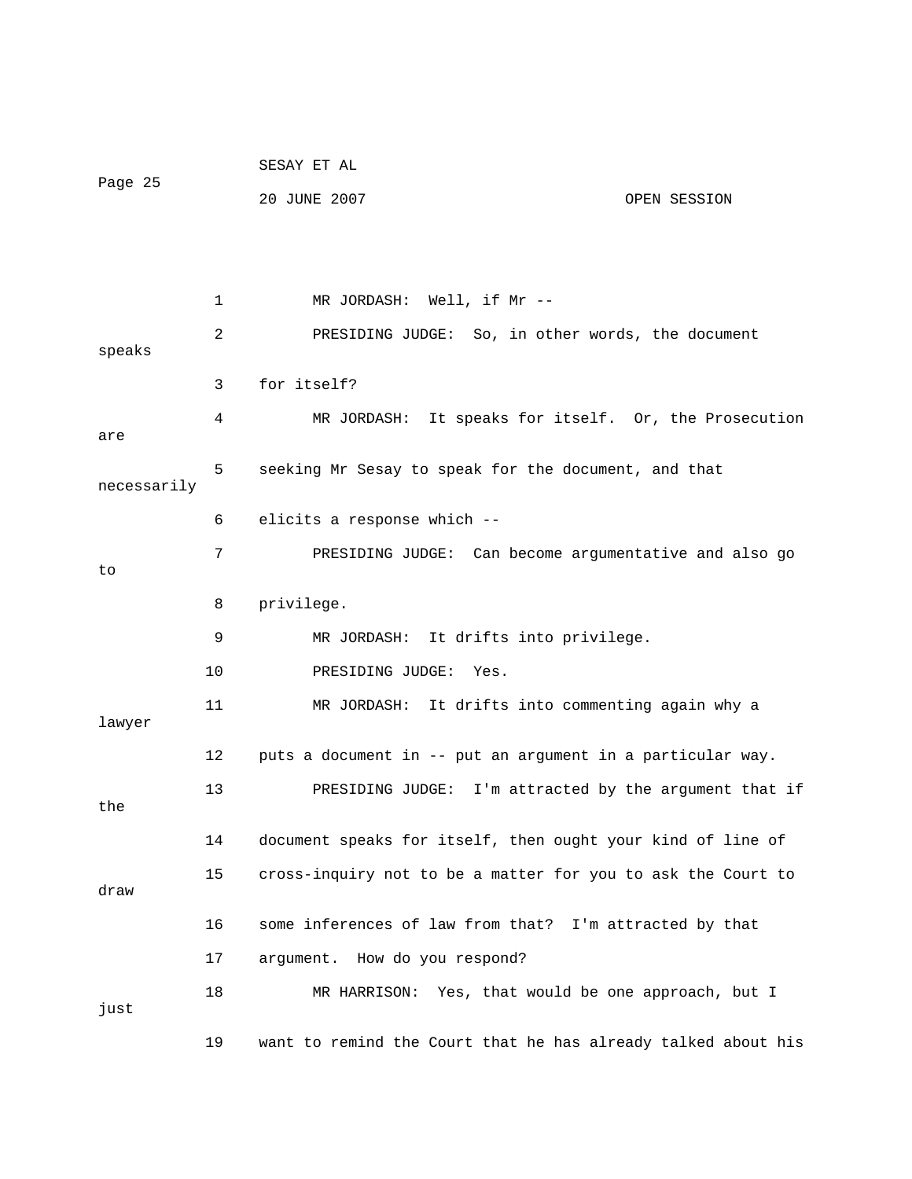1 MR JORDASH: Well, if Mr --

2 PRESIDING JUDGE: So, in other words, the document speaks

3 for itself?

4 MR JORDASH: It speaks for itself. Or, the Prosecution are

5 seeking Mr Sesay to speak for the document, and that necessarily

6 elicits a response which --

7 PRESIDING JUDGE: Can become argumentative and also go to

8 privilege.

9 MR JORDASH: It drifts into privilege.

10 PRESIDING JUDGE: Yes.

11 MR JORDASH: It drifts into commenting again why a lawyer

12 puts a document in -- put an argument in a particular way.

13 PRESIDING JUDGE: I'm attracted by the argument that if the

14 document speaks for itself, then ought your kind of line of

15 cross-inquiry not to be a matter for you to ask the Court to draw

16 some inferences of law from that? I'm attracted by that

17 argument. How do you respond?

18 MR HARRISON: Yes, that would be one approach, but I just

19 want to remind the Court that he has already talked about his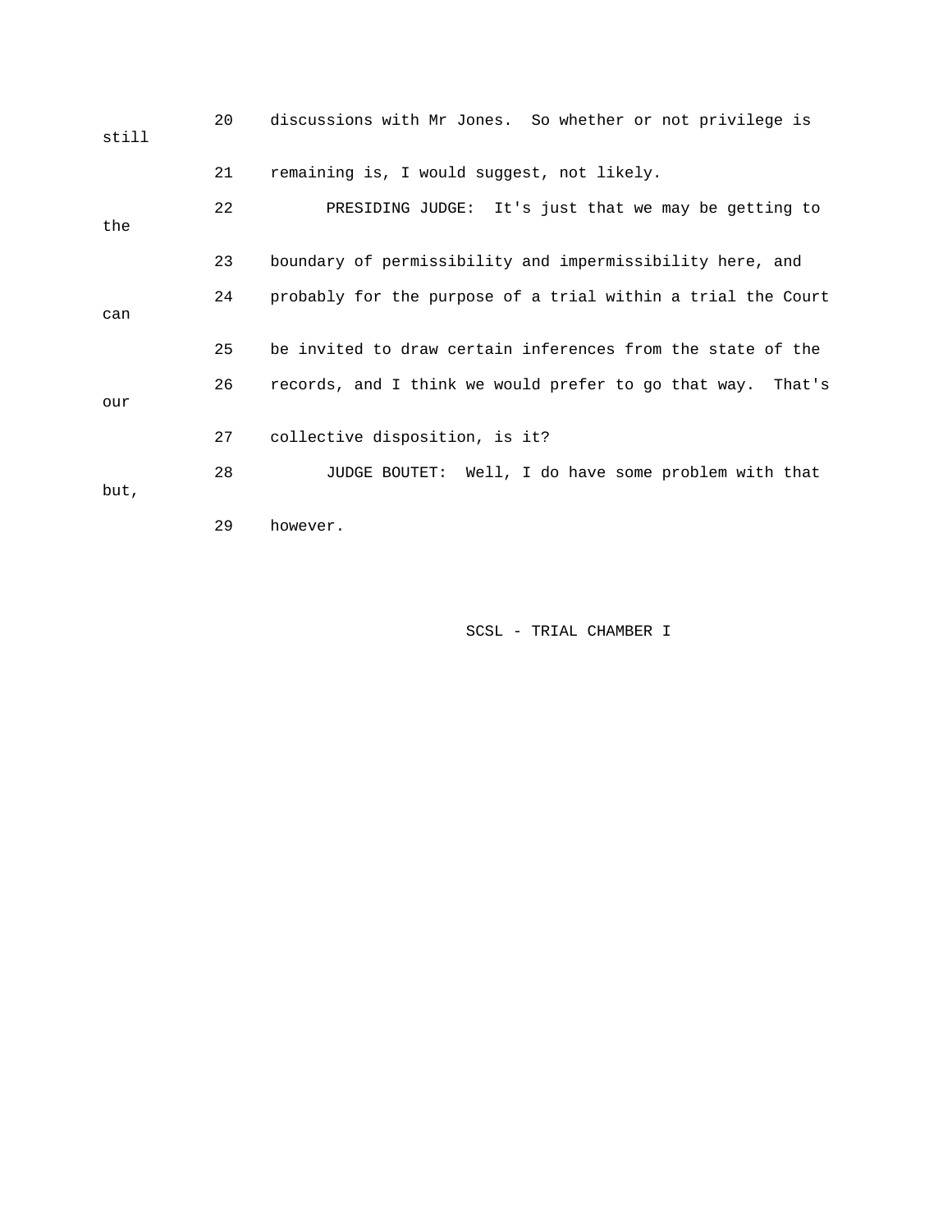20 discussions with Mr Jones. So whether or not privilege is still

21 remaining is, I would suggest, not likely.

22 PRESIDING JUDGE: It's just that we may be getting to the

23 boundary of permissibility and impermissibility here, and

24 probably for the purpose of a trial within a trial the Court can

25 be invited to draw certain inferences from the state of the

26 records, and I think we would prefer to go that way. That's our

27 collective disposition, is it?

28 JUDGE BOUTET: Well, I do have some problem with that but,

29 however.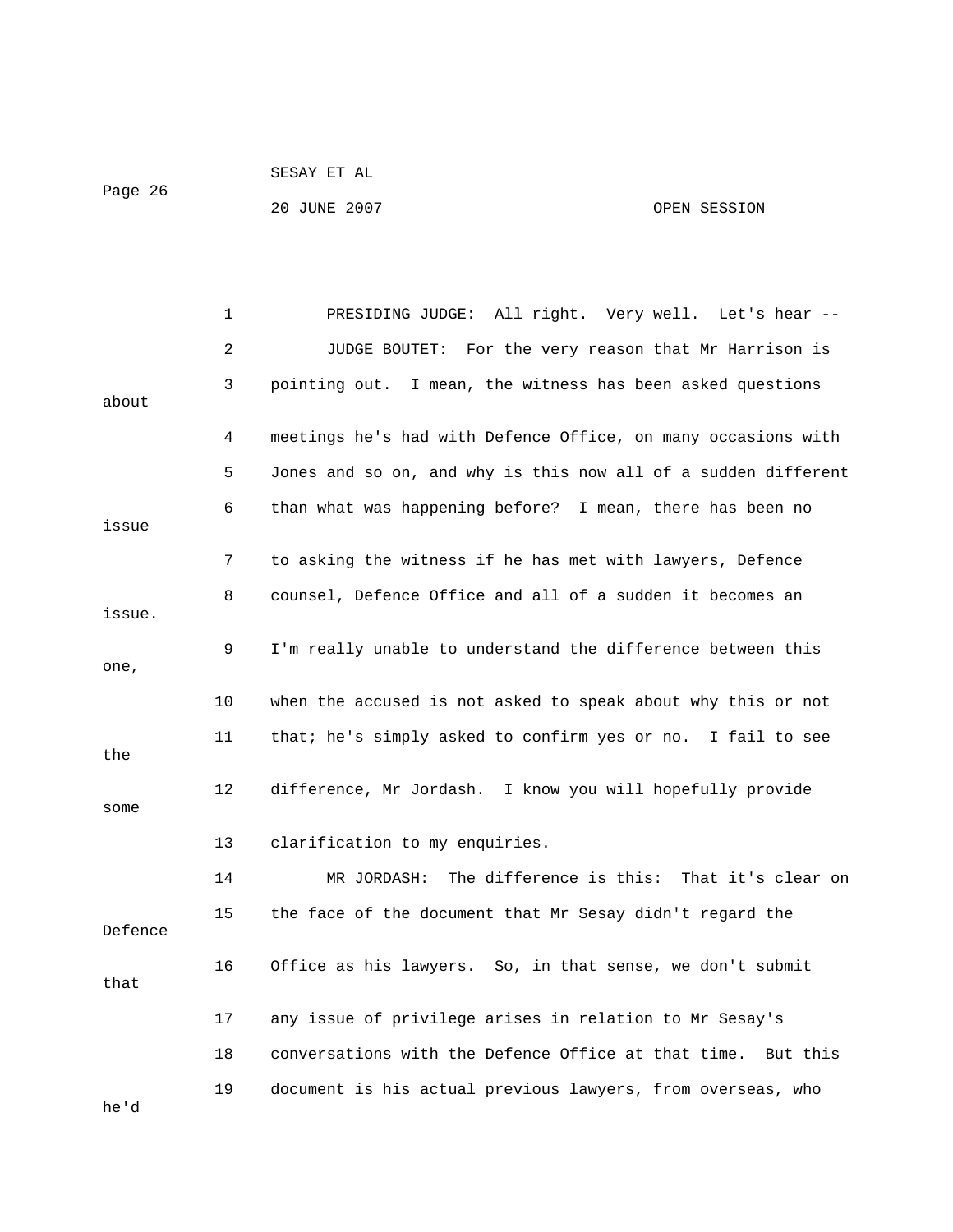PRESIDING JUDGE: All right. Very well. Let's hear --

JUDGE BOUTET: For the very reason that Mr Harrison is pointing out. I mean, the witness has been asked questions about meetings he's had with Defence Office, on many occasions with Jones and so on, and why is this now all of a sudden different than what was happening before? I mean, there has been no issue to asking the witness if he has met with lawyers, Defence counsel, Defence Office and all of a sudden it becomes an issue. I'm really unable to understand the difference between this one, when the accused is not asked to speak about why this or not that; he's simply asked to confirm yes or no. I fail to see the difference, Mr Jordash. I know you will hopefully provide some clarification to my enquiries.

MR JORDASH: The difference is this: That it's clear on the face of the document that Mr Sesay didn't regard the Defence Office as his lawyers. So, in that sense, we don't submit that any issue of privilege arises in relation to Mr Sesay's conversations with the Defence Office at that time. But this document is his actual previous lawyers, from overseas, who he'd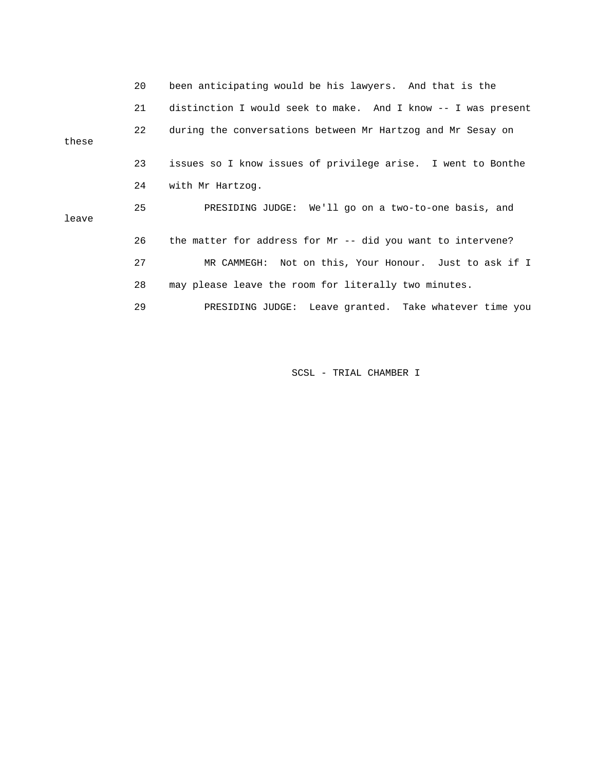20 been anticipating would be his lawyers. And that is the

21 distinction I would seek to make. And I know -- I was present

22 during the conversations between Mr Hartzog and Mr Sesay on these

23 issues so I know issues of privilege arise. I went to Bonthe

24 with Mr Hartzog.

25 PRESIDING JUDGE: We'll go on a two-to-one basis, and leave

26 the matter for address for Mr -- did you want to intervene?

27 MR CAMMEGH: Not on this, Your Honour. Just to ask if I

28 may please leave the room for literally two minutes.

29 PRESIDING JUDGE: Leave granted. Take whatever time you

SCSL - TRIAL CHAMBER I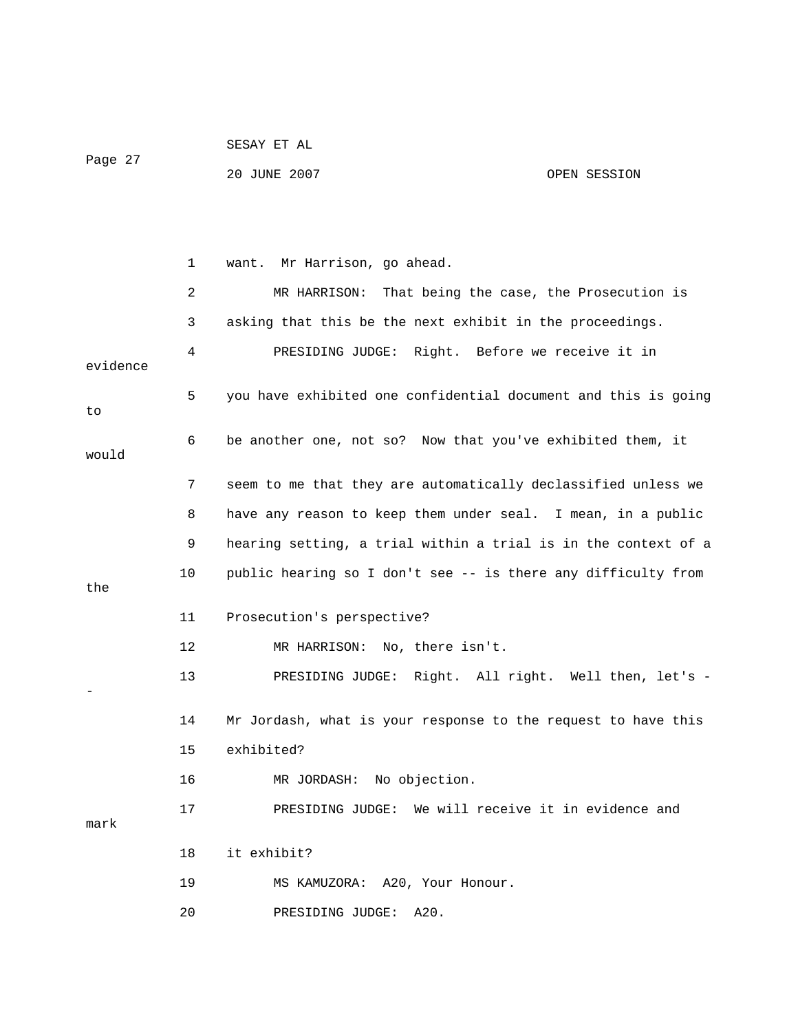1 want. Mr Harrison, go ahead.

2 MR HARRISON: That being the case, the Prosecution is

3 asking that this be the next exhibit in the proceedings.

4 PRESIDING JUDGE: Right. Before we receive it in evidence

5 you have exhibited one confidential document and this is going to

6 be another one, not so? Now that you've exhibited them, it would

7 seem to me that they are automatically declassified unless we

8 have any reason to keep them under seal. I mean, in a public

9 hearing setting, a trial within a trial is in the context of a

10 public hearing so I don't see -- is there any difficulty from the

11 Prosecution's perspective?

12 MR HARRISON: No, there isn't.

13 PRESIDING JUDGE: Right. All right. Well then, let's --

14 Mr Jordash, what is your response to the request to have this

15 exhibited?

16 MR JORDASH: No objection.

17 PRESIDING JUDGE: We will receive it in evidence and mark

18 it exhibit?

19 MS KAMUZORA: A20, Your Honour.

20 PRESIDING JUDGE: A20.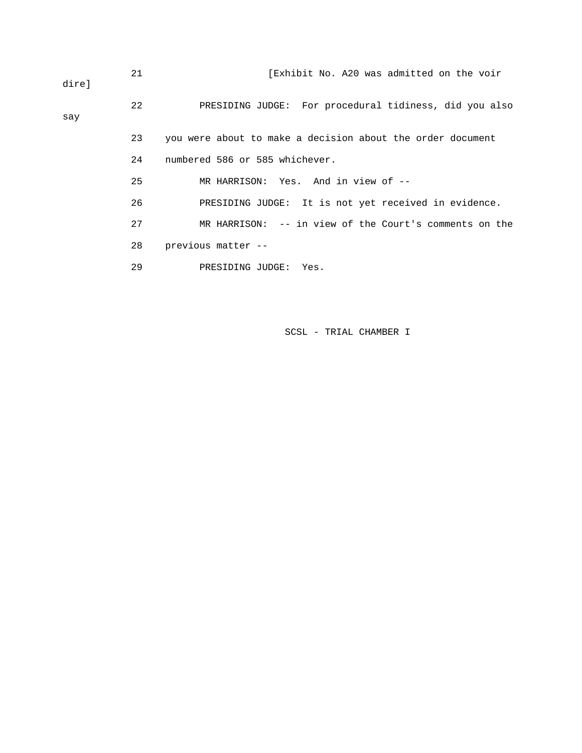21 [Exhibit No. A20 was admitted on the voir dire]

22 PRESIDING JUDGE: For procedural tidiness, did you also say

23 you were about to make a decision about the order document

24 numbered 586 or 585 whichever.

25 MR HARRISON: Yes. And in view of --

26 PRESIDING JUDGE: It is not yet received in evidence.

27 MR HARRISON: -- in view of the Court's comments on the

28 previous matter --

29 PRESIDING JUDGE: Yes.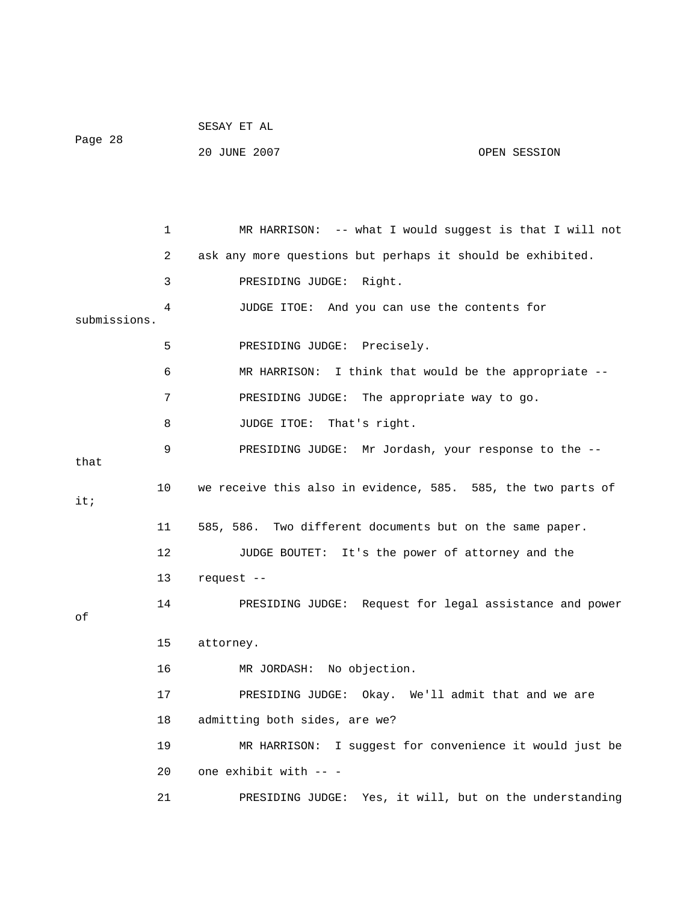1 MR HARRISON: -- what I would suggest is that I will not

2 ask any more questions but perhaps it should be exhibited.

3 PRESIDING JUDGE: Right.

4 JUDGE ITOE: And you can use the contents for submissions.

5 PRESIDING JUDGE: Precisely.

6 MR HARRISON: I think that would be the appropriate --

7 PRESIDING JUDGE: The appropriate way to go.

8 JUDGE ITOE: That's right.

9 PRESIDING JUDGE: Mr Jordash, your response to the -- that

10 we receive this also in evidence, 585. 585, the two parts of it;

11 585, 586. Two different documents but on the same paper.

12 JUDGE BOUTET: It's the power of attorney and the

13 request --

14 PRESIDING JUDGE: Request for legal assistance and power of

15 attorney.

16 MR JORDASH: No objection.

17 PRESIDING JUDGE: Okay. We'll admit that and we are

18 admitting both sides, are we?

19 MR HARRISON: I suggest for convenience it would just be

20 one exhibit with -- -

21 PRESIDING JUDGE: Yes, it will, but on the understanding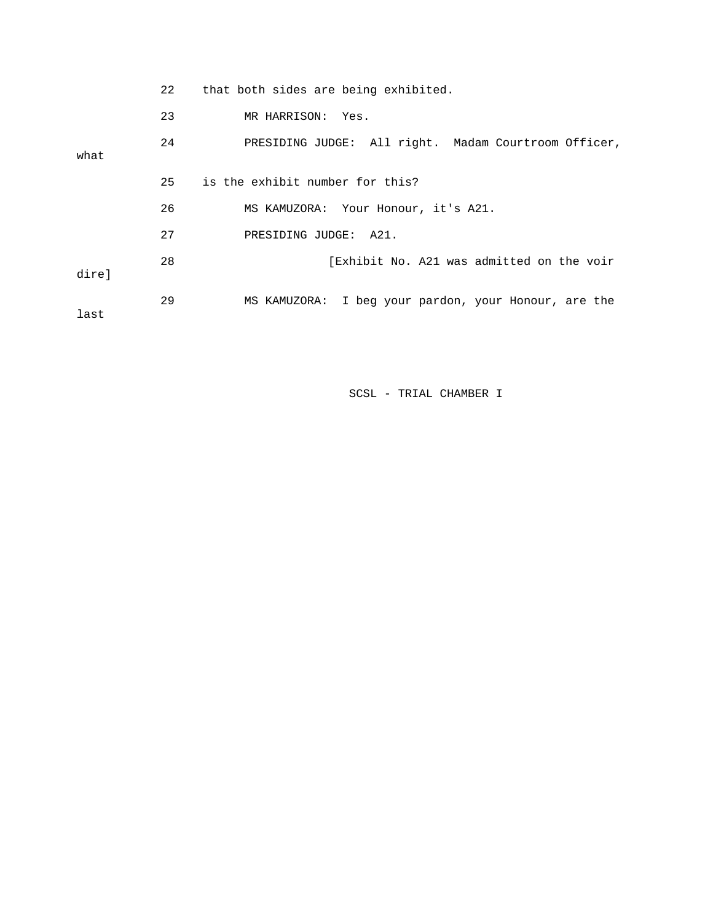22 that both sides are being exhibited.

23 MR HARRISON: Yes.

24 PRESIDING JUDGE: All right. Madam Courtroom Officer, what

25 is the exhibit number for this?

26 MS KAMUZORA: Your Honour, it's A21.

27 PRESIDING JUDGE: A21.

28 [Exhibit No. A21 was admitted on the voir dire]

29 MS KAMUZORA: I beg your pardon, your Honour, are the last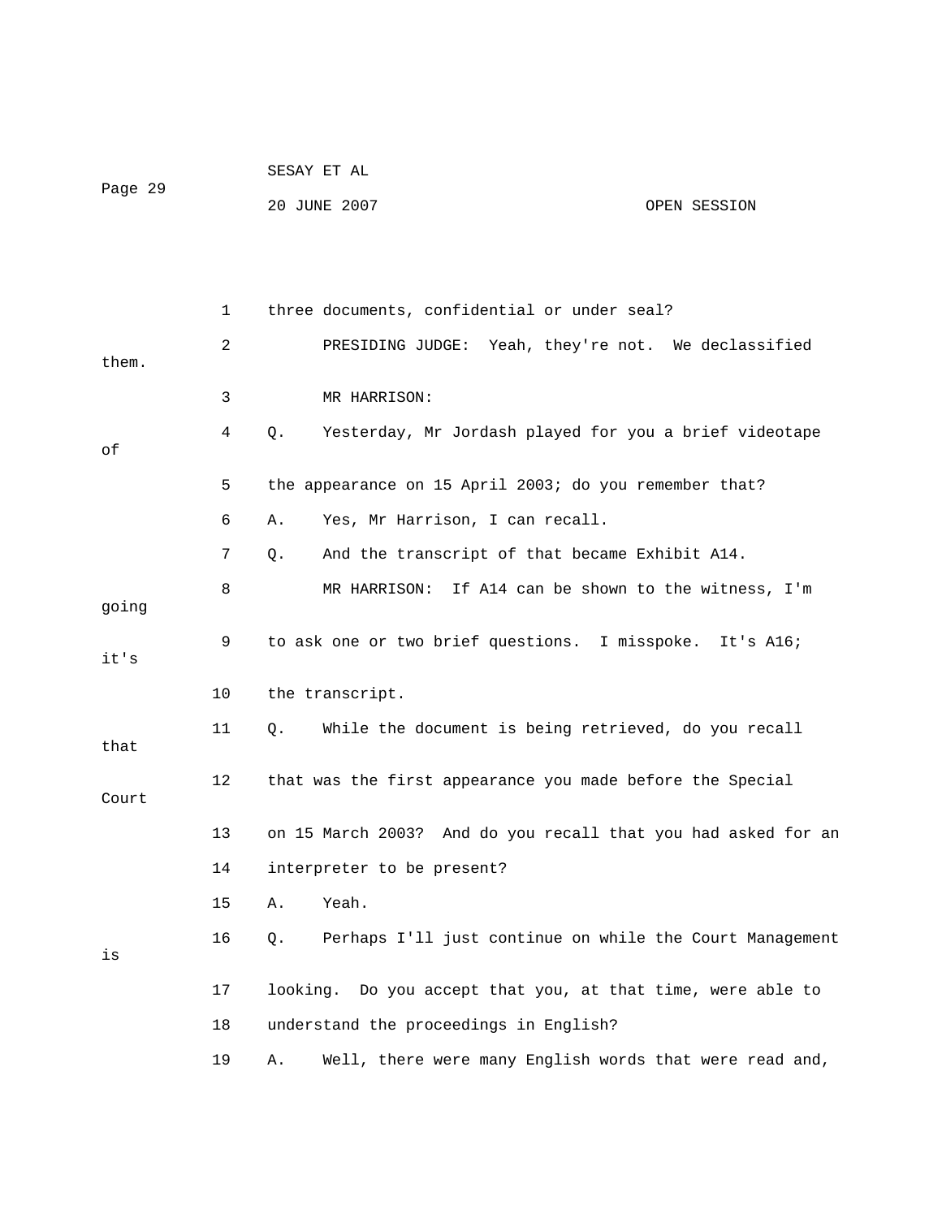1 three documents, confidential or under seal?

2 PRESIDING JUDGE: Yeah, they're not. We declassified them.

3 MR HARRISON:

4 Q. Yesterday, Mr Jordash played for you a brief videotape of

5 the appearance on 15 April 2003; do you remember that?

6 A. Yes, Mr Harrison, I can recall.

7 Q. And the transcript of that became Exhibit A14.

8 MR HARRISON: If A14 can be shown to the witness, I'm going

9 to ask one or two brief questions. I misspoke. It's A16; it's

10 the transcript.

11 Q. While the document is being retrieved, do you recall that

12 that was the first appearance you made before the Special Court

13 on 15 March 2003? And do you recall that you had asked for an

14 interpreter to be present?

15 A. Yeah.

16 Q. Perhaps I'll just continue on while the Court Management is

17 looking. Do you accept that you, at that time, were able to

18 understand the proceedings in English?

19 A. Well, there were many English words that were read and,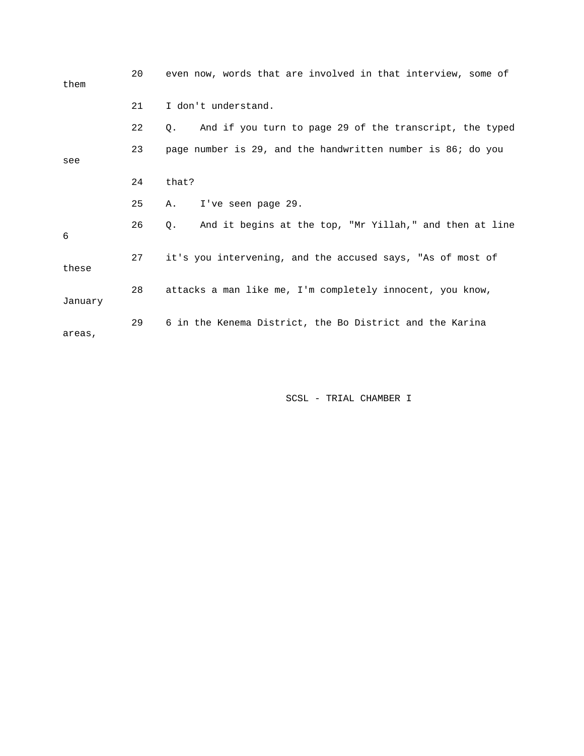20 even now, words that are involved in that interview, some of them

21 I don't understand.

22 Q. And if you turn to page 29 of the transcript, the typed

23 page number is 29, and the handwritten number is 86; do you see

24 that?

25 A. I've seen page 29.

26 Q. And it begins at the top, "Mr Yillah," and then at line 6

27 it's you intervening, and the accused says, "As of most of these

28 attacks a man like me, I'm completely innocent, you know, January

29 6 in the Kenema District, the Bo District and the Karina areas,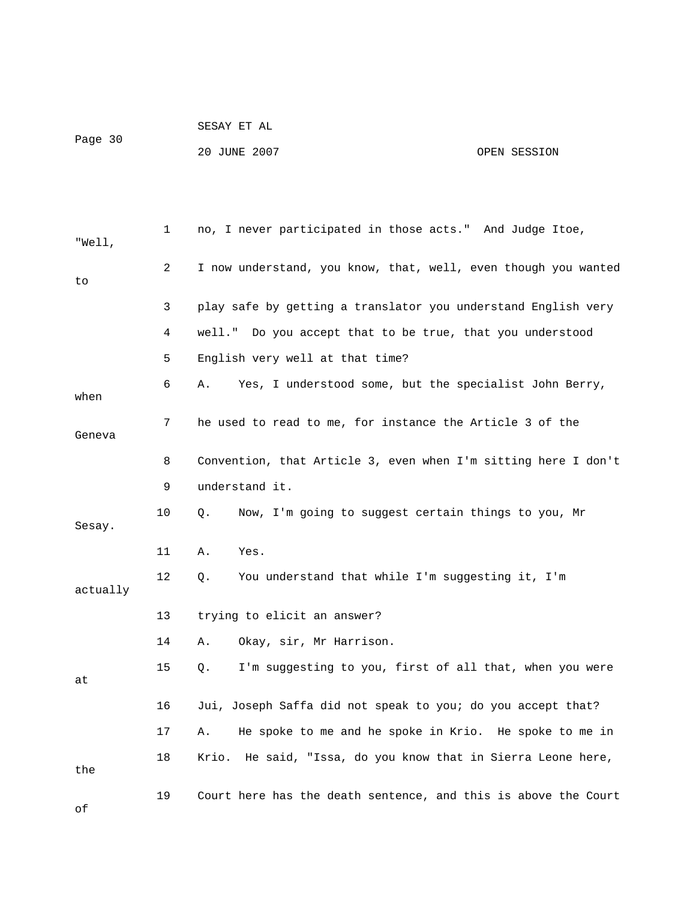1 no, I never participated in those acts." And Judge Itoe, "Well,

2 I now understand, you know, that, well, even though you wanted to

3 play safe by getting a translator you understand English very

4 well." Do you accept that to be true, that you understood

5 English very well at that time?

6 A. Yes, I understood some, but the specialist John Berry, when

7 he used to read to me, for instance the Article 3 of the Geneva

8 Convention, that Article 3, even when I'm sitting here I don't

9 understand it.

10 Q. Now, I'm going to suggest certain things to you, Mr Sesay.

11 A. Yes.

12 Q. You understand that while I'm suggesting it, I'm actually

13 trying to elicit an answer?

14 A. Okay, sir, Mr Harrison.

15 Q. I'm suggesting to you, first of all that, when you were at

16 Jui, Joseph Saffa did not speak to you; do you accept that?

17 A. He spoke to me and he spoke in Krio. He spoke to me in

18 Krio. He said, "Issa, do you know that in Sierra Leone here, the

19 Court here has the death sentence, and this is above the Court of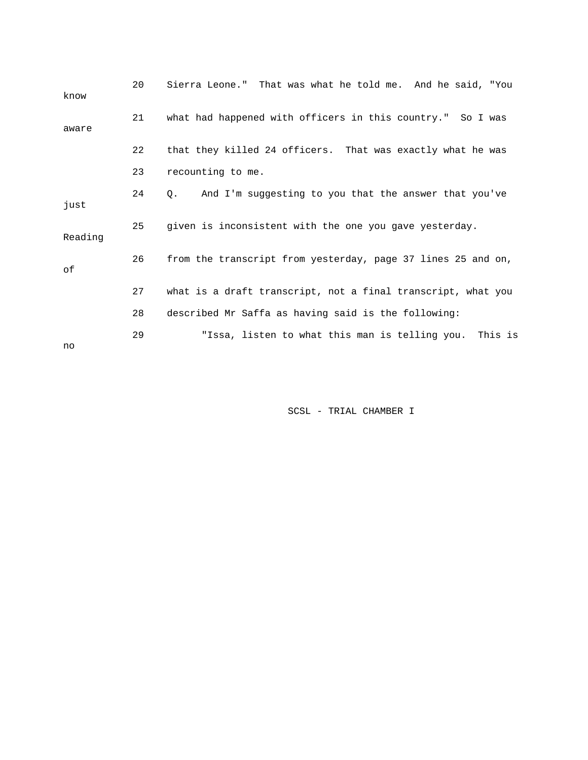20 Sierra Leone." That was what he told me. And he said, "You know

21 what had happened with officers in this country." So I was aware

22 that they killed 24 officers. That was exactly what he was

23 recounting to me.

24 Q. And I'm suggesting to you that the answer that you've just

25 given is inconsistent with the one you gave yesterday. Reading

26 from the transcript from yesterday, page 37 lines 25 and on, of

27 what is a draft transcript, not a final transcript, what you

28 described Mr Saffa as having said is the following:

29 "Issa, listen to what this man is telling you. This is no

SCSL - TRIAL CHAMBER I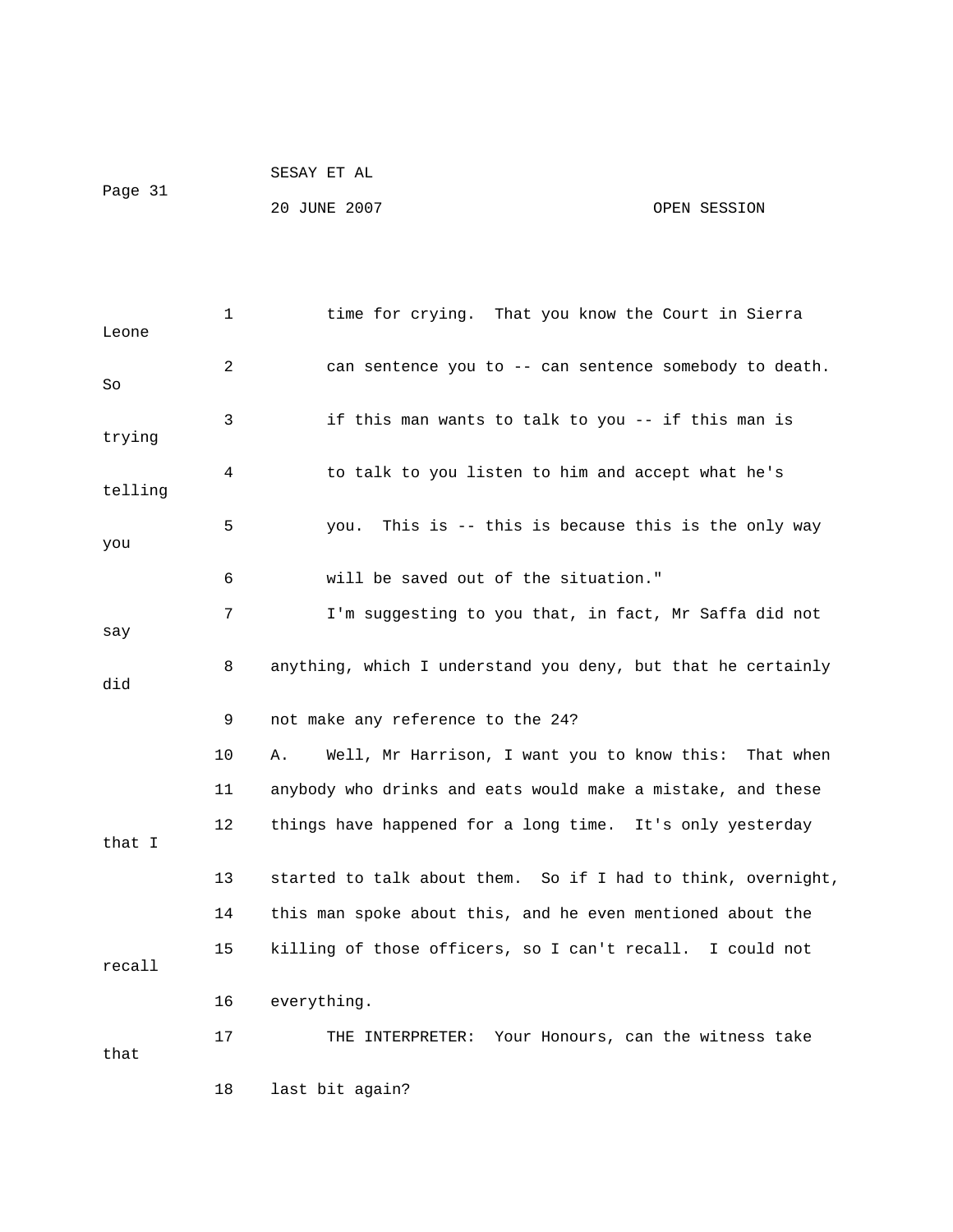time for crying. That you know the Court in Sierra Leone can sentence you to -- can sentence somebody to death. So if this man wants to talk to you -- if this man is trying to talk to you listen to him and accept what he's telling you. This is -- this is because this is the only way you will be saved out of the situation."

I'm suggesting to you that, in fact, Mr Saffa did not say anything, which I understand you deny, but that he certainly did not make any reference to the 24?

A. Well, Mr Harrison, I want you to know this: That when anybody who drinks and eats would make a mistake, and these things have happened for a long time. It's only yesterday that I started to talk about them. So if I had to think, overnight, this man spoke about this, and he even mentioned about the killing of those officers, so I can't recall. I could not recall everything.

THE INTERPRETER: Your Honours, can the witness take that last bit again?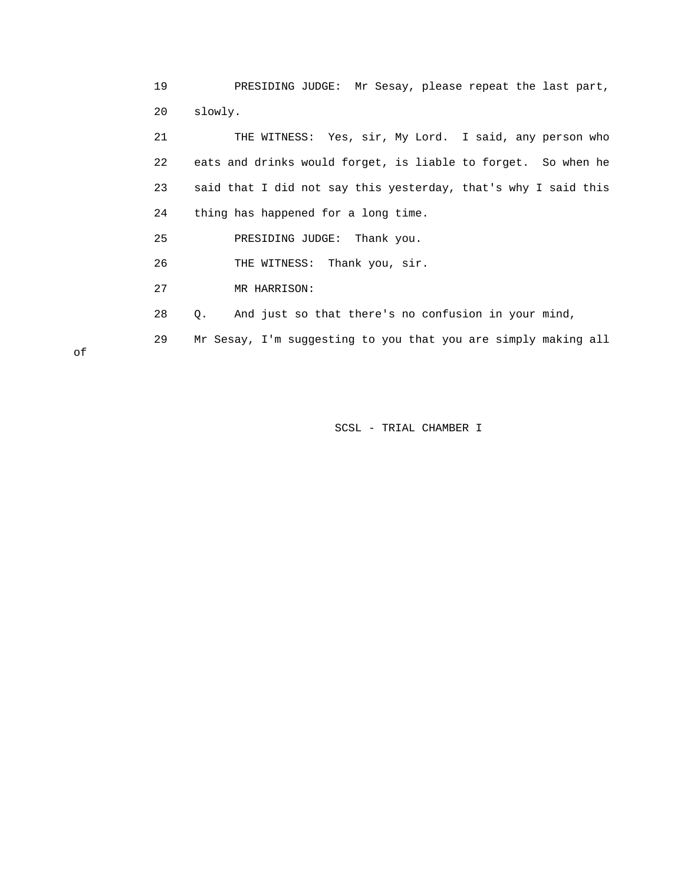19 PRESIDING JUDGE: Mr Sesay, please repeat the last part,
20 slowly.
21 THE WITNESS: Yes, sir, My Lord. I said, any person who
22 eats and drinks would forget, is liable to forget. So when he
23 said that I did not say this yesterday, that's why I said this
24 thing has happened for a long time.
25 PRESIDING JUDGE: Thank you.
26 THE WITNESS: Thank you, sir.
27 MR HARRISON:
28 Q. And just so that there's no confusion in your mind,
29 Mr Sesay, I'm suggesting to you that you are simply making all
of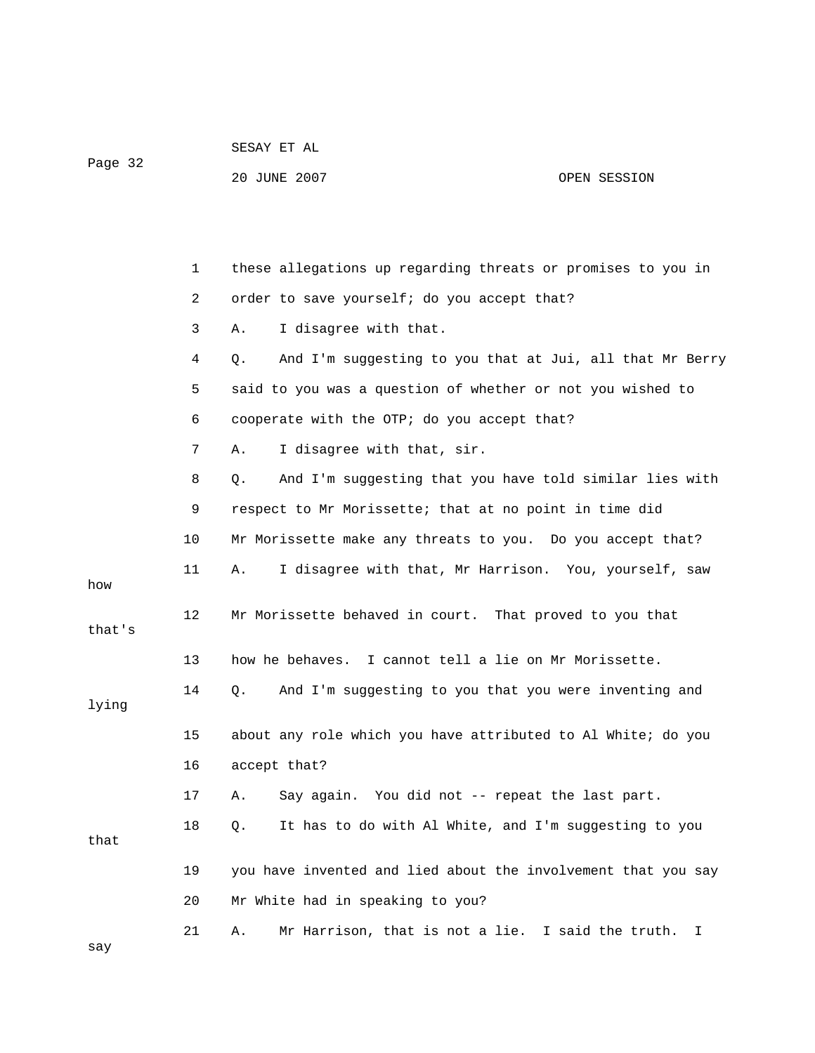1 these allegations up regarding threats or promises to you in

2 order to save yourself; do you accept that?

3 A. I disagree with that.

4 Q. And I'm suggesting to you that at Jui, all that Mr Berry

5 said to you was a question of whether or not you wished to

6 cooperate with the OTP; do you accept that?

7 A. I disagree with that, sir.

8 Q. And I'm suggesting that you have told similar lies with

9 respect to Mr Morissette; that at no point in time did

10 Mr Morissette make any threats to you. Do you accept that?

11 A. I disagree with that, Mr Harrison. You, yourself, saw how

12 Mr Morissette behaved in court. That proved to you that that's

13 how he behaves. I cannot tell a lie on Mr Morissette.

14 Q. And I'm suggesting to you that you were inventing and lying

15 about any role which you have attributed to Al White; do you

16 accept that?

17 A. Say again. You did not -- repeat the last part.

18 Q. It has to do with Al White, and I'm suggesting to you that

19 you have invented and lied about the involvement that you say

20 Mr White had in speaking to you?

21 A. Mr Harrison, that is not a lie. I said the truth. I say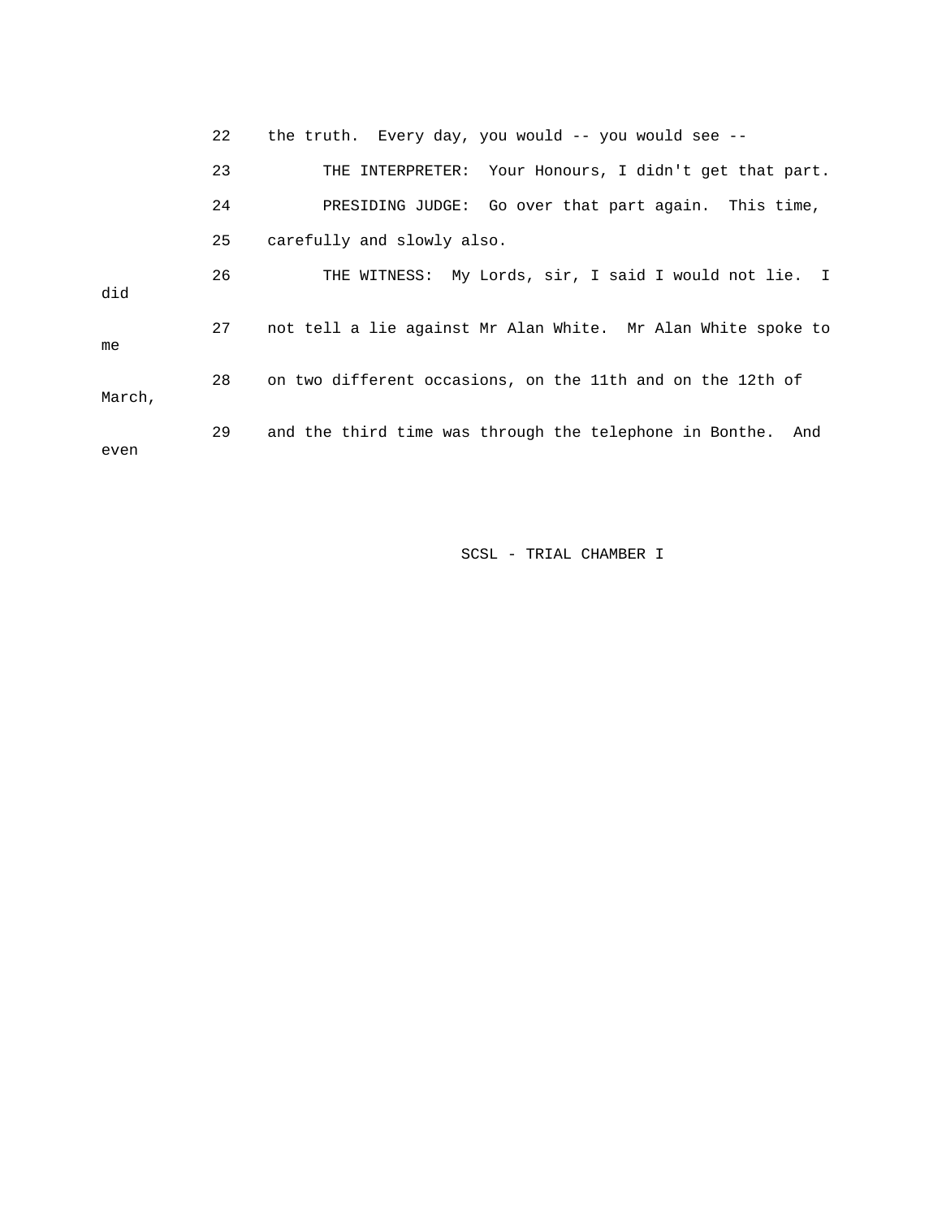22 the truth. Every day, you would -- you would see --

23 THE INTERPRETER: Your Honours, I didn't get that part.

24 PRESIDING JUDGE: Go over that part again. This time,

25 carefully and slowly also.

26 THE WITNESS: My Lords, sir, I said I would not lie. I did

27 not tell a lie against Mr Alan White. Mr Alan White spoke to me

28 on two different occasions, on the 11th and on the 12th of March,

29 and the third time was through the telephone in Bonthe. And even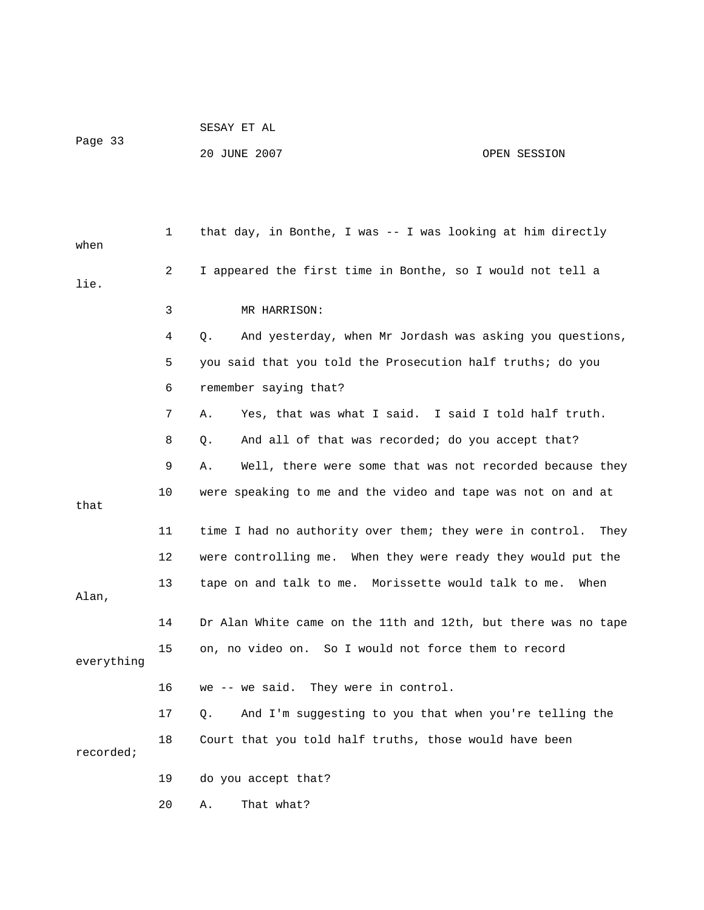that day, in Bonthe, I was -- I was looking at him directly when I appeared the first time in Bonthe, so I would not tell a lie.

MR HARRISON:

Q. And yesterday, when Mr Jordash was asking you questions, you said that you told the Prosecution half truths; do you remember saying that?

A. Yes, that was what I said. I said I told half truth.

Q. And all of that was recorded; do you accept that?

A. Well, there were some that was not recorded because they were speaking to me and the video and tape was not on and at that time I had no authority over them; they were in control. They were controlling me. When they were ready they would put the tape on and talk to me. Morissette would talk to me. When Alan, Dr Alan White came on the 11th and 12th, but there was no tape on, no video on. So I would not force them to record everything we -- we said. They were in control.

Q. And I'm suggesting to you that when you're telling the Court that you told half truths, those would have been recorded; do you accept that?

A. That what?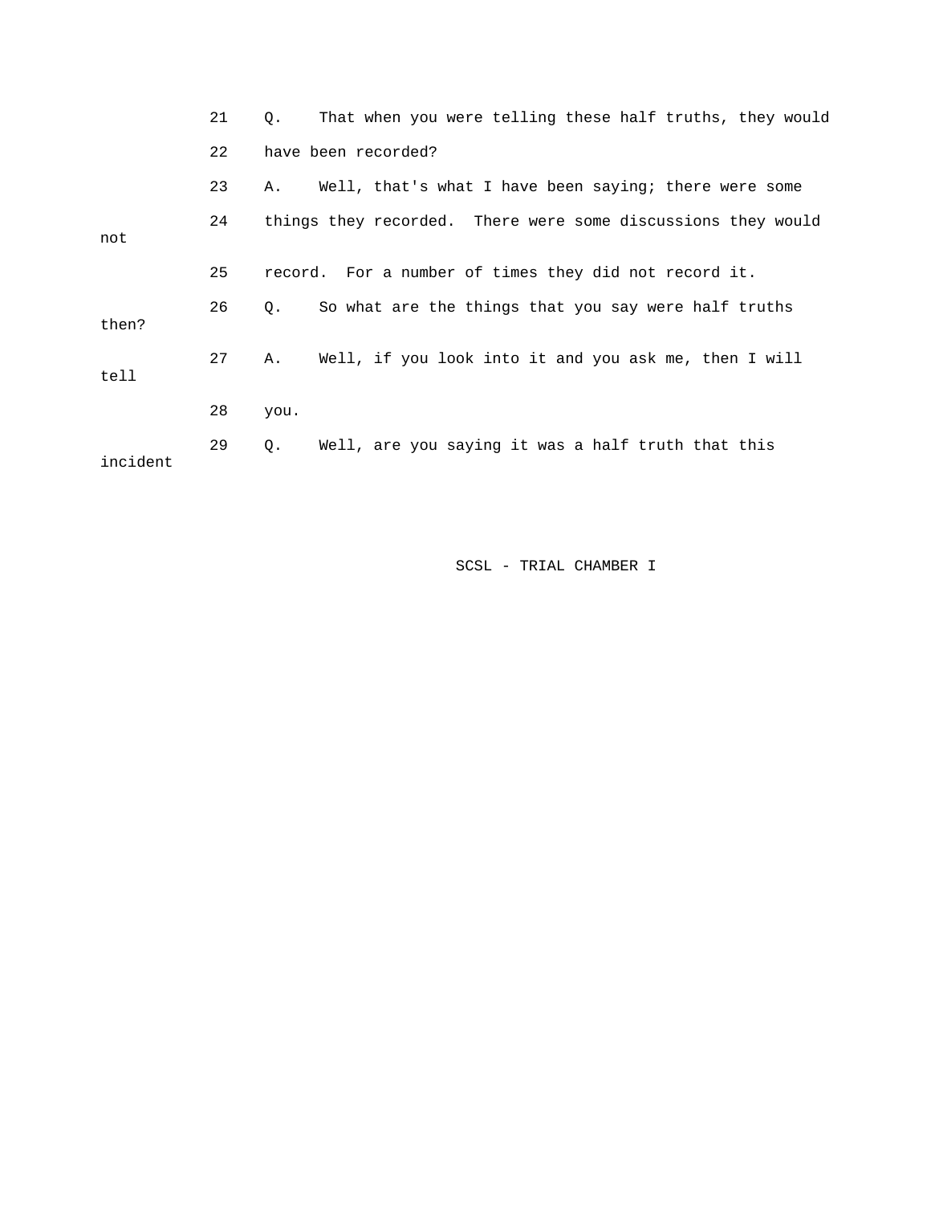21 Q. That when you were telling these half truths, they would

22 have been recorded?

23 A. Well, that's what I have been saying; there were some

24 things they recorded. There were some discussions they would not

25 record. For a number of times they did not record it.

26 Q. So what are the things that you say were half truths then?

27 A. Well, if you look into it and you ask me, then I will tell

28 you.

29 Q. Well, are you saying it was a half truth that this incident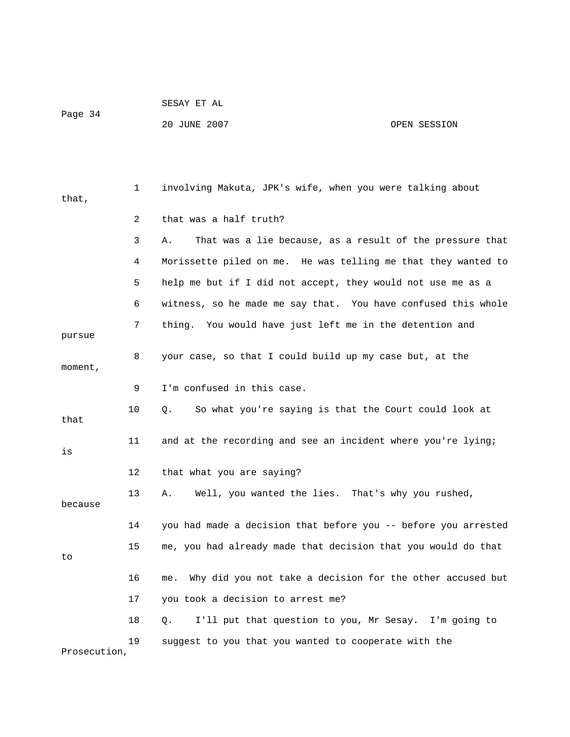1 involving Makuta, JPK's wife, when you were talking about that,

2 that was a half truth?

3 A. That was a lie because, as a result of the pressure that

4 Morissette piled on me. He was telling me that they wanted to

5 help me but if I did not accept, they would not use me as a

6 witness, so he made me say that. You have confused this whole

7 thing. You would have just left me in the detention and pursue

8 your case, so that I could build up my case but, at the moment,

9 I'm confused in this case.

10 Q. So what you're saying is that the Court could look at that

11 and at the recording and see an incident where you're lying; is

12 that what you are saying?

13 A. Well, you wanted the lies. That's why you rushed, because

14 you had made a decision that before you -- before you arrested

15 me, you had already made that decision that you would do that to

16 me. Why did you not take a decision for the other accused but

17 you took a decision to arrest me?

18 Q. I'll put that question to you, Mr Sesay. I'm going to

19 suggest to you that you wanted to cooperate with the Prosecution,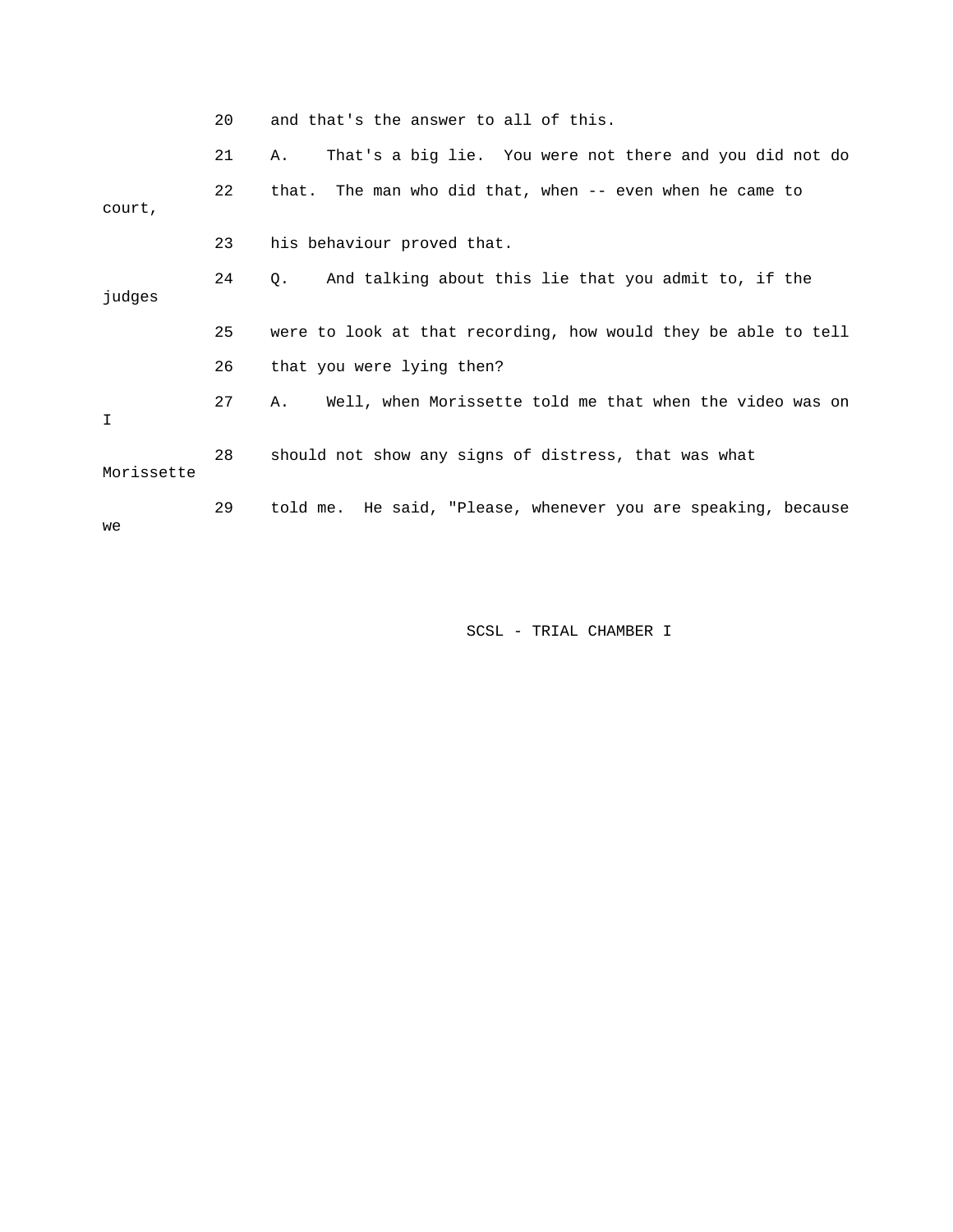20 and that's the answer to all of this.

21 A. That's a big lie. You were not there and you did not do

22 that. The man who did that, when -- even when he came to court,

23 his behaviour proved that.

24 Q. And talking about this lie that you admit to, if the judges

25 were to look at that recording, how would they be able to tell

26 that you were lying then?

27 A. Well, when Morissette told me that when the video was on I

28 should not show any signs of distress, that was what Morissette

29 told me. He said, "Please, whenever you are speaking, because we

SCSL - TRIAL CHAMBER I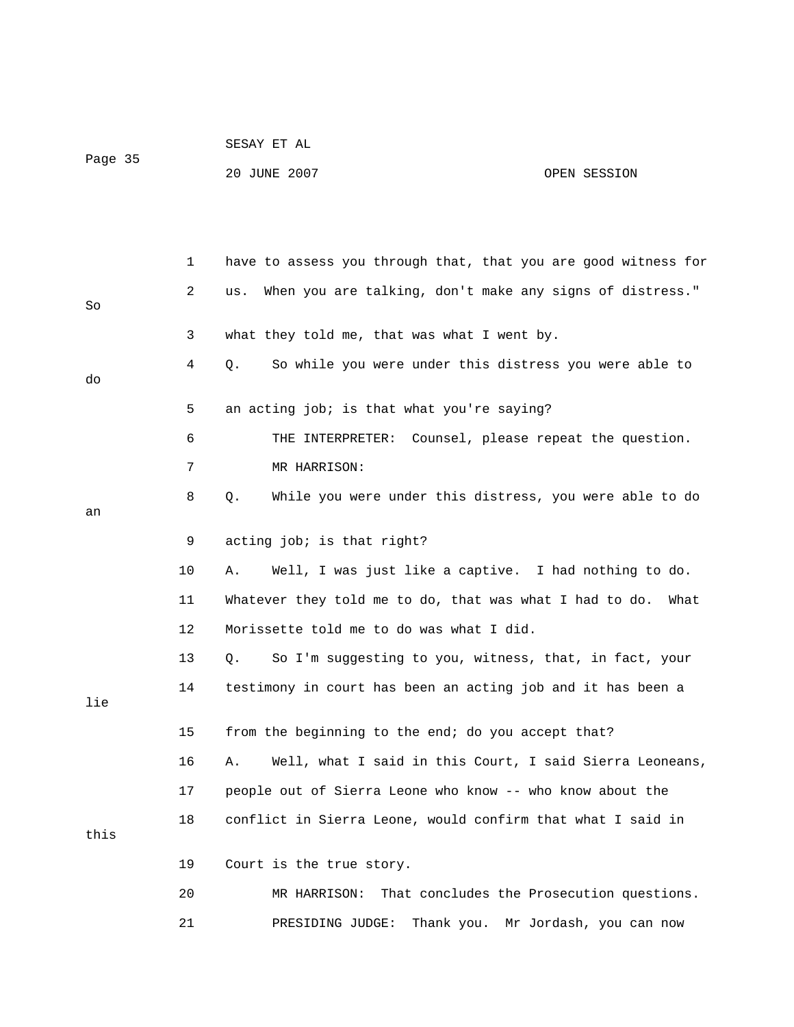1 have to assess you through that, that you are good witness for

2 us. When you are talking, don't make any signs of distress." So

3 what they told me, that was what I went by.

4 Q. So while you were under this distress you were able to do

5 an acting job; is that what you're saying?

6 THE INTERPRETER: Counsel, please repeat the question.

7 MR HARRISON:

8 Q. While you were under this distress, you were able to do an

9 acting job; is that right?

10 A. Well, I was just like a captive. I had nothing to do.

11 Whatever they told me to do, that was what I had to do. What

12 Morissette told me to do was what I did.

13 Q. So I'm suggesting to you, witness, that, in fact, your

14 testimony in court has been an acting job and it has been a lie

15 from the beginning to the end; do you accept that?

16 A. Well, what I said in this Court, I said Sierra Leoneans,

17 people out of Sierra Leone who know -- who know about the

18 conflict in Sierra Leone, would confirm that what I said in this

19 Court is the true story.

20 MR HARRISON: That concludes the Prosecution questions.

21 PRESIDING JUDGE: Thank you. Mr Jordash, you can now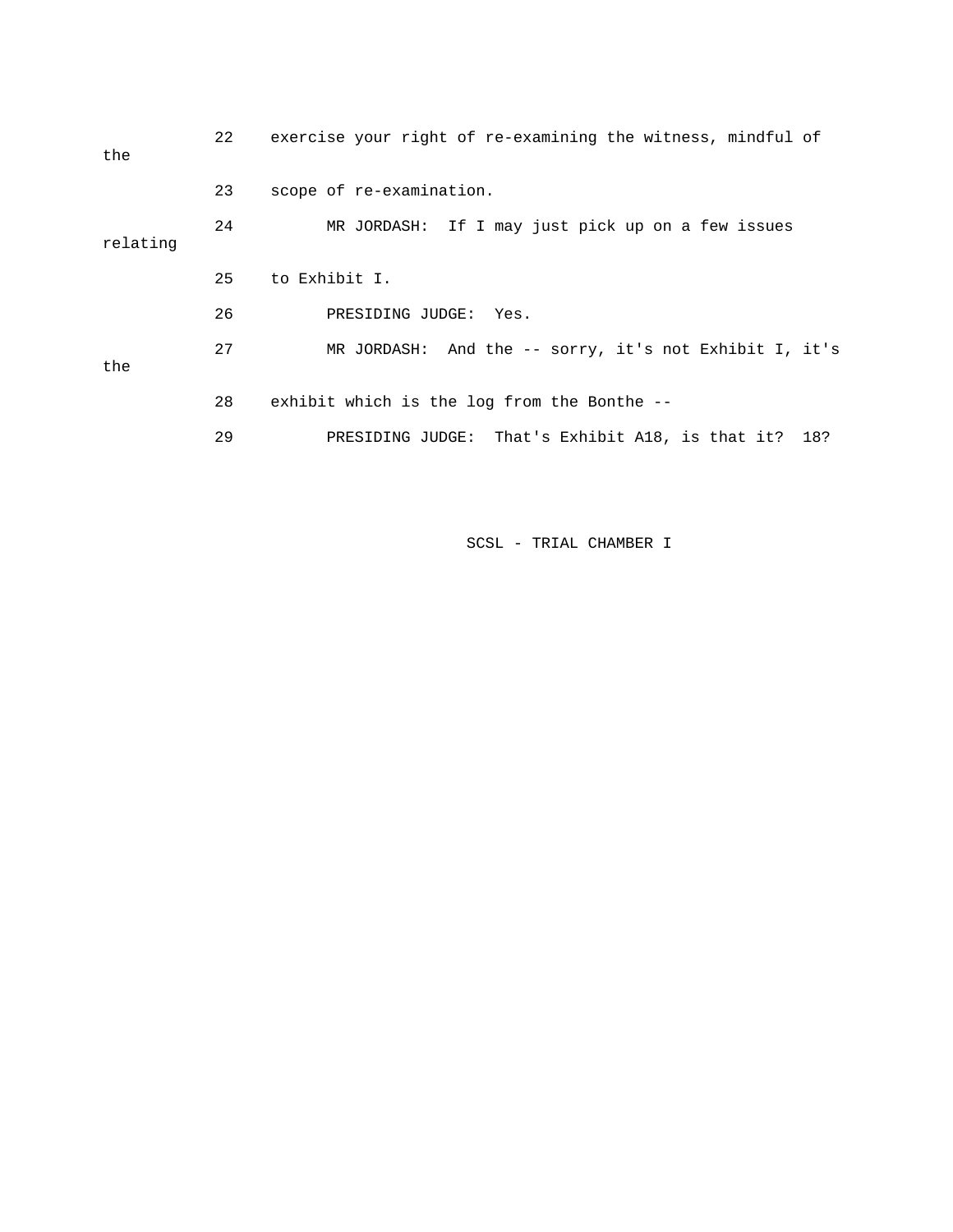22 exercise your right of re-examining the witness, mindful of the

23 scope of re-examination.

24 MR JORDASH: If I may just pick up on a few issues relating

25 to Exhibit I.

26 PRESIDING JUDGE: Yes.

27 MR JORDASH: And the -- sorry, it's not Exhibit I, it's the

28 exhibit which is the log from the Bonthe --

29 PRESIDING JUDGE: That's Exhibit A18, is that it? 18?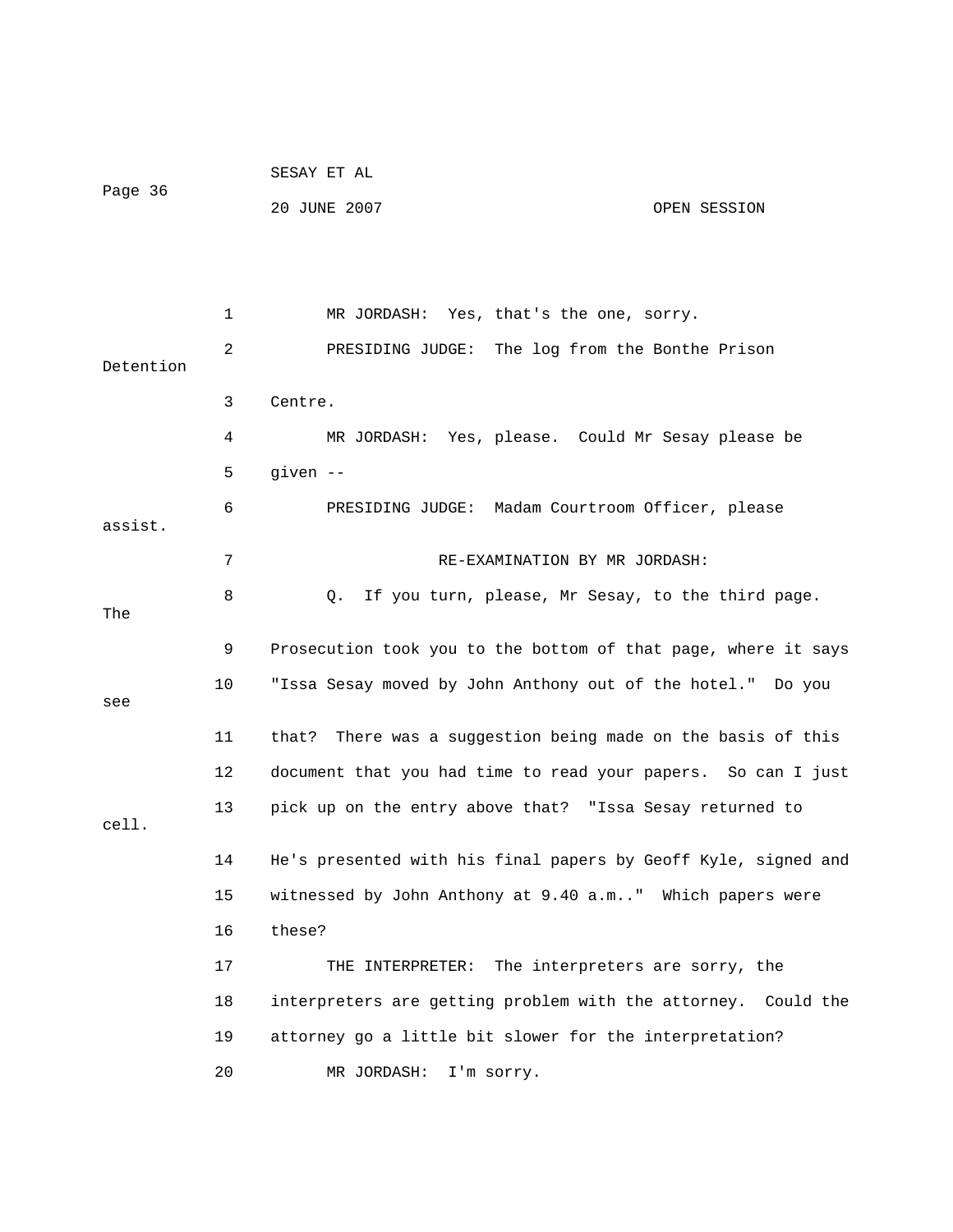MR JORDASH: Yes, that's the one, sorry.

PRESIDING JUDGE: The log from the Bonthe Prison Detention Centre.

MR JORDASH: Yes, please. Could Mr Sesay please be given --

PRESIDING JUDGE: Madam Courtroom Officer, please assist.

RE-EXAMINATION BY MR JORDASH:

Q. If you turn, please, Mr Sesay, to the third page. The Prosecution took you to the bottom of that page, where it says "Issa Sesay moved by John Anthony out of the hotel." Do you see that? There was a suggestion being made on the basis of this document that you had time to read your papers. So can I just pick up on the entry above that? "Issa Sesay returned to cell. He's presented with his final papers by Geoff Kyle, signed and witnessed by John Anthony at 9.40 a.m.." Which papers were these?

THE INTERPRETER: The interpreters are sorry, the interpreters are getting problem with the attorney. Could the attorney go a little bit slower for the interpretation?

MR JORDASH: I'm sorry.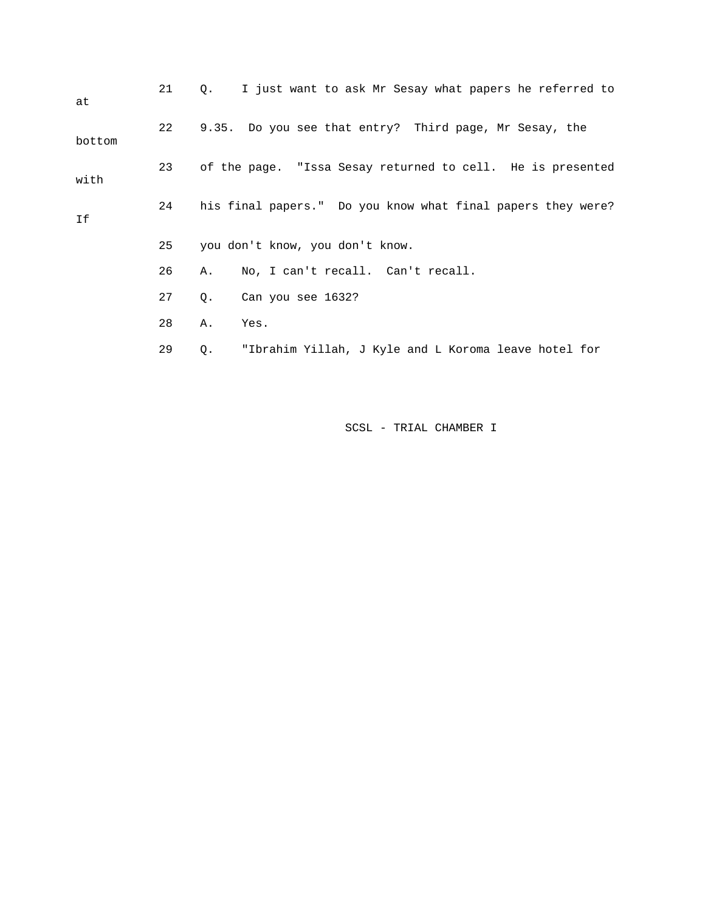21 Q. I just want to ask Mr Sesay what papers he referred to at

22 9.35. Do you see that entry? Third page, Mr Sesay, the bottom

23 of the page. "Issa Sesay returned to cell. He is presented with

24 his final papers." Do you know what final papers they were? If

25 you don't know, you don't know.

26 A. No, I can't recall. Can't recall.

27 Q. Can you see 1632?

28 A. Yes.

29 Q. "Ibrahim Yillah, J Kyle and L Koroma leave hotel for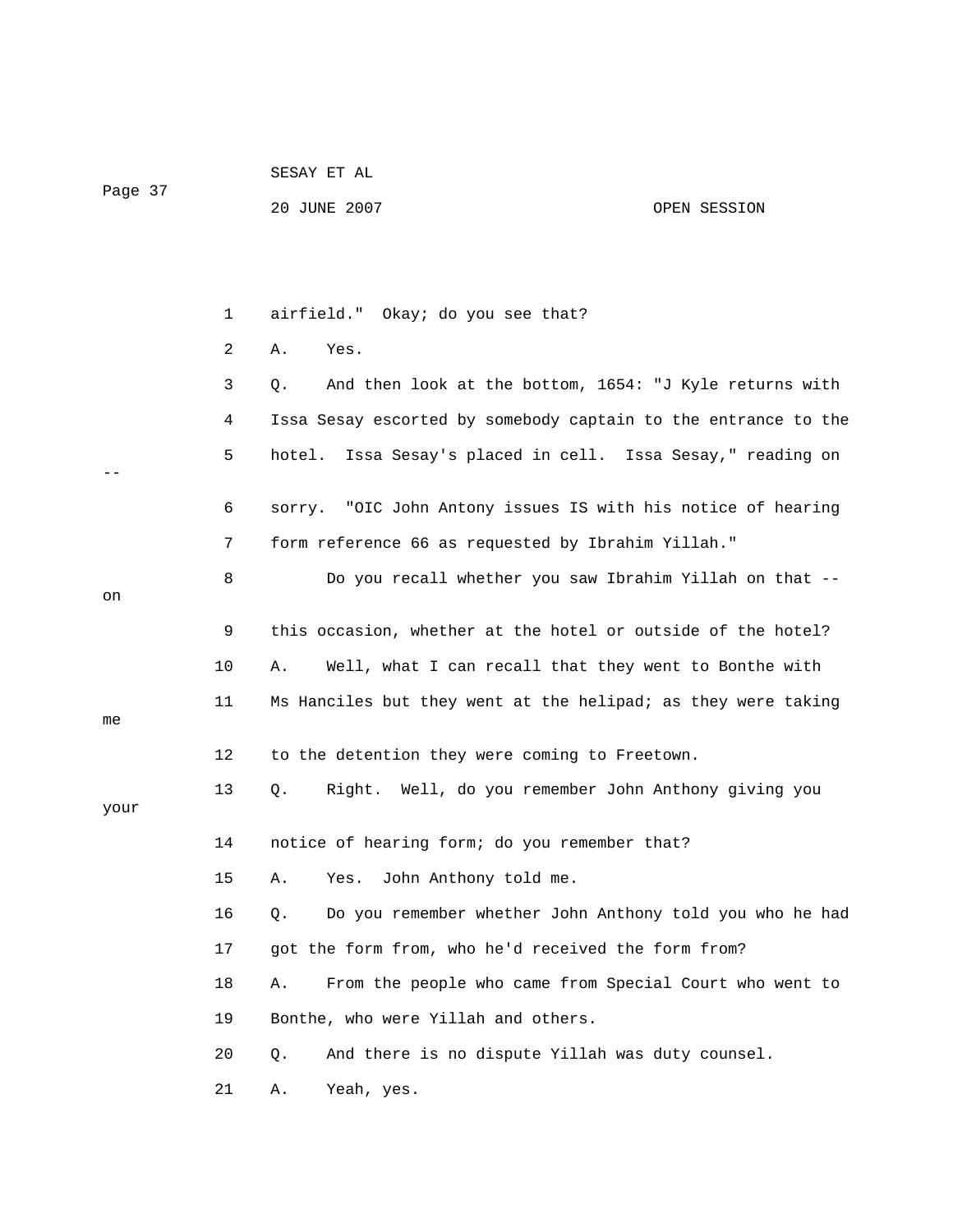1 airfield." Okay; do you see that?

2 A. Yes.

3 Q. And then look at the bottom, 1654: "J Kyle returns with

4 Issa Sesay escorted by somebody captain to the entrance to the

5 hotel. Issa Sesay's placed in cell. Issa Sesay," reading on --

6 sorry. "OIC John Antony issues IS with his notice of hearing

7 form reference 66 as requested by Ibrahim Yillah."

8 Do you recall whether you saw Ibrahim Yillah on that -- on

9 this occasion, whether at the hotel or outside of the hotel?

10 A. Well, what I can recall that they went to Bonthe with

11 Ms Hanciles but they went at the helipad; as they were taking me

12 to the detention they were coming to Freetown.

13 Q. Right. Well, do you remember John Anthony giving you your

14 notice of hearing form; do you remember that?

15 A. Yes. John Anthony told me.

16 Q. Do you remember whether John Anthony told you who he had

17 got the form from, who he'd received the form from?

18 A. From the people who came from Special Court who went to

19 Bonthe, who were Yillah and others.

20 Q. And there is no dispute Yillah was duty counsel.

21 A. Yeah, yes.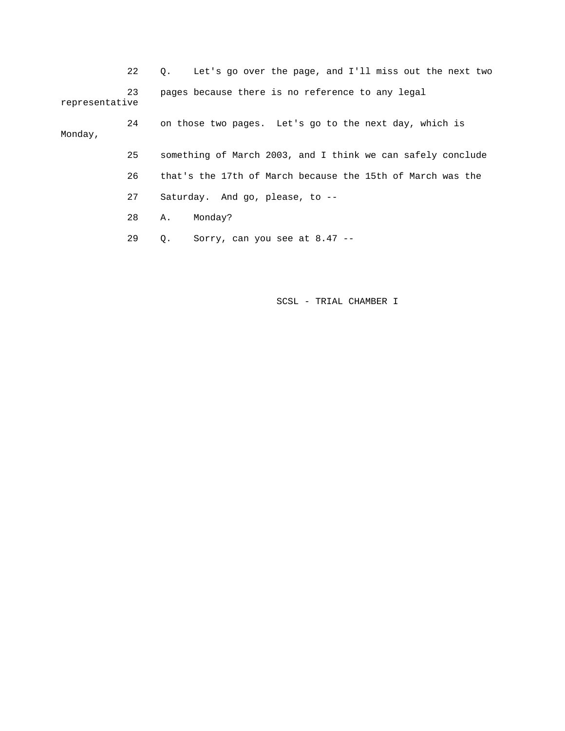22 Q. Let's go over the page, and I'll miss out the next two

23 pages because there is no reference to any legal representative

24 on those two pages. Let's go to the next day, which is Monday,

25 something of March 2003, and I think we can safely conclude

26 that's the 17th of March because the 15th of March was the

27 Saturday. And go, please, to --

28 A. Monday?

29 Q. Sorry, can you see at 8.47 --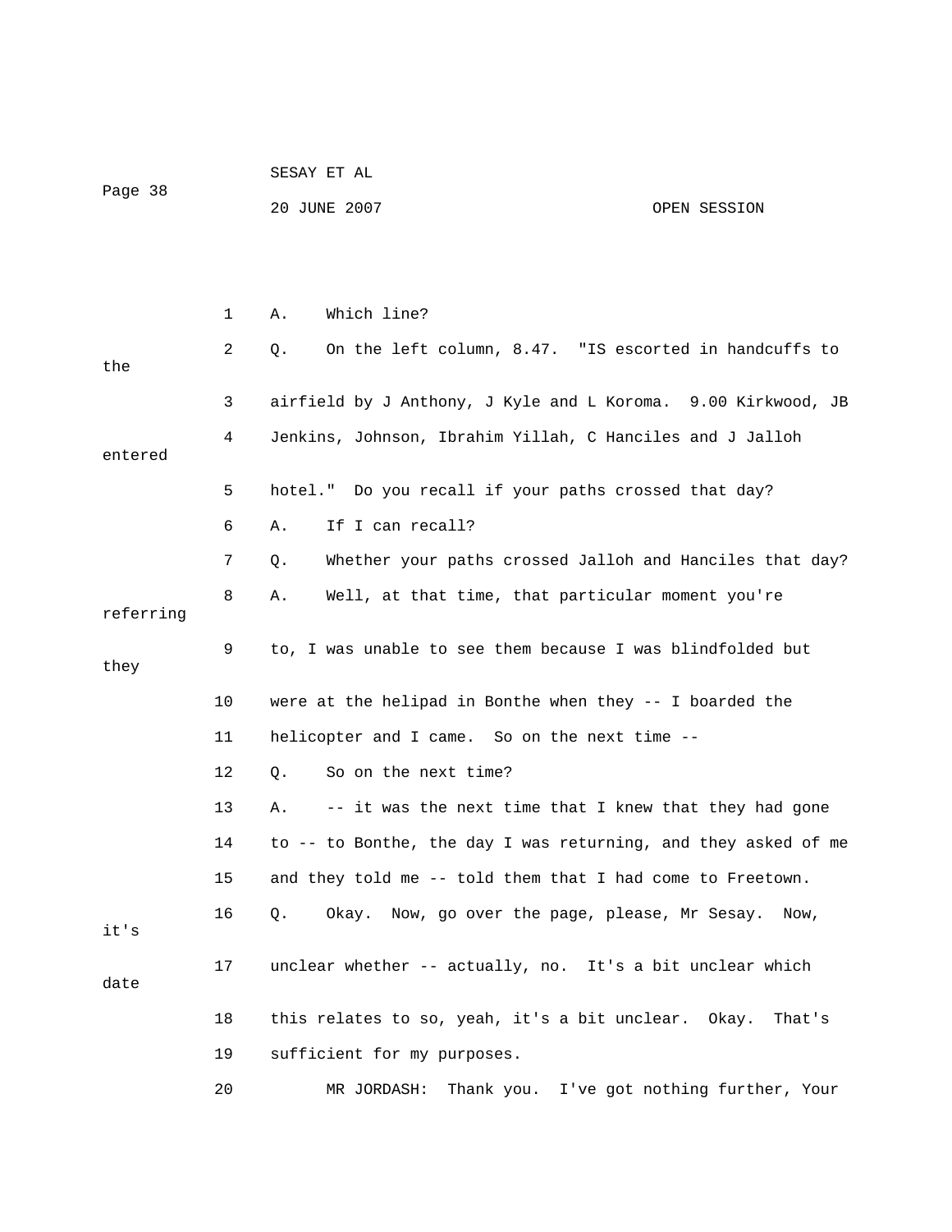1 A. Which line?

2 Q. On the left column, 8.47. "IS escorted in handcuffs to the

3 airfield by J Anthony, J Kyle and L Koroma. 9.00 Kirkwood, JB

4 Jenkins, Johnson, Ibrahim Yillah, C Hanciles and J Jalloh entered

5 hotel." Do you recall if your paths crossed that day?

6 A. If I can recall?

7 Q. Whether your paths crossed Jalloh and Hanciles that day?

8 A. Well, at that time, that particular moment you're referring

9 to, I was unable to see them because I was blindfolded but they

10 were at the helipad in Bonthe when they -- I boarded the

11 helicopter and I came. So on the next time --

12 Q. So on the next time?

13 A. -- it was the next time that I knew that they had gone

14 to -- to Bonthe, the day I was returning, and they asked of me

15 and they told me -- told them that I had come to Freetown.

16 Q. Okay. Now, go over the page, please, Mr Sesay. Now, it's

17 unclear whether -- actually, no. It's a bit unclear which date

18 this relates to so, yeah, it's a bit unclear. Okay. That's

19 sufficient for my purposes.

20 MR JORDASH: Thank you. I've got nothing further, Your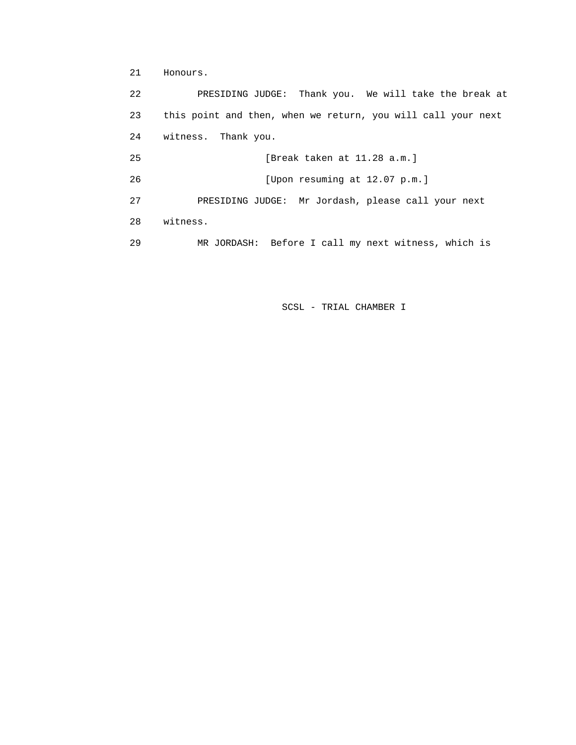21 Honours.

22 PRESIDING JUDGE: Thank you. We will take the break at

23 this point and then, when we return, you will call your next

24 witness. Thank you.

25 [Break taken at 11.28 a.m.]

26 [Upon resuming at 12.07 p.m.]

27 PRESIDING JUDGE: Mr Jordash, please call your next

28 witness.

29 MR JORDASH: Before I call my next witness, which is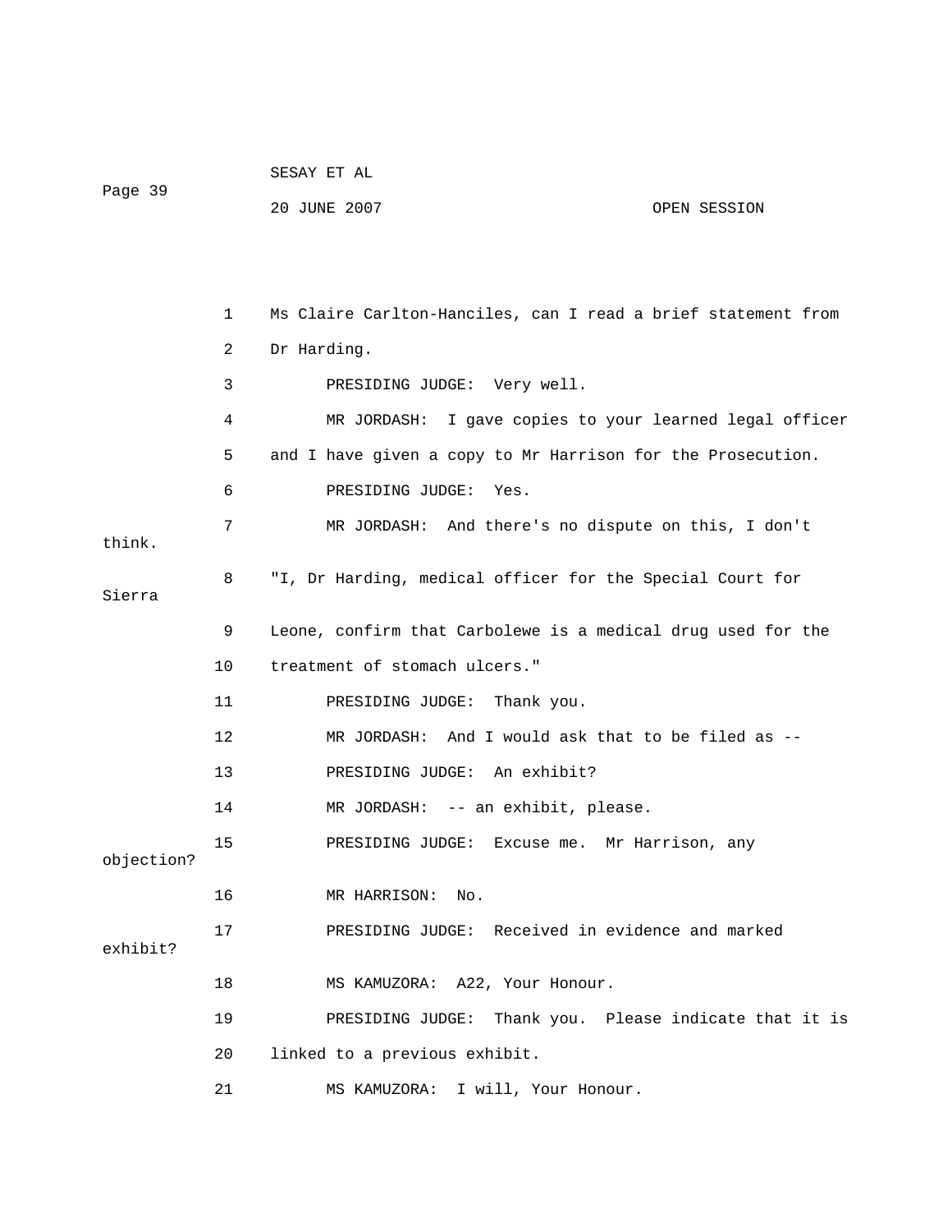Ms Claire Carlton-Hanciles, can I read a brief statement from Dr Harding.

PRESIDING JUDGE: Very well.

MR JORDASH: I gave copies to your learned legal officer and I have given a copy to Mr Harrison for the Prosecution.

PRESIDING JUDGE: Yes.

MR JORDASH: And there's no dispute on this, I don't think.

"I, Dr Harding, medical officer for the Special Court for Sierra Leone, confirm that Carbolewe is a medical drug used for the treatment of stomach ulcers."

PRESIDING JUDGE: Thank you.

MR JORDASH: And I would ask that to be filed as --

PRESIDING JUDGE: An exhibit?

MR JORDASH: -- an exhibit, please.

PRESIDING JUDGE: Excuse me. Mr Harrison, any objection?

MR HARRISON: No.

PRESIDING JUDGE: Received in evidence and marked exhibit?

MS KAMUZORA: A22, Your Honour.

PRESIDING JUDGE: Thank you. Please indicate that it is linked to a previous exhibit.

MS KAMUZORA: I will, Your Honour.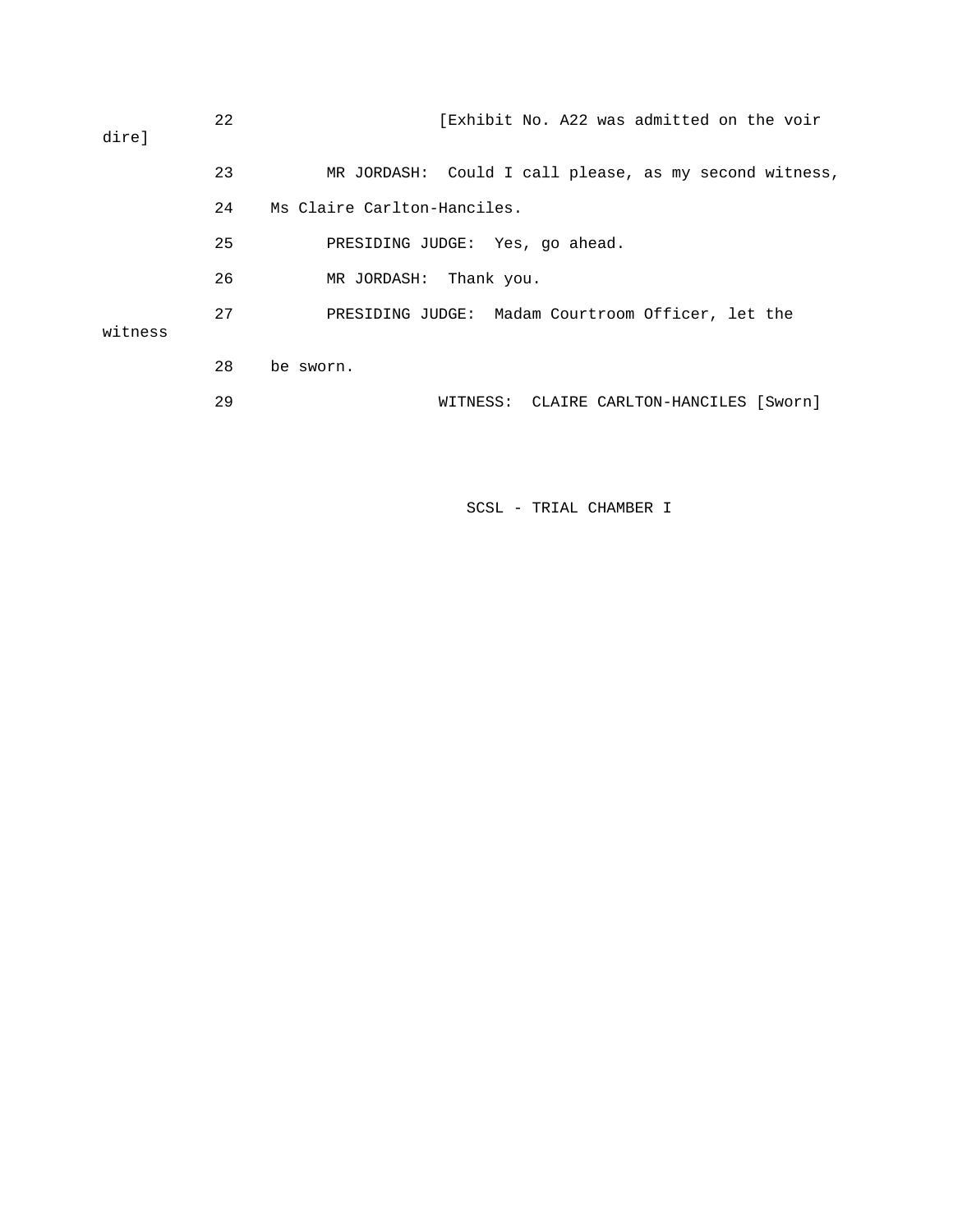22 [Exhibit No. A22 was admitted on the voir dire]

23 MR JORDASH: Could I call please, as my second witness,

24 Ms Claire Carlton-Hanciles.

25 PRESIDING JUDGE: Yes, go ahead.

26 MR JORDASH: Thank you.

27 PRESIDING JUDGE: Madam Courtroom Officer, let the witness

28 be sworn.

29 WITNESS: CLAIRE CARLTON-HANCILES [Sworn]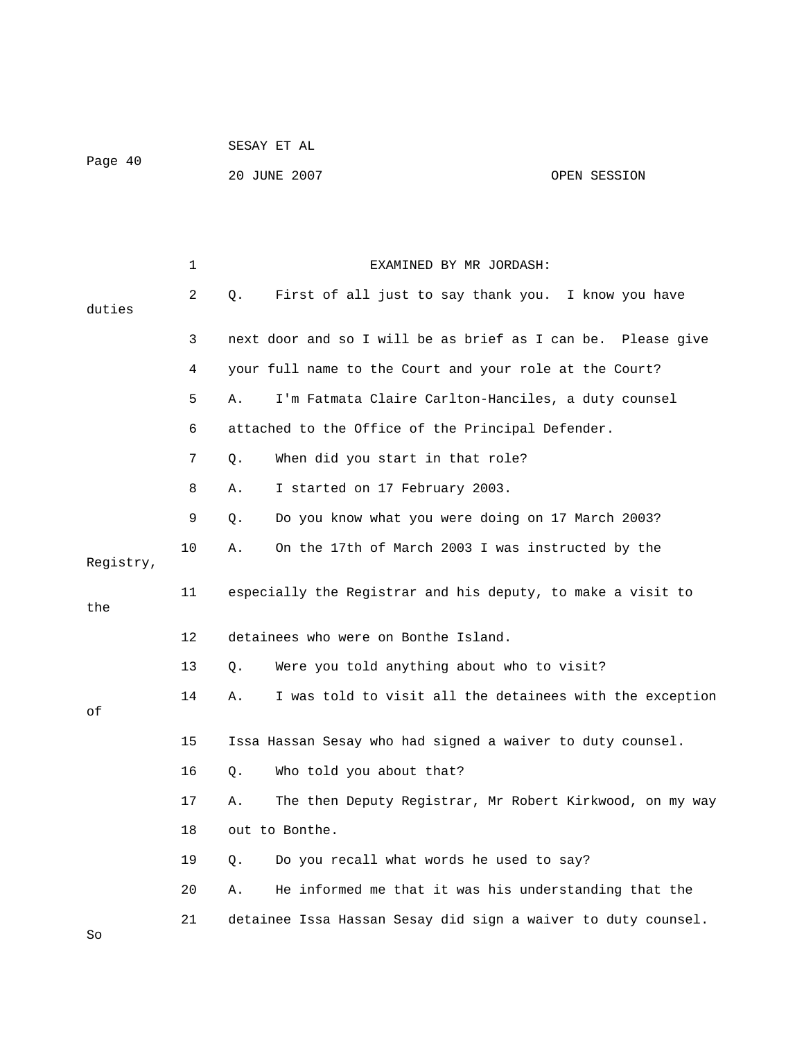EXAMINED BY MR JORDASH:

1. Q. First of all just to say thank you. I know you have duties
2. next door and so I will be as brief as I can be. Please give
3. your full name to the Court and your role at the Court?
4. A. I'm Fatmata Claire Carlton-Hanciles, a duty counsel
5. attached to the Office of the Principal Defender.
6. Q. When did you start in that role?
7. A. I started on 17 February 2003.
8. Q. Do you know what you were doing on 17 March 2003?
9. A. On the 17th of March 2003 I was instructed by the Registry,
10. especially the Registrar and his deputy, to make a visit to the
11. detainees who were on Bonthe Island.
12. Q. Were you told anything about who to visit?
13. A. I was told to visit all the detainees with the exception of
14. Issa Hassan Sesay who had signed a waiver to duty counsel.
15. Q. Who told you about that?
16. A. The then Deputy Registrar, Mr Robert Kirkwood, on my way
17. out to Bonthe.
18. Q. Do you recall what words he used to say?
19. A. He informed me that it was his understanding that the
20. detainee Issa Hassan Sesay did sign a waiver to duty counsel. So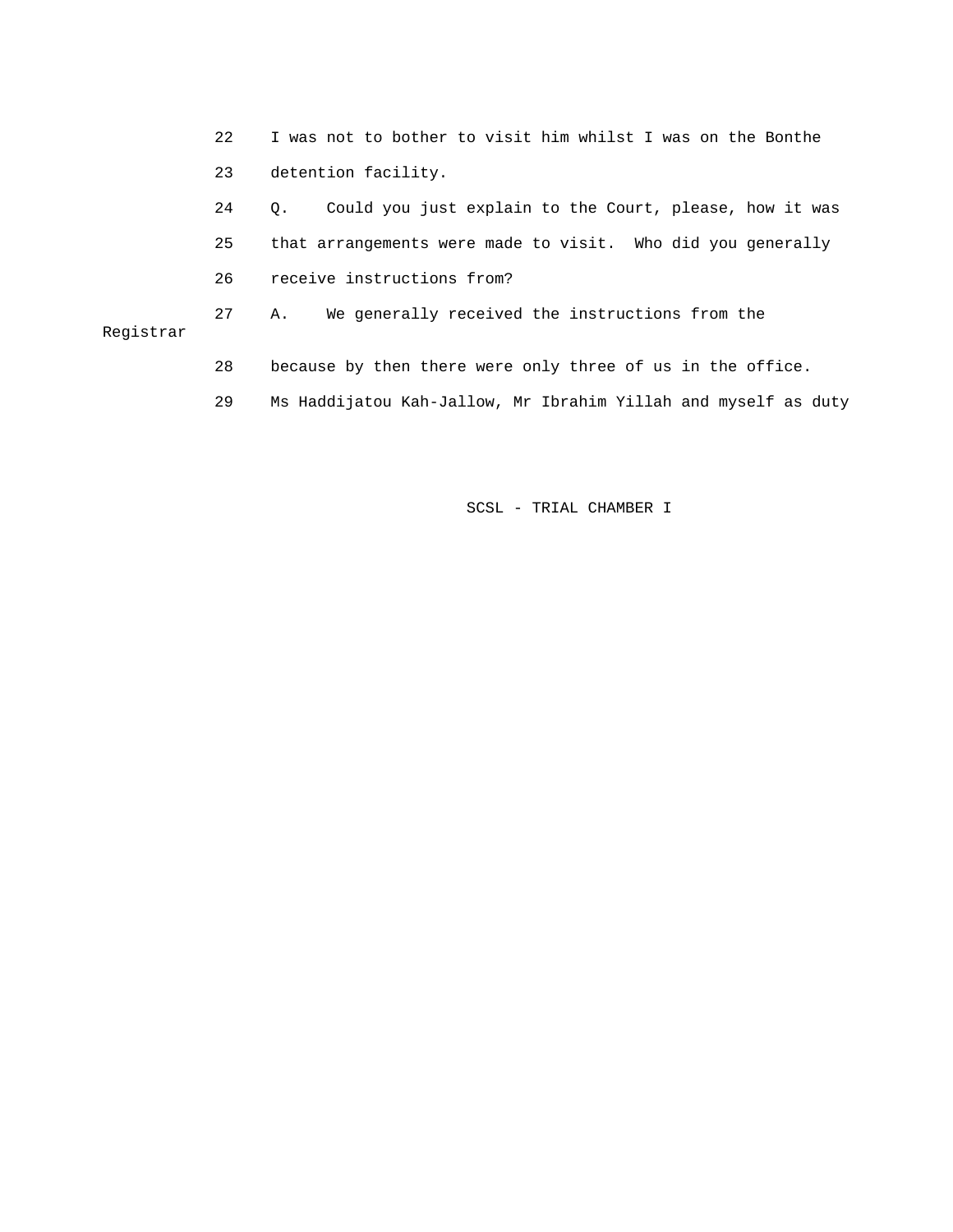22 I was not to bother to visit him whilst I was on the Bonthe

23 detention facility.

24 Q. Could you just explain to the Court, please, how it was

25 that arrangements were made to visit. Who did you generally

26 receive instructions from?

27 A. We generally received the instructions from the Registrar

28 because by then there were only three of us in the office.

29 Ms Haddijatou Kah-Jallow, Mr Ibrahim Yillah and myself as duty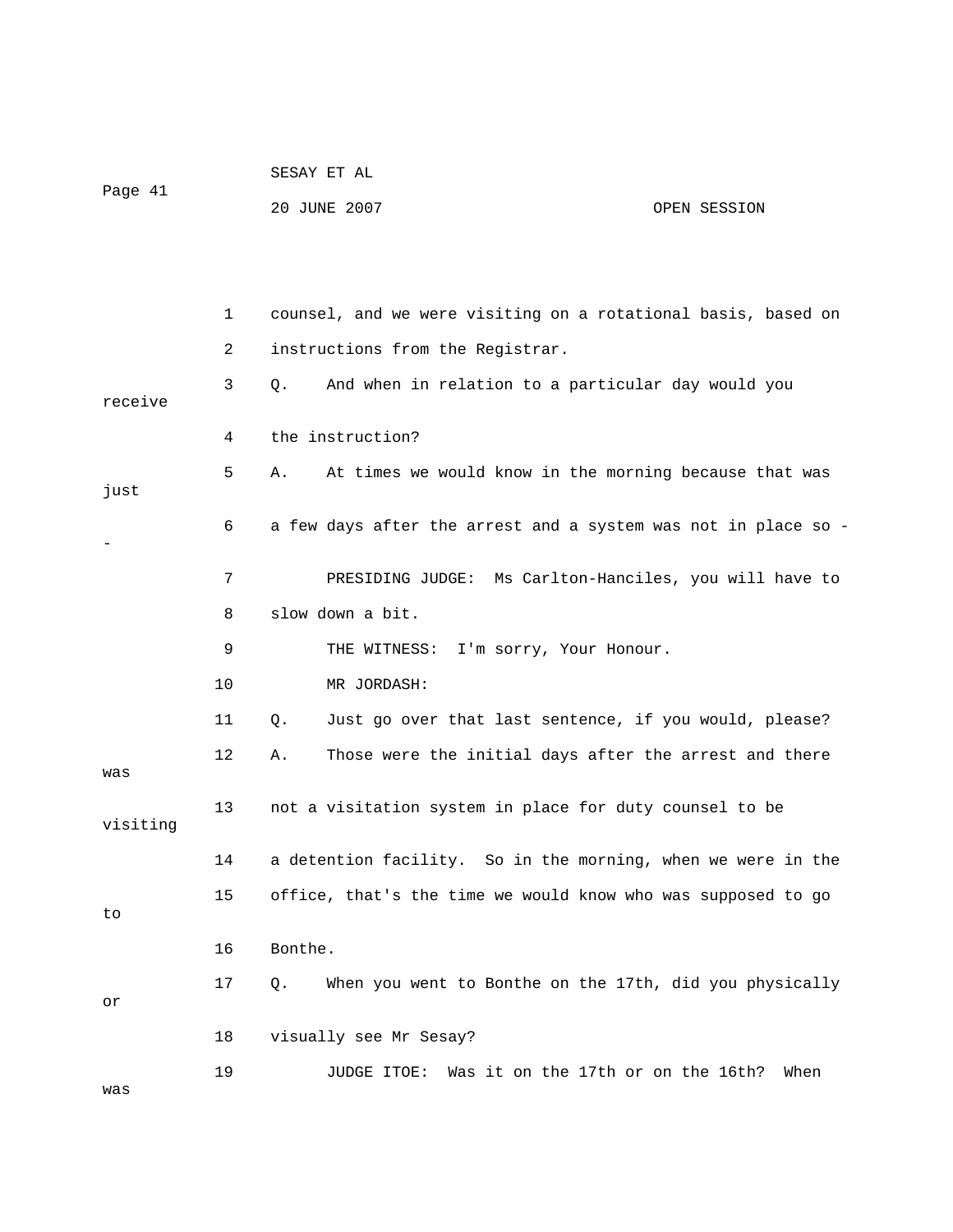1 counsel, and we were visiting on a rotational basis, based on

2 instructions from the Registrar.

3 Q. And when in relation to a particular day would you receive

4 the instruction?

5 A. At times we would know in the morning because that was just

6 a few days after the arrest and a system was not in place so --

7 PRESIDING JUDGE: Ms Carlton-Hanciles, you will have to

8 slow down a bit.

9 THE WITNESS: I'm sorry, Your Honour.

10 MR JORDASH:

11 Q. Just go over that last sentence, if you would, please?

12 A. Those were the initial days after the arrest and there was

13 not a visitation system in place for duty counsel to be visiting

14 a detention facility. So in the morning, when we were in the

15 office, that's the time we would know who was supposed to go to

16 Bonthe.

17 Q. When you went to Bonthe on the 17th, did you physically or

18 visually see Mr Sesay?

19 JUDGE ITOE: Was it on the 17th or on the 16th? When was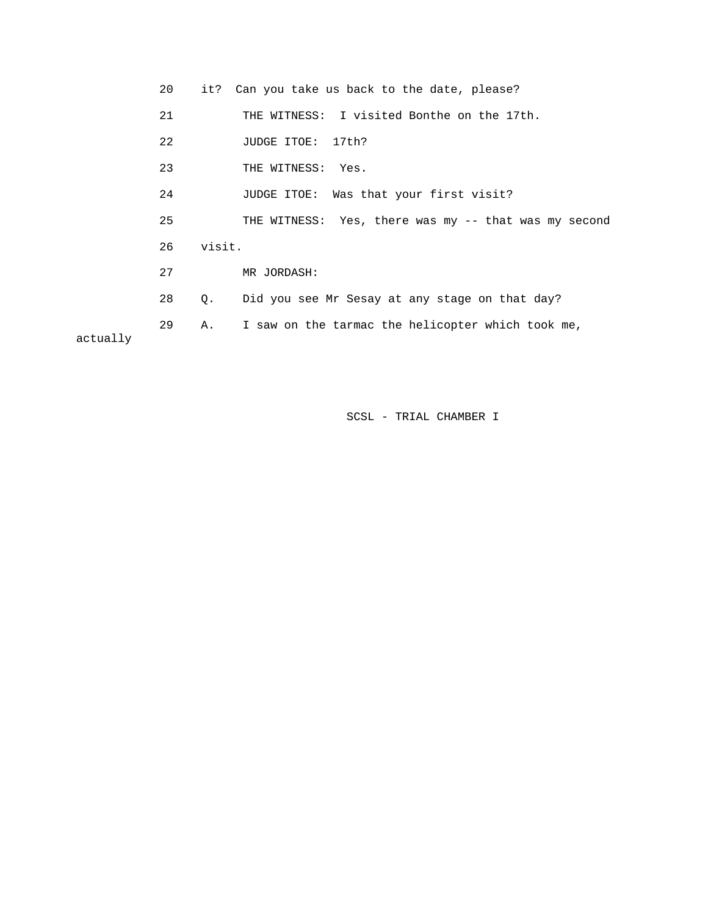20 it? Can you take us back to the date, please?

21 THE WITNESS: I visited Bonthe on the 17th.

22 JUDGE ITOE: 17th?

23 THE WITNESS: Yes.

24 JUDGE ITOE: Was that your first visit?

25 THE WITNESS: Yes, there was my -- that was my second

26 visit.

27 MR JORDASH:

28 Q. Did you see Mr Sesay at any stage on that day?

29 A. I saw on the tarmac the helicopter which took me, actually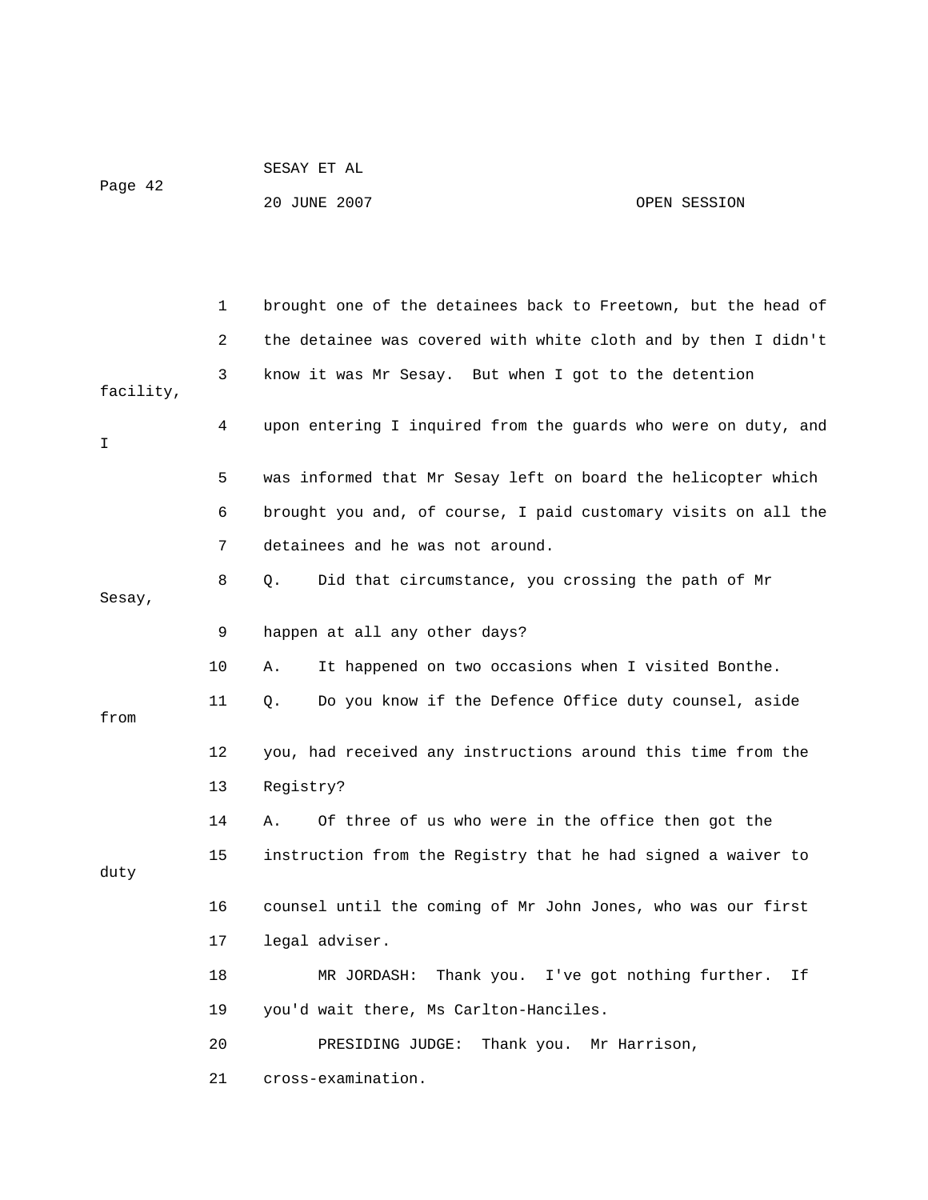1 brought one of the detainees back to Freetown, but the head of

2 the detainee was covered with white cloth and by then I didn't

3 know it was Mr Sesay. But when I got to the detention facility,

4 upon entering I inquired from the guards who were on duty, and I

5 was informed that Mr Sesay left on board the helicopter which

6 brought you and, of course, I paid customary visits on all the

7 detainees and he was not around.

8 Q. Did that circumstance, you crossing the path of Mr Sesay,

9 happen at all any other days?

10 A. It happened on two occasions when I visited Bonthe.

11 Q. Do you know if the Defence Office duty counsel, aside from

12 you, had received any instructions around this time from the

13 Registry?

14 A. Of three of us who were in the office then got the

15 instruction from the Registry that he had signed a waiver to duty

16 counsel until the coming of Mr John Jones, who was our first

17 legal adviser.

18 MR JORDASH: Thank you. I've got nothing further. If

19 you'd wait there, Ms Carlton-Hanciles.

20 PRESIDING JUDGE: Thank you. Mr Harrison,

21 cross-examination.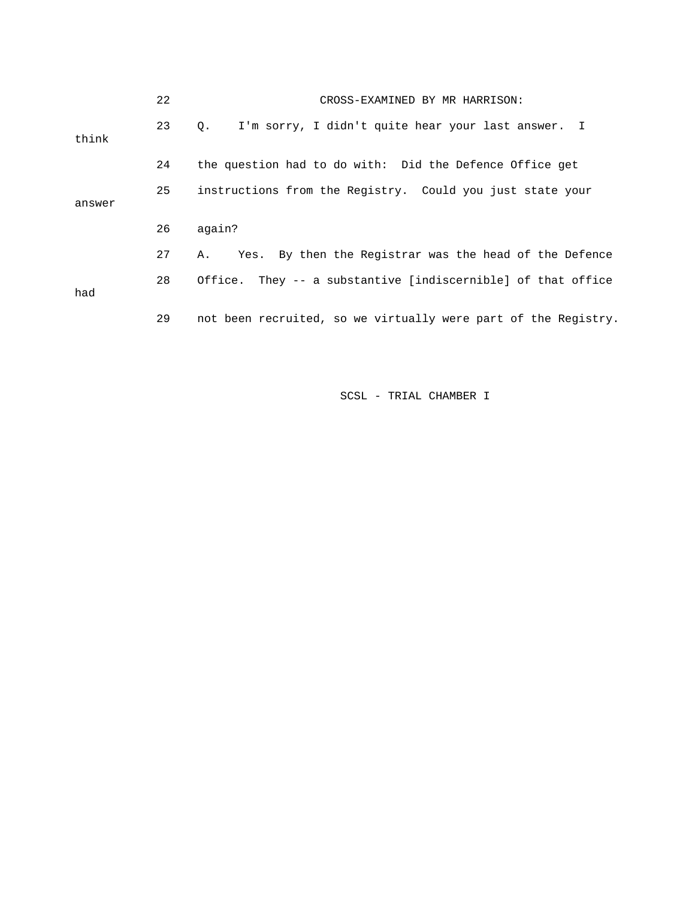22 CROSS-EXAMINED BY MR HARRISON:

23 Q. I'm sorry, I didn't quite hear your last answer. I think

24 the question had to do with: Did the Defence Office get

25 instructions from the Registry. Could you just state your answer

26 again?

27 A. Yes. By then the Registrar was the head of the Defence

28 Office. They -- a substantive [indiscernible] of that office had

29 not been recruited, so we virtually were part of the Registry.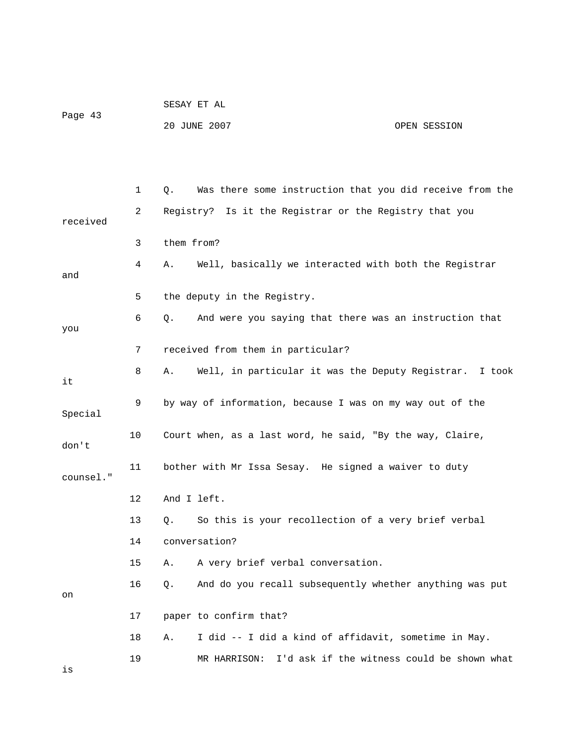1 Q. Was there some instruction that you did receive from the

2 Registry? Is it the Registrar or the Registry that you received

3 them from?

4 A. Well, basically we interacted with both the Registrar and

5 the deputy in the Registry.

6 Q. And were you saying that there was an instruction that you

7 received from them in particular?

8 A. Well, in particular it was the Deputy Registrar. I took it

9 by way of information, because I was on my way out of the Special

10 Court when, as a last word, he said, "By the way, Claire, don't

11 bother with Mr Issa Sesay. He signed a waiver to duty counsel."

12 And I left.

13 Q. So this is your recollection of a very brief verbal

14 conversation?

15 A. A very brief verbal conversation.

16 Q. And do you recall subsequently whether anything was put on

17 paper to confirm that?

18 A. I did -- I did a kind of affidavit, sometime in May.

19 MR HARRISON: I'd ask if the witness could be shown what is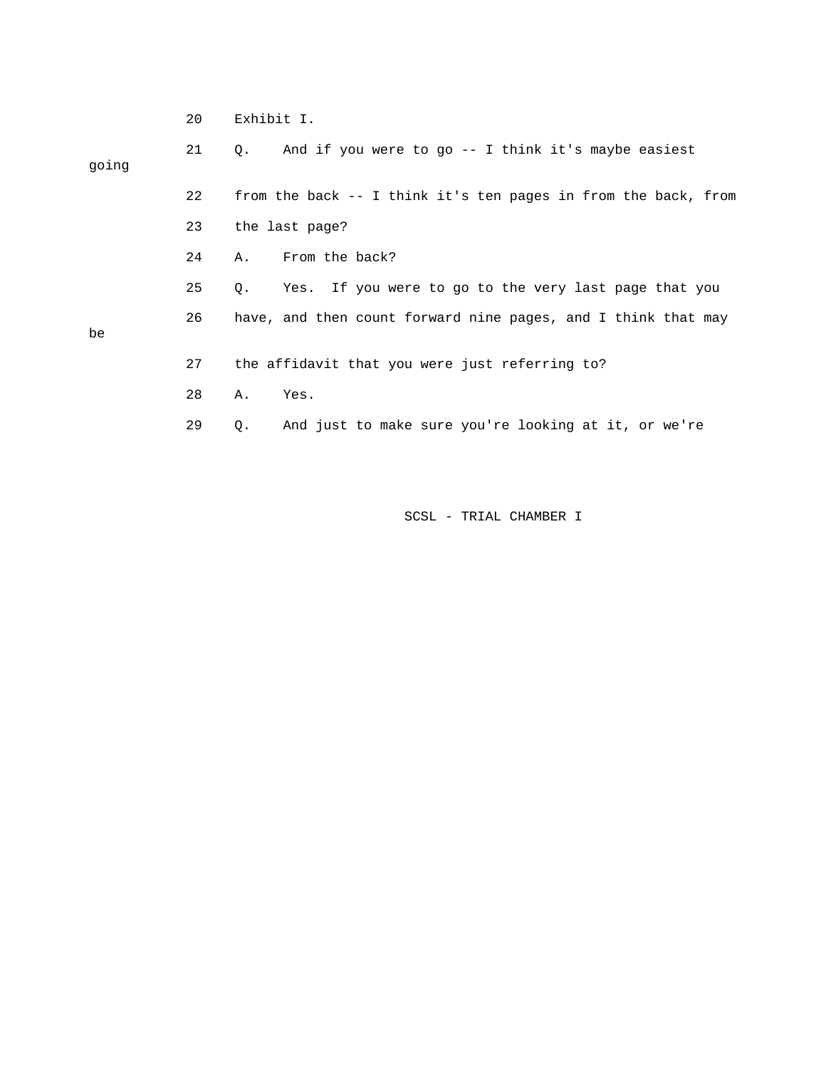20 Exhibit I.

21 Q. And if you were to go -- I think it's maybe easiest going

22 from the back -- I think it's ten pages in from the back, from

23 the last page?

24 A. From the back?

25 Q. Yes. If you were to go to the very last page that you

26 have, and then count forward nine pages, and I think that may be

27 the affidavit that you were just referring to?

28 A. Yes.

29 Q. And just to make sure you're looking at it, or we're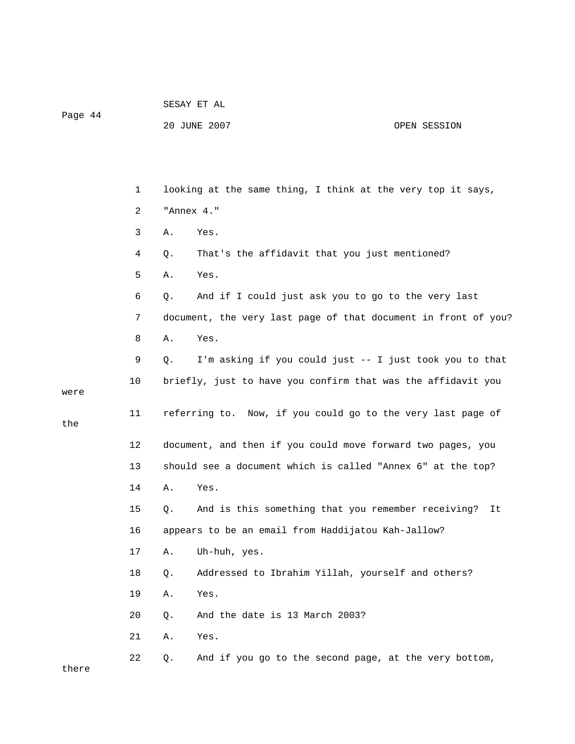1 looking at the same thing, I think at the very top it says,

2 "Annex 4."

3 A. Yes.

4 Q. That's the affidavit that you just mentioned?

5 A. Yes.

6 Q. And if I could just ask you to go to the very last

7 document, the very last page of that document in front of you?

8 A. Yes.

9 Q. I'm asking if you could just -- I just took you to that

10 briefly, just to have you confirm that was the affidavit you were

11 referring to. Now, if you could go to the very last page of the

12 document, and then if you could move forward two pages, you

13 should see a document which is called "Annex 6" at the top?

14 A. Yes.

15 Q. And is this something that you remember receiving? It

16 appears to be an email from Haddijatou Kah-Jallow?

17 A. Uh-huh, yes.

18 Q. Addressed to Ibrahim Yillah, yourself and others?

19 A. Yes.

20 Q. And the date is 13 March 2003?

21 A. Yes.

22 Q. And if you go to the second page, at the very bottom, there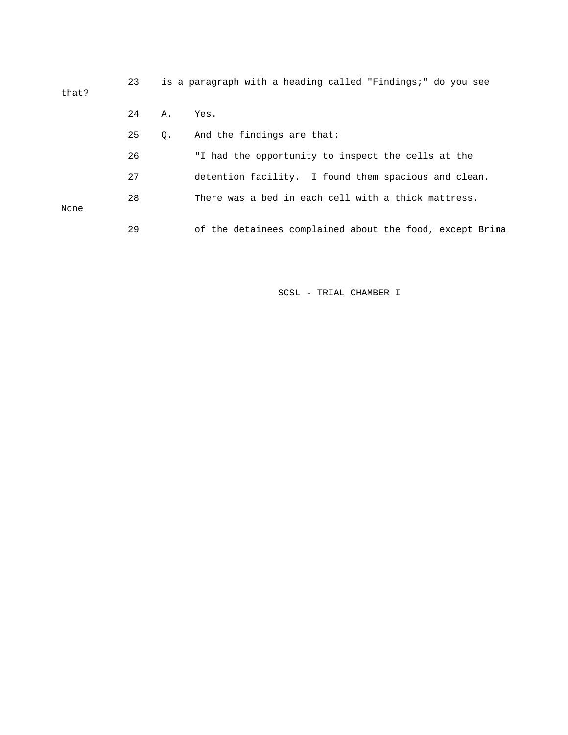23 is a paragraph with a heading called "Findings;" do you see that?

24 A. Yes.

25 Q. And the findings are that:

26 "I had the opportunity to inspect the cells at the

27 detention facility. I found them spacious and clean.

28 There was a bed in each cell with a thick mattress. None

29 of the detainees complained about the food, except Brima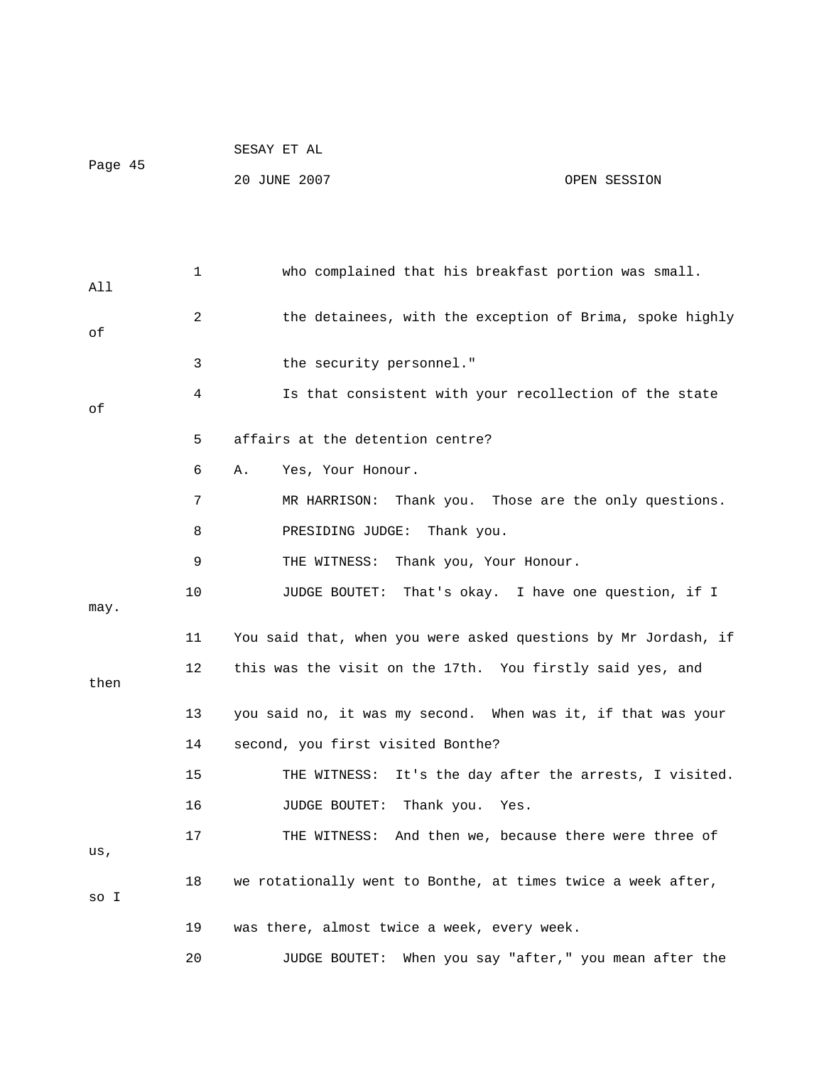1 who complained that his breakfast portion was small. All

2 the detainees, with the exception of Brima, spoke highly of

3 the security personnel."

4 Is that consistent with your recollection of the state of

5 affairs at the detention centre?

6 A. Yes, Your Honour.

7 MR HARRISON: Thank you. Those are the only questions.

8 PRESIDING JUDGE: Thank you.

9 THE WITNESS: Thank you, Your Honour.

10 JUDGE BOUTET: That's okay. I have one question, if I may.

11 You said that, when you were asked questions by Mr Jordash, if

12 this was the visit on the 17th. You firstly said yes, and then

13 you said no, it was my second. When was it, if that was your

14 second, you first visited Bonthe?

15 THE WITNESS: It's the day after the arrests, I visited.

16 JUDGE BOUTET: Thank you. Yes.

17 THE WITNESS: And then we, because there were three of us,

18 we rotationally went to Bonthe, at times twice a week after, so I

19 was there, almost twice a week, every week.

20 JUDGE BOUTET: When you say "after," you mean after the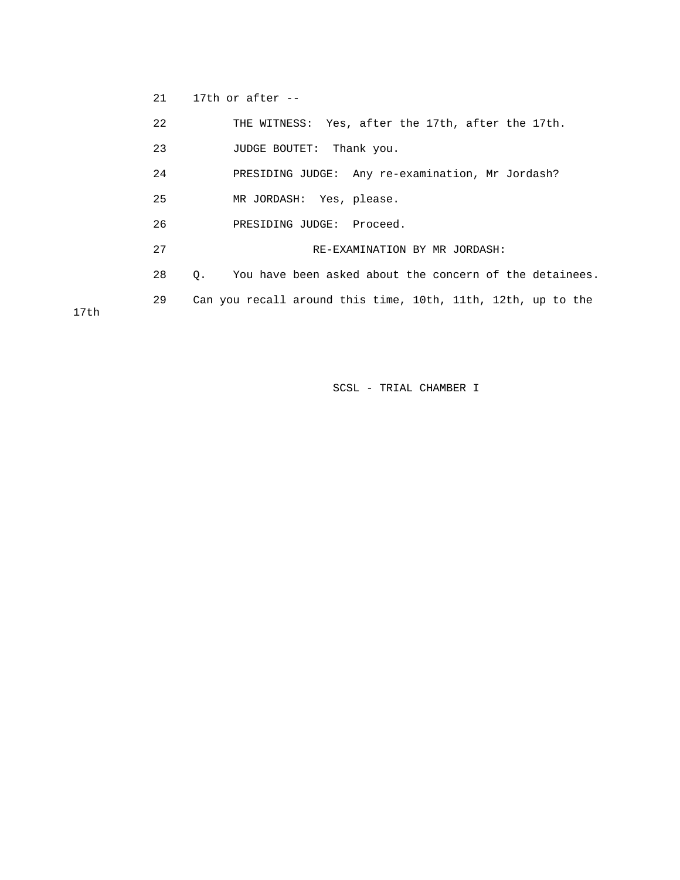21 17th or after --

22 THE WITNESS: Yes, after the 17th, after the 17th.

23 JUDGE BOUTET: Thank you.

24 PRESIDING JUDGE: Any re-examination, Mr Jordash?

25 MR JORDASH: Yes, please.

26 PRESIDING JUDGE: Proceed.

27 RE-EXAMINATION BY MR JORDASH:

28 Q. You have been asked about the concern of the detainees.

29 Can you recall around this time, 10th, 11th, 12th, up to the 17th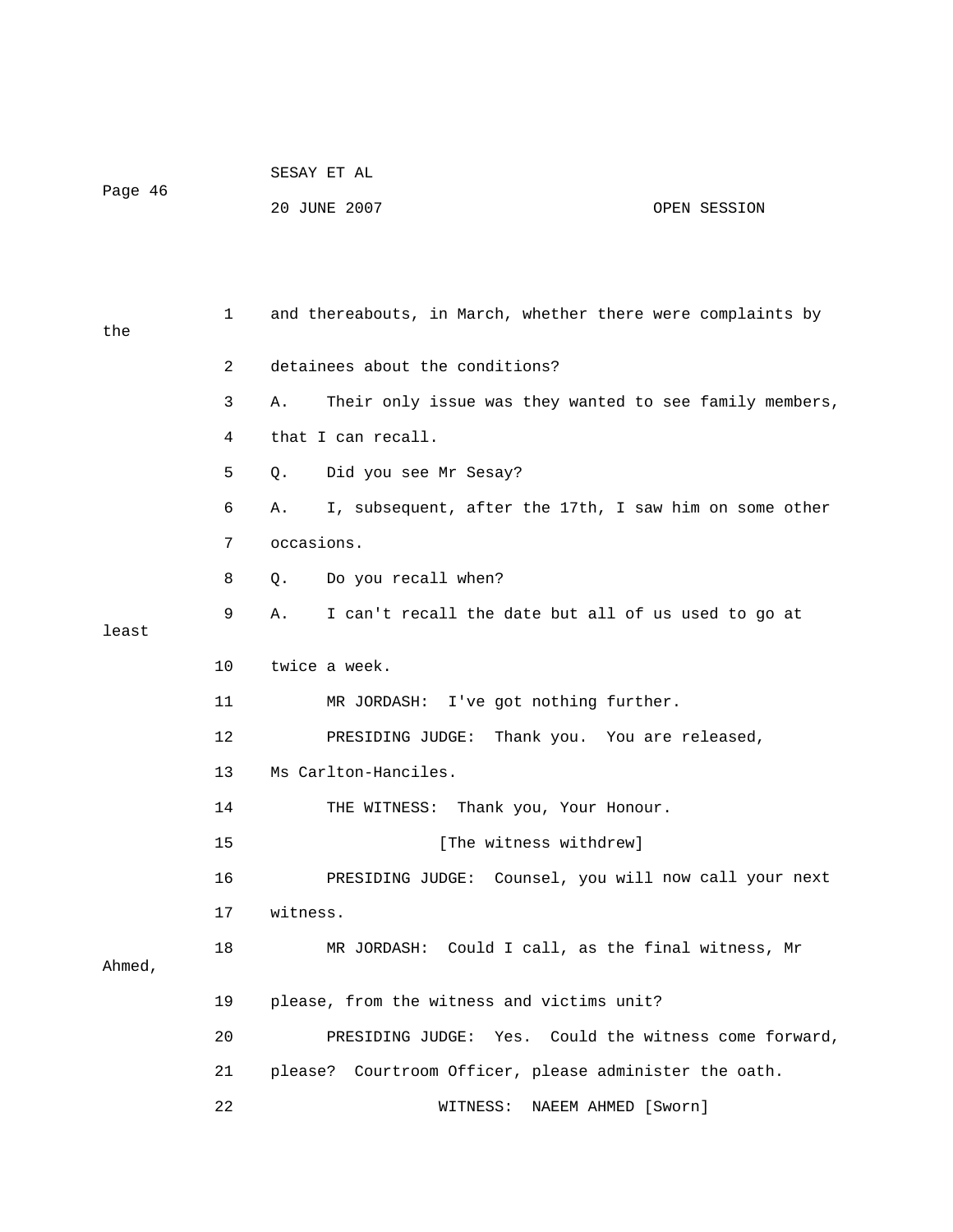and thereabouts, in March, whether there were complaints by the detainees about the conditions?

A. Their only issue was they wanted to see family members, that I can recall.

Q. Did you see Mr Sesay?

A. I, subsequent, after the 17th, I saw him on some other occasions.

Q. Do you recall when?

A. I can't recall the date but all of us used to go at least twice a week.

MR JORDASH: I've got nothing further.

PRESIDING JUDGE: Thank you. You are released, Ms Carlton-Hanciles.

THE WITNESS: Thank you, Your Honour.

[The witness withdrew]

PRESIDING JUDGE: Counsel, you will now call your next witness.

MR JORDASH: Could I call, as the final witness, Mr Ahmed, please, from the witness and victims unit?

PRESIDING JUDGE: Yes. Could the witness come forward, please? Courtroom Officer, please administer the oath.

WITNESS: NAEEM AHMED [Sworn]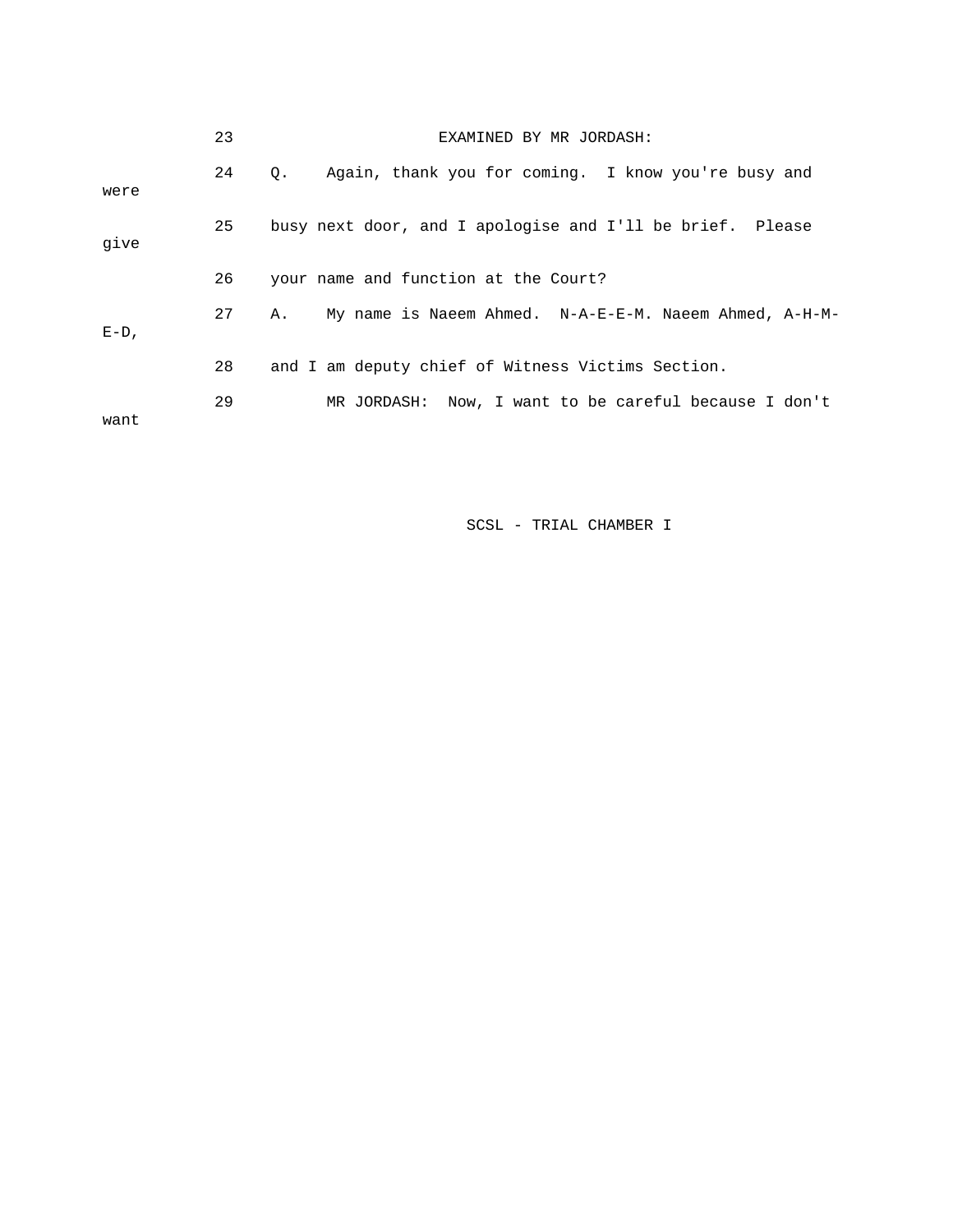23 EXAMINED BY MR JORDASH:

24 Q. Again, thank you for coming. I know you're busy and were

25 busy next door, and I apologise and I'll be brief. Please give

26 your name and function at the Court?

27 A. My name is Naeem Ahmed. N-A-E-E-M. Naeem Ahmed, A-H-M-E-D,

28 and I am deputy chief of Witness Victims Section.

29 MR JORDASH: Now, I want to be careful because I don't want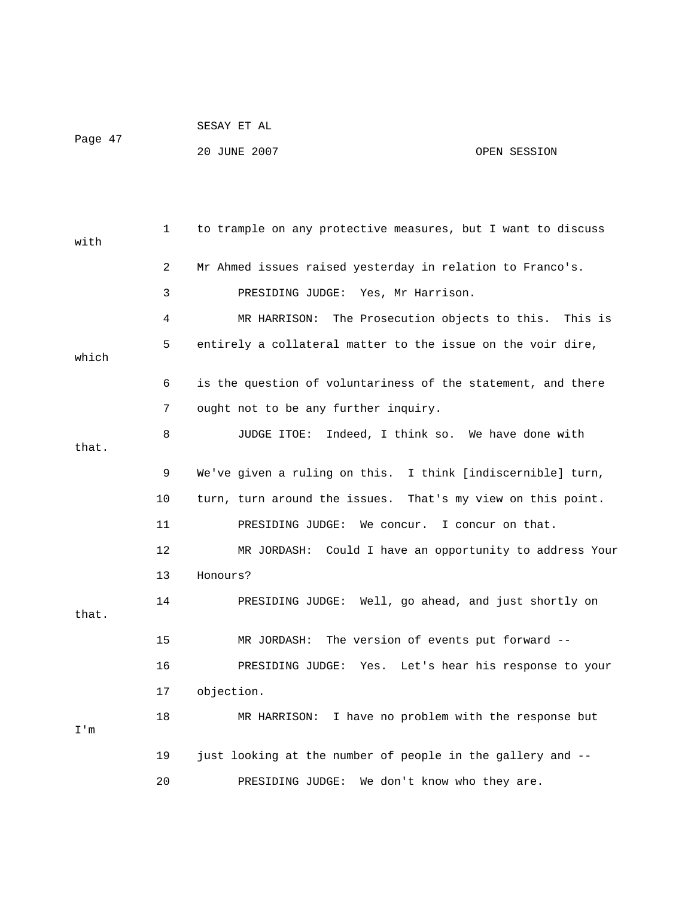1 to trample on any protective measures, but I want to discuss with

2 Mr Ahmed issues raised yesterday in relation to Franco's.

3 PRESIDING JUDGE: Yes, Mr Harrison.

4 MR HARRISON: The Prosecution objects to this. This is

5 entirely a collateral matter to the issue on the voir dire, which

6 is the question of voluntariness of the statement, and there

7 ought not to be any further inquiry.

8 JUDGE ITOE: Indeed, I think so. We have done with that.

9 We've given a ruling on this. I think [indiscernible] turn,

10 turn, turn around the issues. That's my view on this point.

11 PRESIDING JUDGE: We concur. I concur on that.

12 MR JORDASH: Could I have an opportunity to address Your

13 Honours?

14 PRESIDING JUDGE: Well, go ahead, and just shortly on that.

15 MR JORDASH: The version of events put forward --

16 PRESIDING JUDGE: Yes. Let's hear his response to your

17 objection.

18 MR HARRISON: I have no problem with the response but I'm

19 just looking at the number of people in the gallery and --

20 PRESIDING JUDGE: We don't know who they are.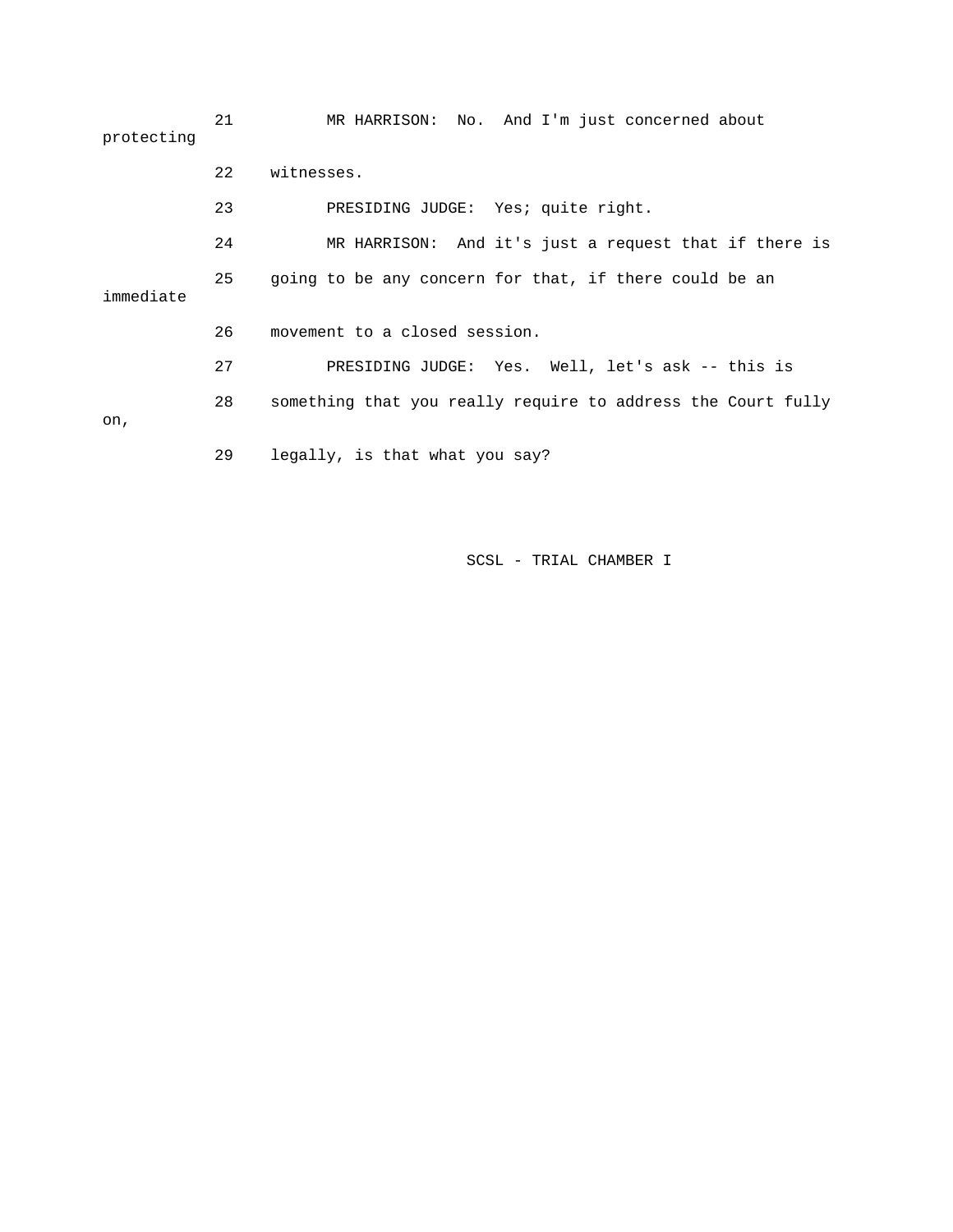21 MR HARRISON: No. And I'm just concerned about protecting

22 witnesses.

23 PRESIDING JUDGE: Yes; quite right.

24 MR HARRISON: And it's just a request that if there is

25 going to be any concern for that, if there could be an immediate

26 movement to a closed session.

27 PRESIDING JUDGE: Yes. Well, let's ask -- this is

28 something that you really require to address the Court fully on,

29 legally, is that what you say?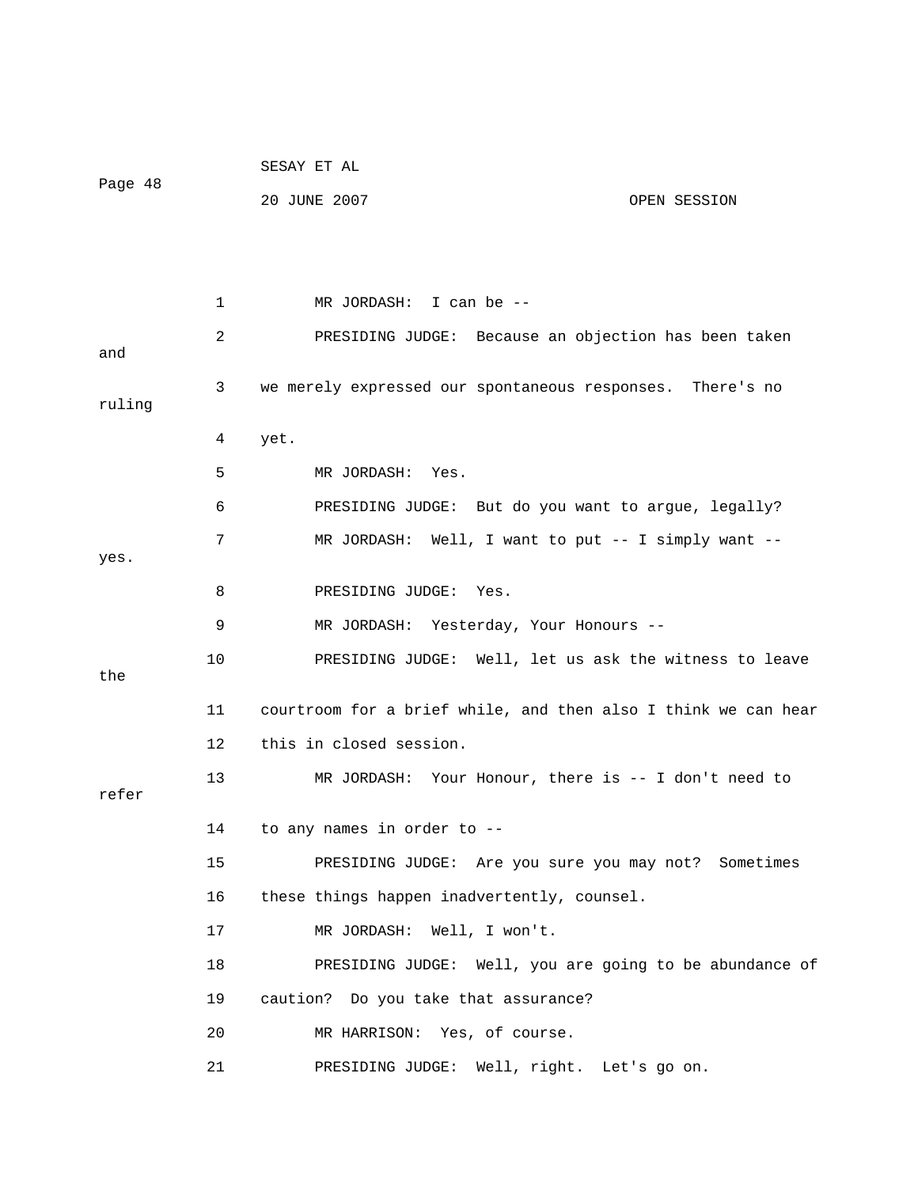MR JORDASH: I can be --

PRESIDING JUDGE: Because an objection has been taken and we merely expressed our spontaneous responses. There's no ruling yet.

MR JORDASH: Yes.

PRESIDING JUDGE: But do you want to argue, legally?

MR JORDASH: Well, I want to put -- I simply want -- yes.

PRESIDING JUDGE: Yes.

MR JORDASH: Yesterday, Your Honours --

PRESIDING JUDGE: Well, let us ask the witness to leave the courtroom for a brief while, and then also I think we can hear this in closed session.

MR JORDASH: Your Honour, there is -- I don't need to refer to any names in order to --

PRESIDING JUDGE: Are you sure you may not? Sometimes these things happen inadvertently, counsel.

MR JORDASH: Well, I won't.

PRESIDING JUDGE: Well, you are going to be abundance of caution? Do you take that assurance?

MR HARRISON: Yes, of course.

PRESIDING JUDGE: Well, right. Let's go on.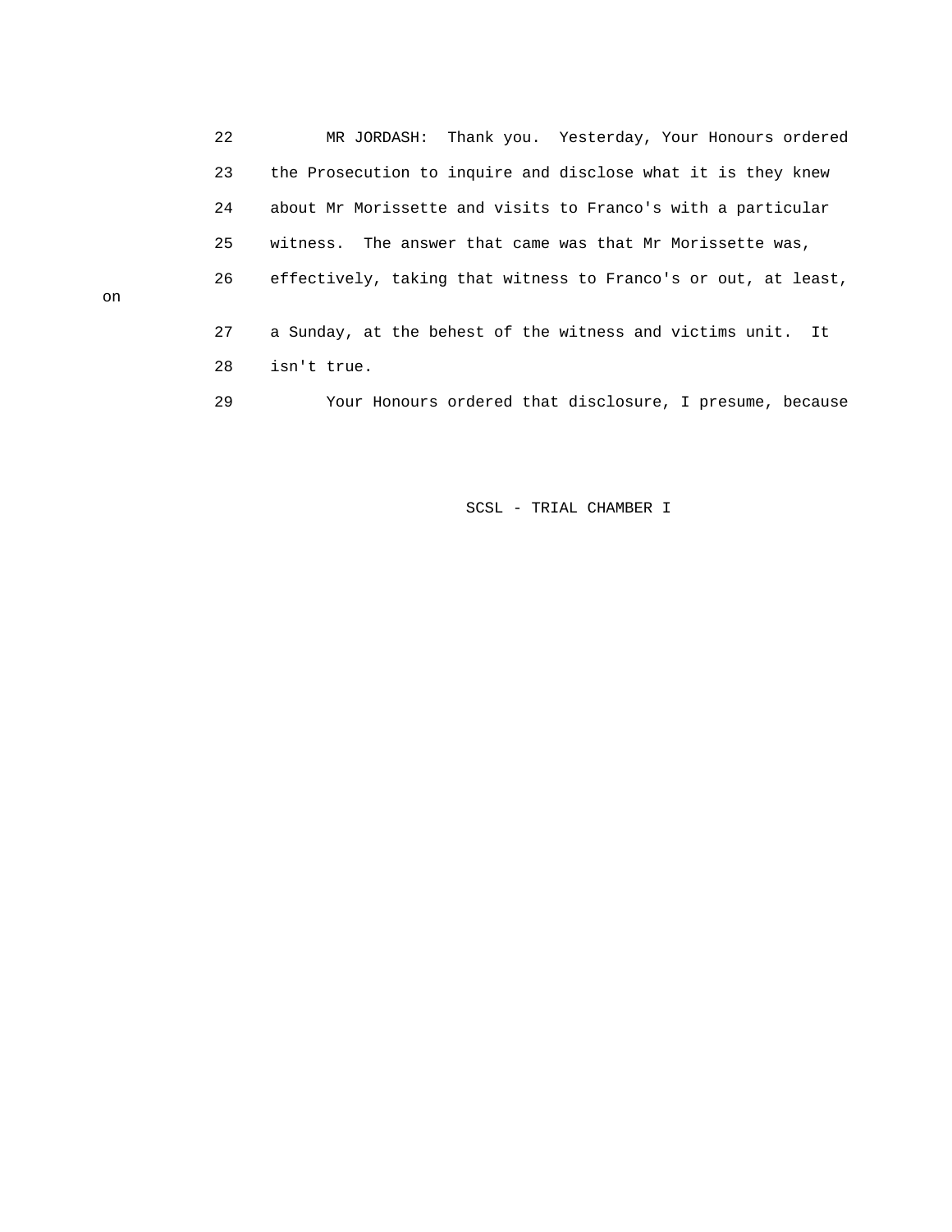22 MR JORDASH: Thank you. Yesterday, Your Honours ordered

23 the Prosecution to inquire and disclose what it is they knew

24 about Mr Morissette and visits to Franco's with a particular

25 witness. The answer that came was that Mr Morissette was,

26 effectively, taking that witness to Franco's or out, at least, on

27 a Sunday, at the behest of the witness and victims unit. It

28 isn't true.

29 Your Honours ordered that disclosure, I presume, because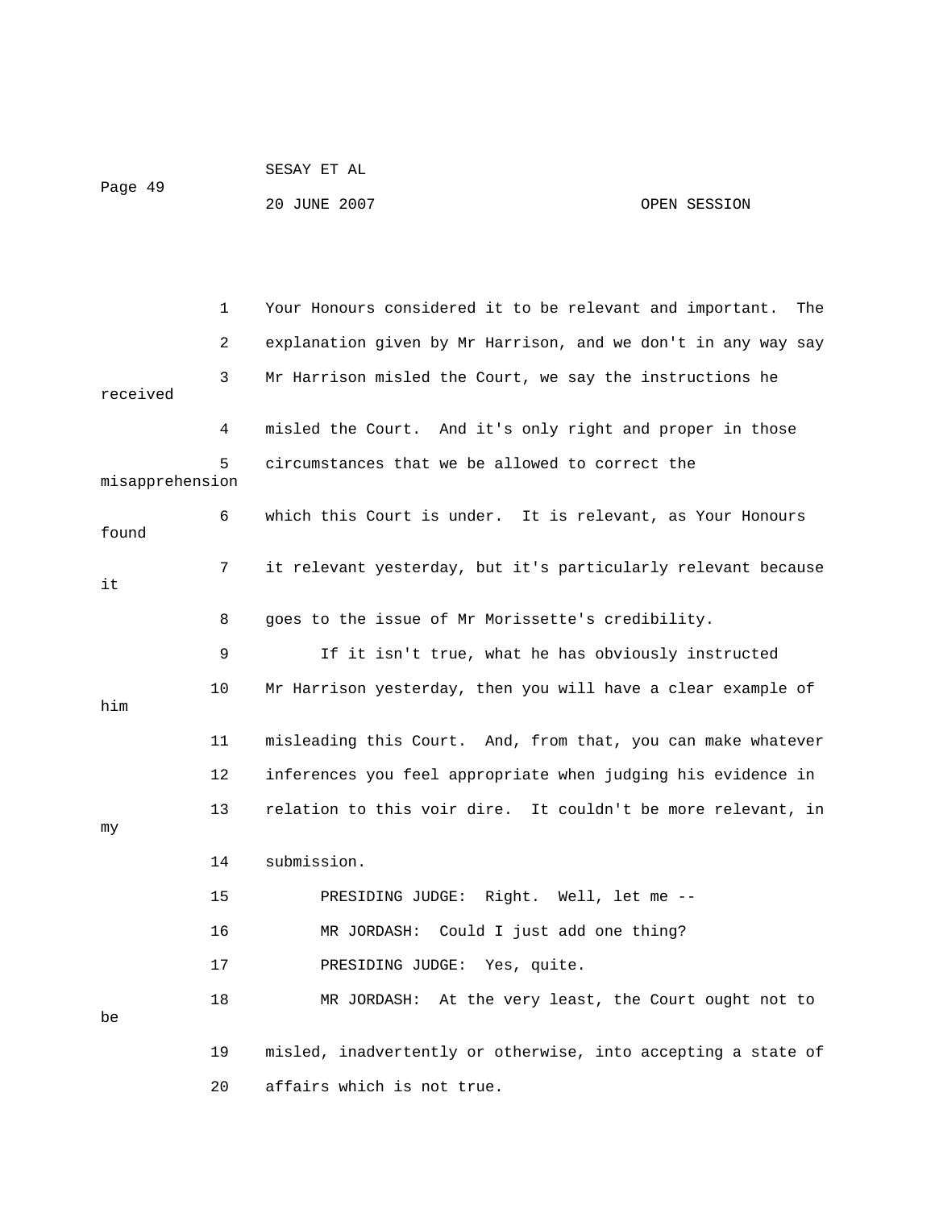1 Your Honours considered it to be relevant and important. The

2 explanation given by Mr Harrison, and we don't in any way say

3 Mr Harrison misled the Court, we say the instructions he received

4 misled the Court. And it's only right and proper in those

5 circumstances that we be allowed to correct the misapprehension

6 which this Court is under. It is relevant, as Your Honours found

7 it relevant yesterday, but it's particularly relevant because it

8 goes to the issue of Mr Morissette's credibility.

9 If it isn't true, what he has obviously instructed

10 Mr Harrison yesterday, then you will have a clear example of him

11 misleading this Court. And, from that, you can make whatever

12 inferences you feel appropriate when judging his evidence in

13 relation to this voir dire. It couldn't be more relevant, in my

14 submission.

15 PRESIDING JUDGE: Right. Well, let me --

16 MR JORDASH: Could I just add one thing?

17 PRESIDING JUDGE: Yes, quite.

18 MR JORDASH: At the very least, the Court ought not to be

19 misled, inadvertently or otherwise, into accepting a state of

20 affairs which is not true.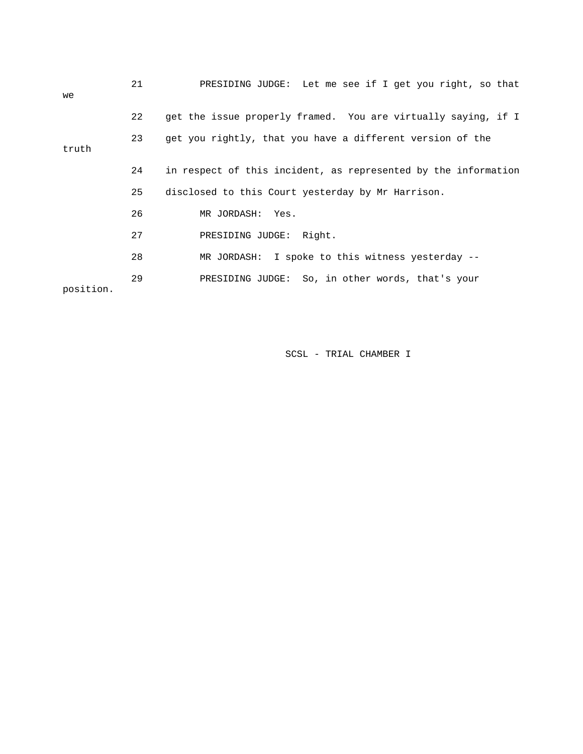21 PRESIDING JUDGE: Let me see if I get you right, so that we

22 get the issue properly framed. You are virtually saying, if I

23 get you rightly, that you have a different version of the truth

24 in respect of this incident, as represented by the information

25 disclosed to this Court yesterday by Mr Harrison.

26 MR JORDASH: Yes.

27 PRESIDING JUDGE: Right.

28 MR JORDASH: I spoke to this witness yesterday --

29 PRESIDING JUDGE: So, in other words, that's your position.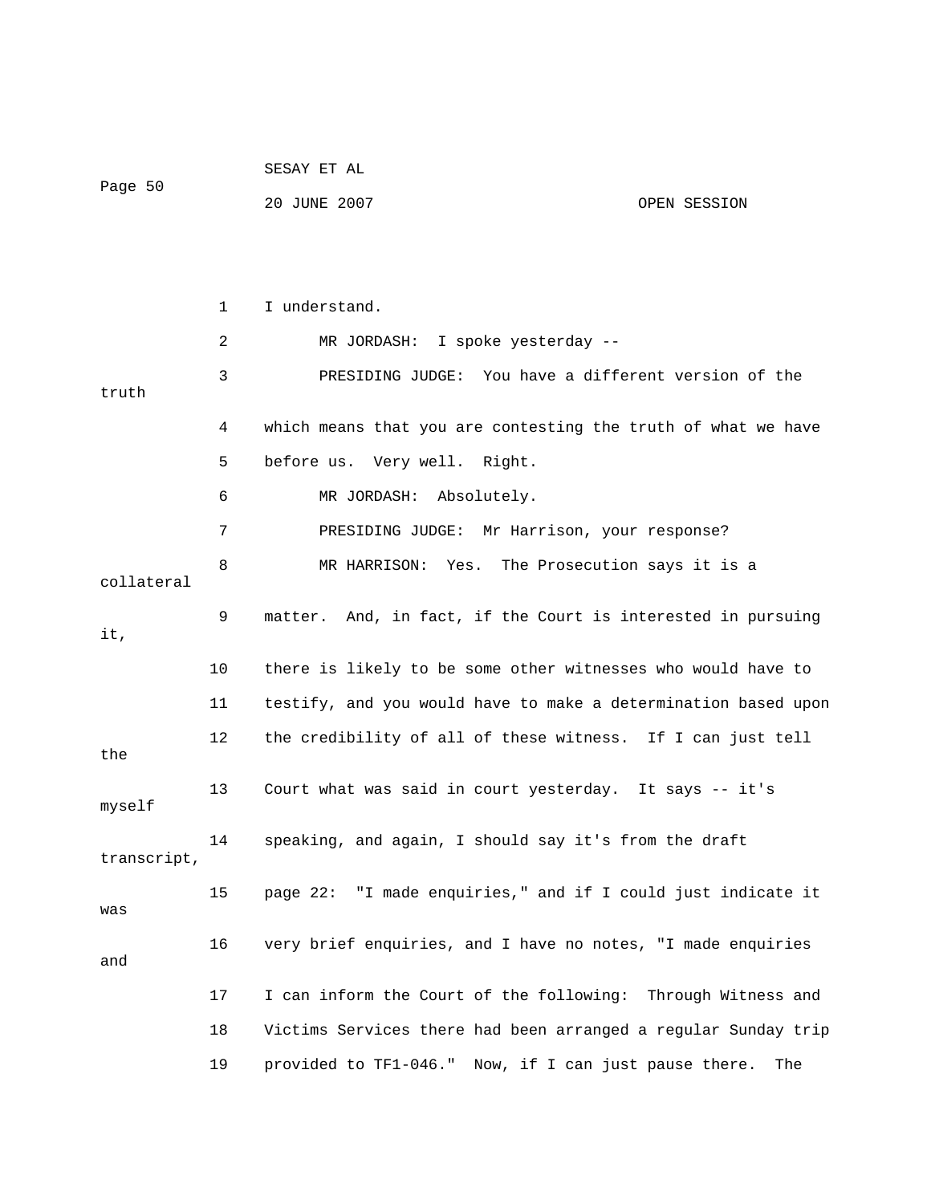I understand.

MR JORDASH: I spoke yesterday --

PRESIDING JUDGE: You have a different version of the truth which means that you are contesting the truth of what we have before us. Very well. Right.

MR JORDASH: Absolutely.

PRESIDING JUDGE: Mr Harrison, your response?

MR HARRISON: Yes. The Prosecution says it is a collateral matter. And, in fact, if the Court is interested in pursuing it, there is likely to be some other witnesses who would have to testify, and you would have to make a determination based upon the credibility of all of these witness. If I can just tell the Court what was said in court yesterday. It says -- it's myself speaking, and again, I should say it's from the draft transcript, page 22: "I made enquiries," and if I could just indicate it was very brief enquiries, and I have no notes, "I made enquiries and I can inform the Court of the following: Through Witness and Victims Services there had been arranged a regular Sunday trip provided to TF1-046." Now, if I can just pause there. The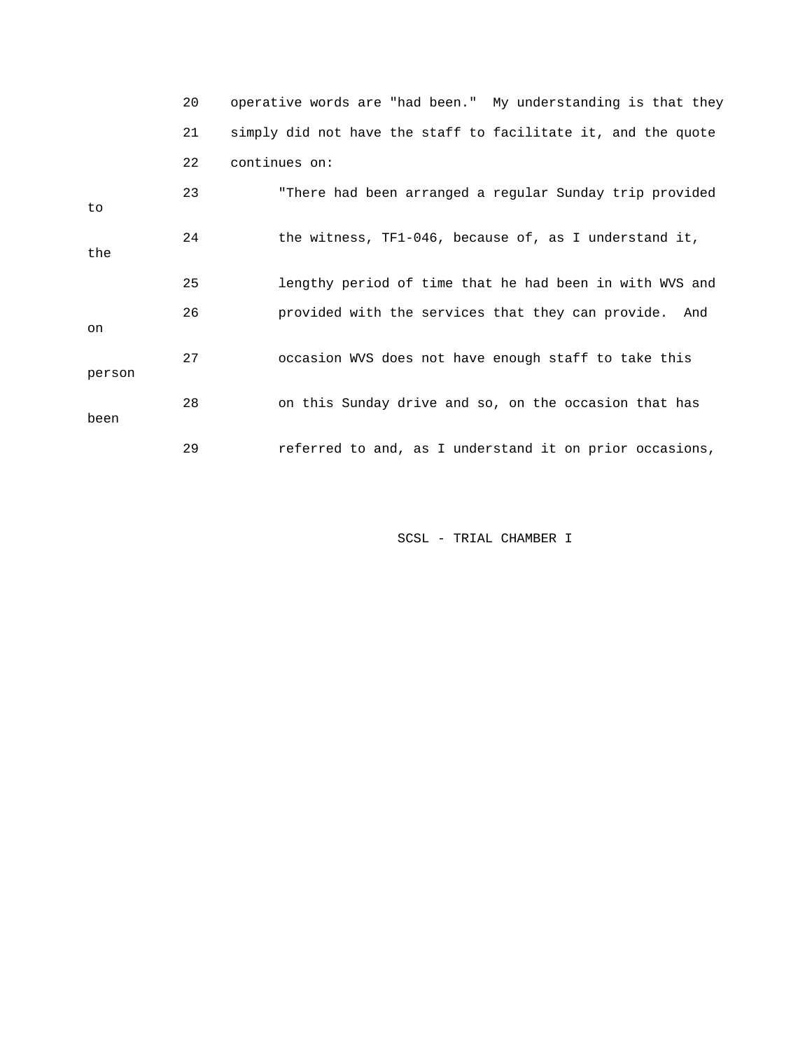20 operative words are "had been." My understanding is that they

21 simply did not have the staff to facilitate it, and the quote

22 continues on:

23 "There had been arranged a regular Sunday trip provided to

24 the witness, TF1-046, because of, as I understand it, the

25 lengthy period of time that he had been in with WVS and

26 provided with the services that they can provide. And on

27 occasion WVS does not have enough staff to take this person

28 on this Sunday drive and so, on the occasion that has been

29 referred to and, as I understand it on prior occasions,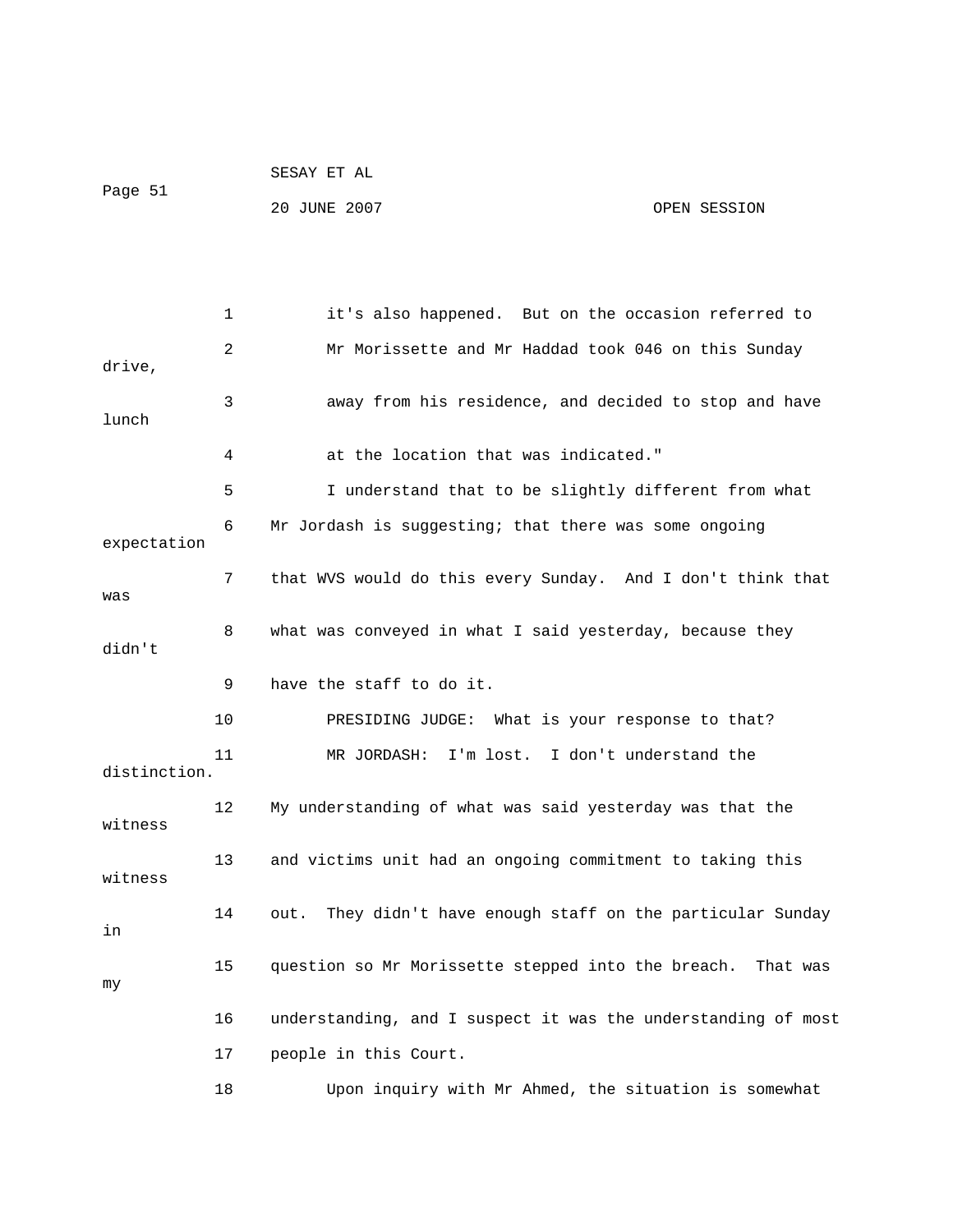it's also happened. But on the occasion referred to Mr Morissette and Mr Haddad took 046 on this Sunday drive, away from his residence, and decided to stop and have lunch at the location that was indicated."

I understand that to be slightly different from what Mr Jordash is suggesting; that there was some ongoing expectation that WVS would do this every Sunday. And I don't think that was what was conveyed in what I said yesterday, because they didn't have the staff to do it.

PRESIDING JUDGE: What is your response to that?

MR JORDASH: I'm lost. I don't understand the distinction. My understanding of what was said yesterday was that the witness and victims unit had an ongoing commitment to taking this witness out. They didn't have enough staff on the particular Sunday in question so Mr Morissette stepped into the breach. That was my understanding, and I suspect it was the understanding of most people in this Court.

Upon inquiry with Mr Ahmed, the situation is somewhat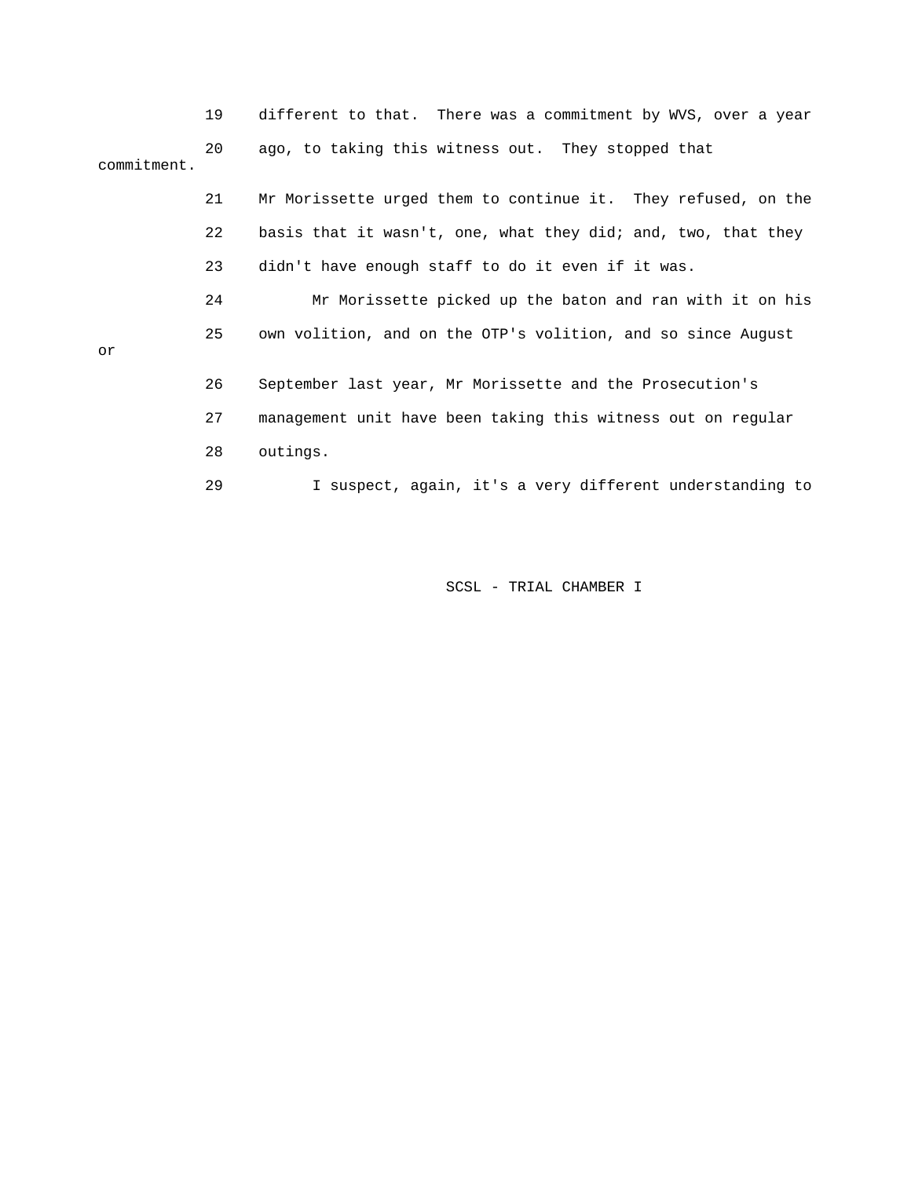19 different to that. There was a commitment by WVS, over a year

20 ago, to taking this witness out. They stopped that commitment.

21 Mr Morissette urged them to continue it. They refused, on the

22 basis that it wasn't, one, what they did; and, two, that they

23 didn't have enough staff to do it even if it was.

24 Mr Morissette picked up the baton and ran with it on his

25 own volition, and on the OTP's volition, and so since August or

26 September last year, Mr Morissette and the Prosecution's

27 management unit have been taking this witness out on regular

28 outings.

29 I suspect, again, it's a very different understanding to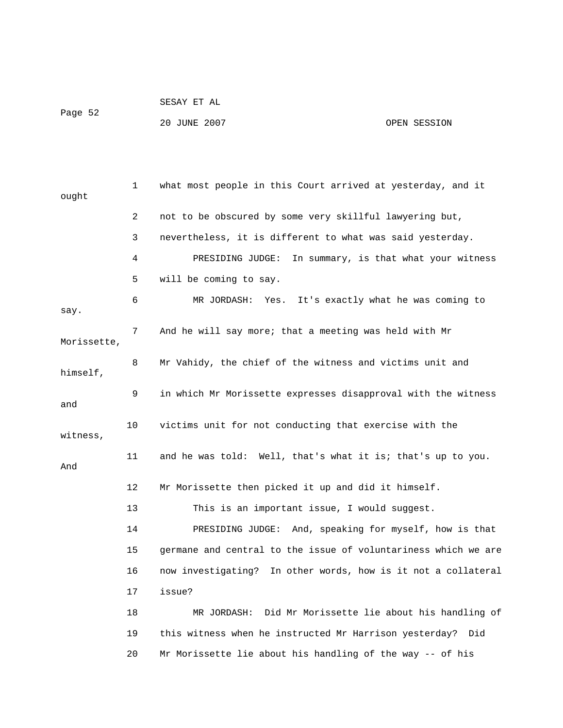what most people in this Court arrived at yesterday, and it ought not to be obscured by some very skillful lawyering but, nevertheless, it is different to what was said yesterday.

PRESIDING JUDGE: In summary, is that what your witness will be coming to say.

MR JORDASH: Yes. It's exactly what he was coming to say. And he will say more; that a meeting was held with Mr Morissette, Mr Vahidy, the chief of the witness and victims unit and himself, in which Mr Morissette expresses disapproval with the witness and victims unit for not conducting that exercise with the witness, and he was told: Well, that's what it is; that's up to you. And Mr Morissette then picked it up and did it himself.

This is an important issue, I would suggest.

PRESIDING JUDGE: And, speaking for myself, how is that germane and central to the issue of voluntariness which we are now investigating? In other words, how is it not a collateral issue?

MR JORDASH: Did Mr Morissette lie about his handling of this witness when he instructed Mr Harrison yesterday? Did Mr Morissette lie about his handling of the way -- of his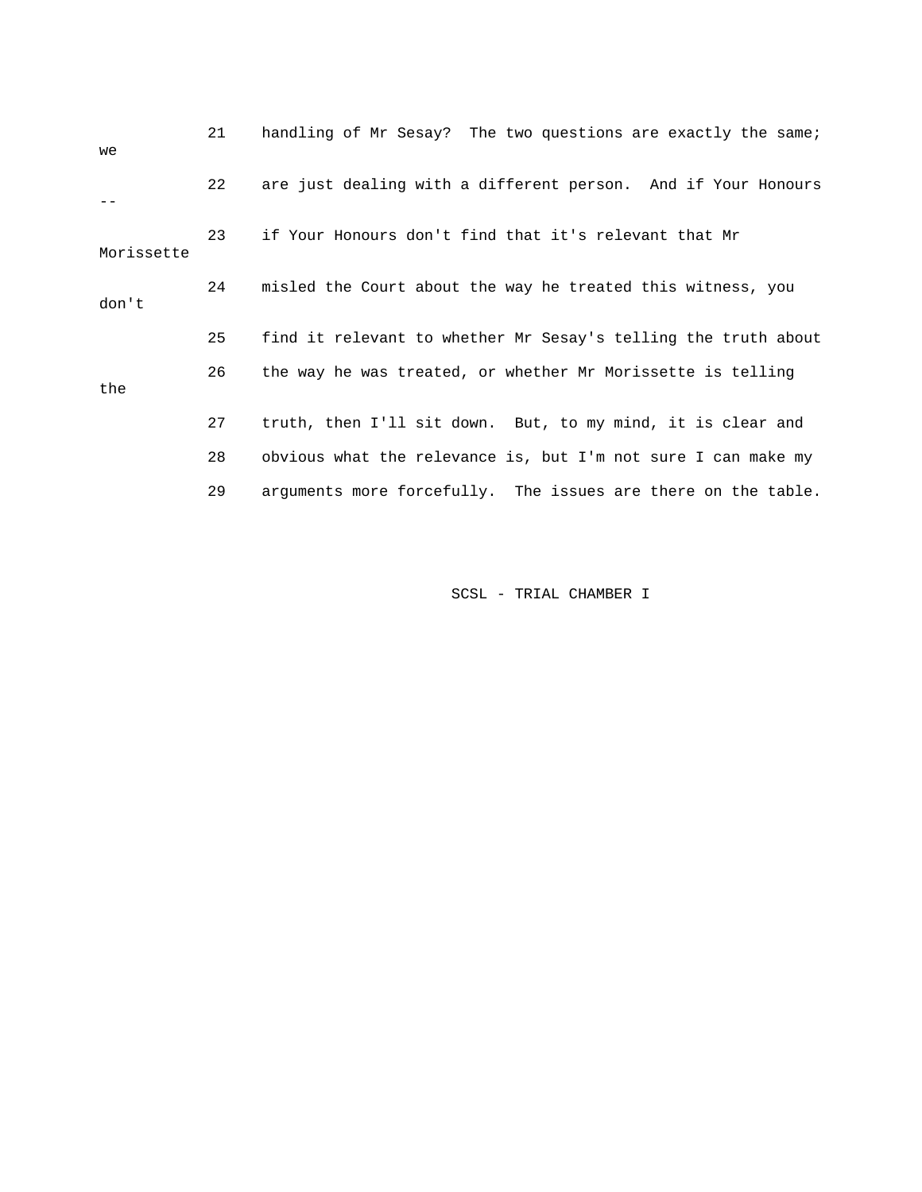21 handling of Mr Sesay? The two questions are exactly the same; we

22 are just dealing with a different person. And if Your Honours --

23 if Your Honours don't find that it's relevant that Mr Morissette

24 misled the Court about the way he treated this witness, you don't

25 find it relevant to whether Mr Sesay's telling the truth about

26 the way he was treated, or whether Mr Morissette is telling the

27 truth, then I'll sit down. But, to my mind, it is clear and

28 obvious what the relevance is, but I'm not sure I can make my

29 arguments more forcefully. The issues are there on the table.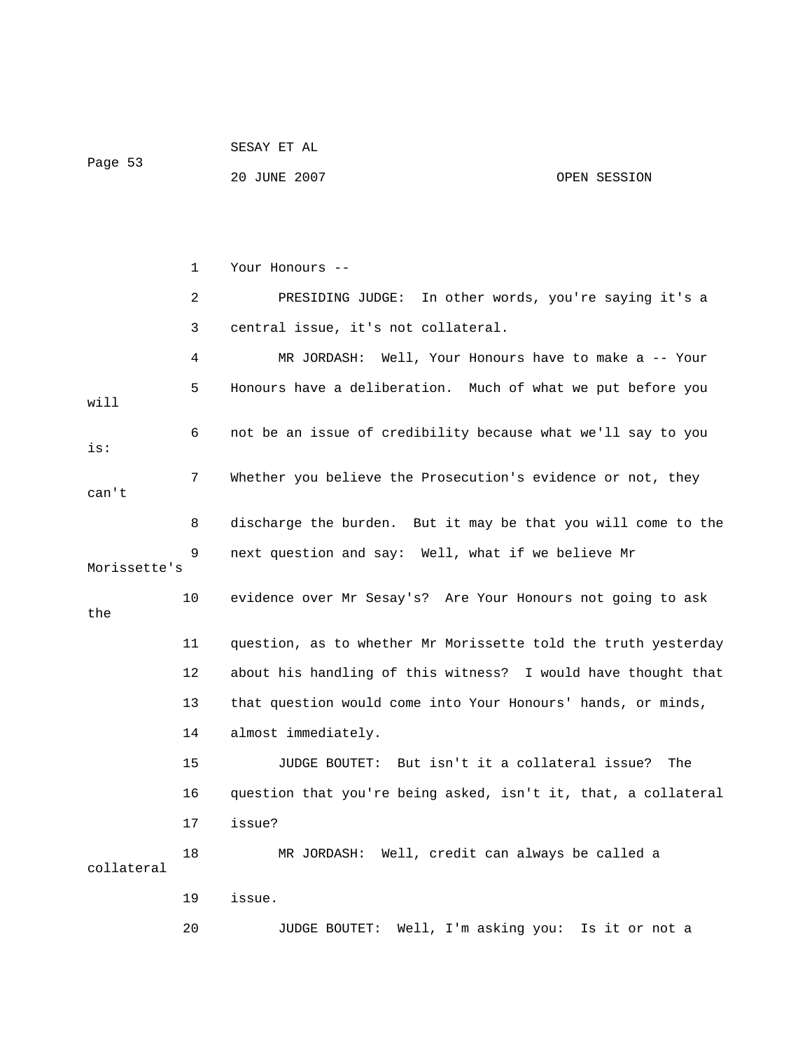Your Honours --

PRESIDING JUDGE: In other words, you're saying it's a central issue, it's not collateral.

MR JORDASH: Well, Your Honours have to make a -- Your Honours have a deliberation. Much of what we put before you will not be an issue of credibility because what we'll say to you is: Whether you believe the Prosecution's evidence or not, they can't discharge the burden. But it may be that you will come to the next question and say: Well, what if we believe Mr Morissette's evidence over Mr Sesay's? Are Your Honours not going to ask the question, as to whether Mr Morissette told the truth yesterday about his handling of this witness? I would have thought that that question would come into Your Honours' hands, or minds, almost immediately.

JUDGE BOUTET: But isn't it a collateral issue? The question that you're being asked, isn't it, that, a collateral issue?

MR JORDASH: Well, credit can always be called a collateral issue.

JUDGE BOUTET: Well, I'm asking you: Is it or not a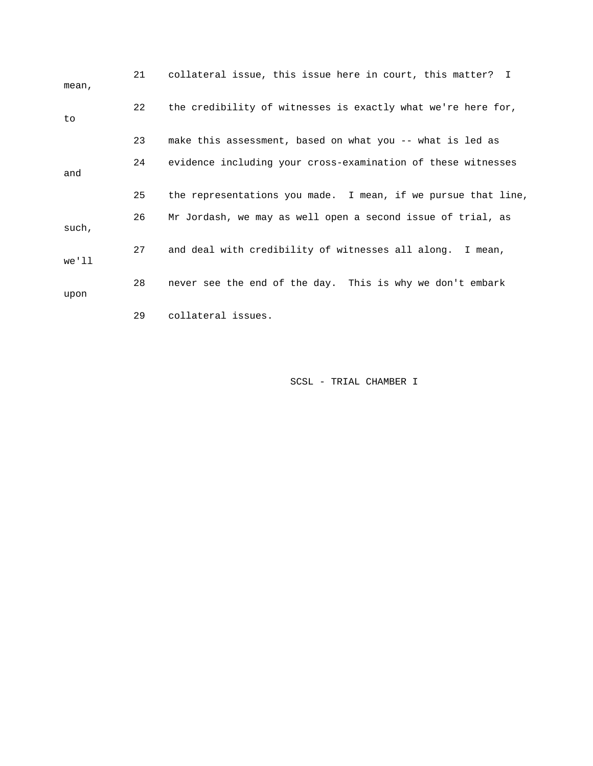21 collateral issue, this issue here in court, this matter? I mean,

22 the credibility of witnesses is exactly what we're here for, to

23 make this assessment, based on what you -- what is led as

24 evidence including your cross-examination of these witnesses and

25 the representations you made. I mean, if we pursue that line,

26 Mr Jordash, we may as well open a second issue of trial, as such,

27 and deal with credibility of witnesses all along. I mean, we'll

28 never see the end of the day. This is why we don't embark upon

29 collateral issues.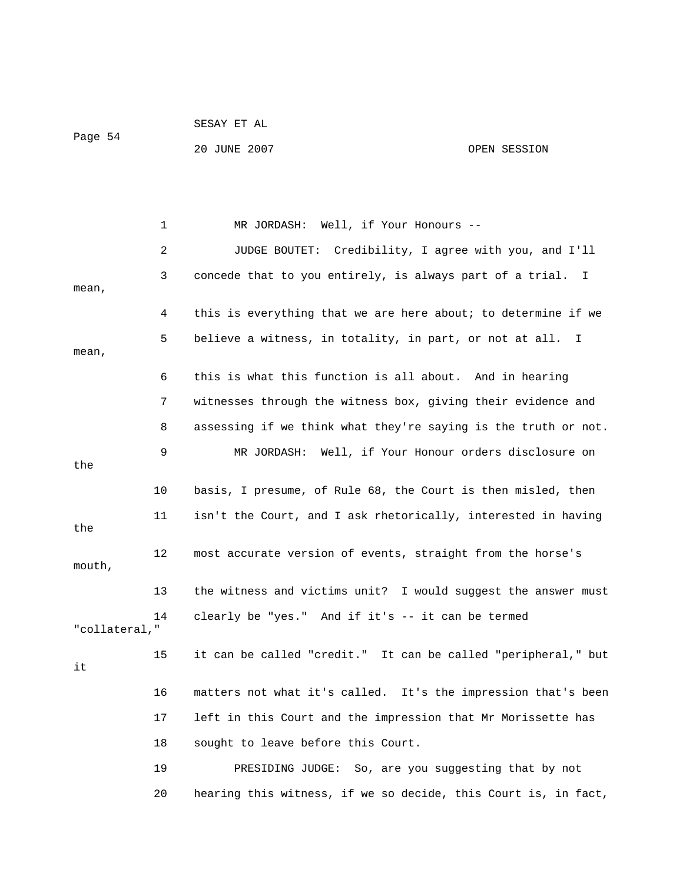1 MR JORDASH: Well, if Your Honours --

2 JUDGE BOUTET: Credibility, I agree with you, and I'll

3 concede that to you entirely, is always part of a trial. I mean,

4 this is everything that we are here about; to determine if we

5 believe a witness, in totality, in part, or not at all. I mean,

6 this is what this function is all about. And in hearing

7 witnesses through the witness box, giving their evidence and

8 assessing if we think what they're saying is the truth or not.

9 MR JORDASH: Well, if Your Honour orders disclosure on the

10 basis, I presume, of Rule 68, the Court is then misled, then

11 isn't the Court, and I ask rhetorically, interested in having the

12 most accurate version of events, straight from the horse's mouth,

13 the witness and victims unit? I would suggest the answer must

14 clearly be "yes." And if it's -- it can be termed "collateral,"

15 it can be called "credit." It can be called "peripheral," but it

16 matters not what it's called. It's the impression that's been

17 left in this Court and the impression that Mr Morissette has

18 sought to leave before this Court.

19 PRESIDING JUDGE: So, are you suggesting that by not

20 hearing this witness, if we so decide, this Court is, in fact,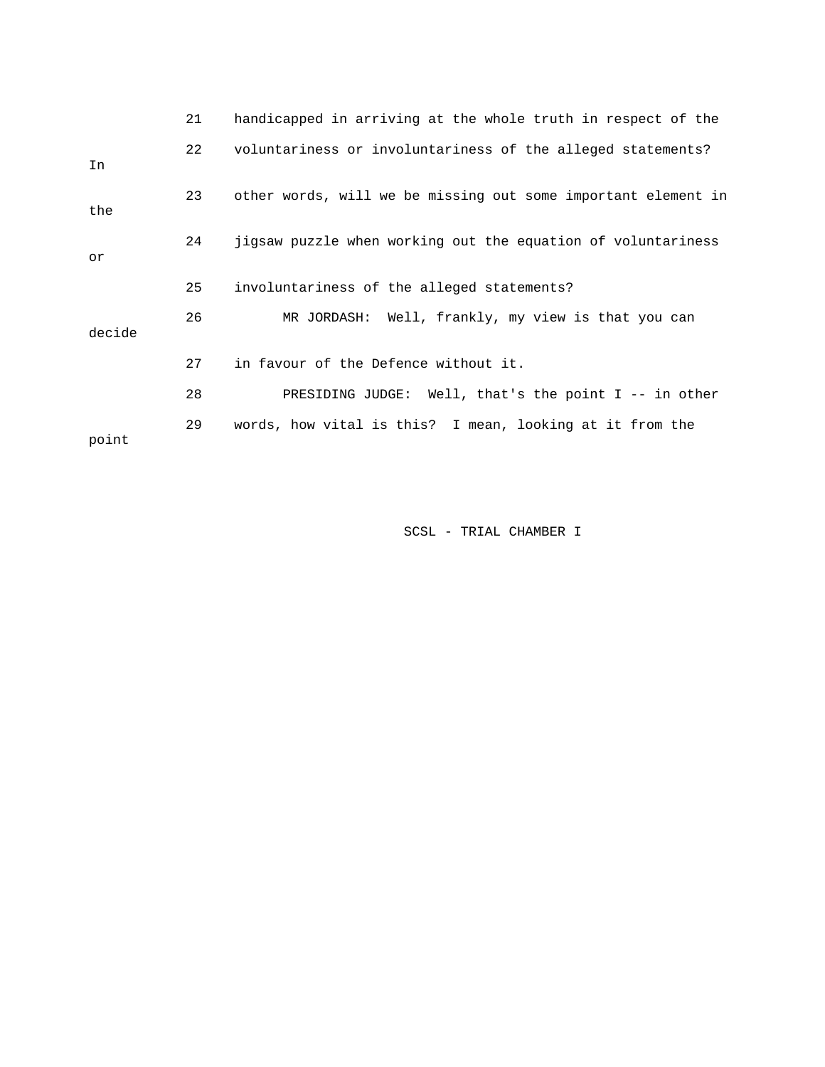21 handicapped in arriving at the whole truth in respect of the

22 voluntariness or involuntariness of the alleged statements? In

23 other words, will we be missing out some important element in the

24 jigsaw puzzle when working out the equation of voluntariness or

25 involuntariness of the alleged statements?

26 MR JORDASH: Well, frankly, my view is that you can decide

27 in favour of the Defence without it.

28 PRESIDING JUDGE: Well, that's the point I -- in other

29 words, how vital is this? I mean, looking at it from the point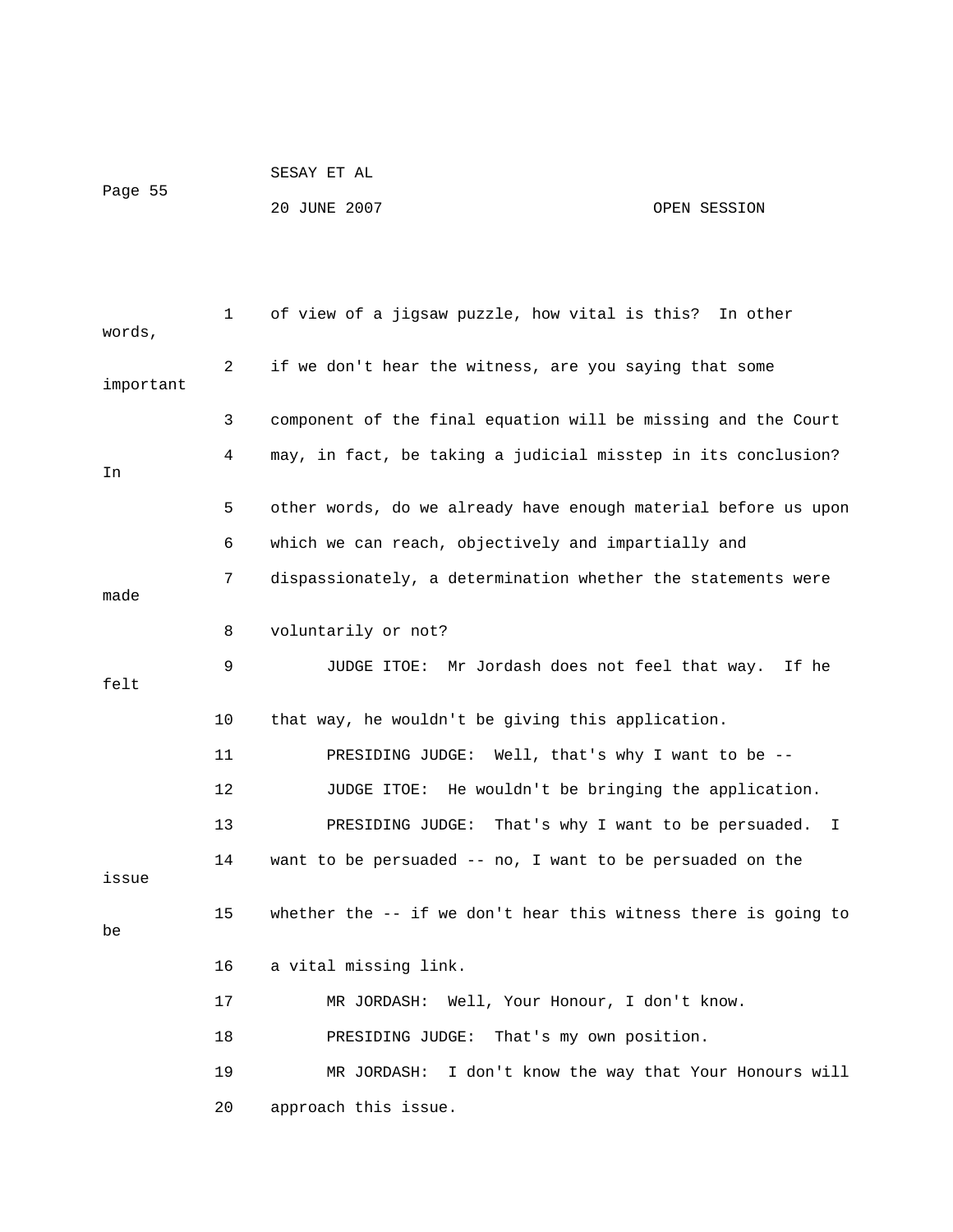of view of a jigsaw puzzle, how vital is this? In other words, if we don't hear the witness, are you saying that some important component of the final equation will be missing and the Court may, in fact, be taking a judicial misstep in its conclusion? In other words, do we already have enough material before us upon which we can reach, objectively and impartially and dispassionately, a determination whether the statements were made voluntarily or not?

JUDGE ITOE: Mr Jordash does not feel that way. If he felt that way, he wouldn't be giving this application.

PRESIDING JUDGE: Well, that's why I want to be --

JUDGE ITOE: He wouldn't be bringing the application.

PRESIDING JUDGE: That's why I want to be persuaded. I want to be persuaded -- no, I want to be persuaded on the issue whether the -- if we don't hear this witness there is going to be a vital missing link.

MR JORDASH: Well, Your Honour, I don't know.

PRESIDING JUDGE: That's my own position.

MR JORDASH: I don't know the way that Your Honours will approach this issue.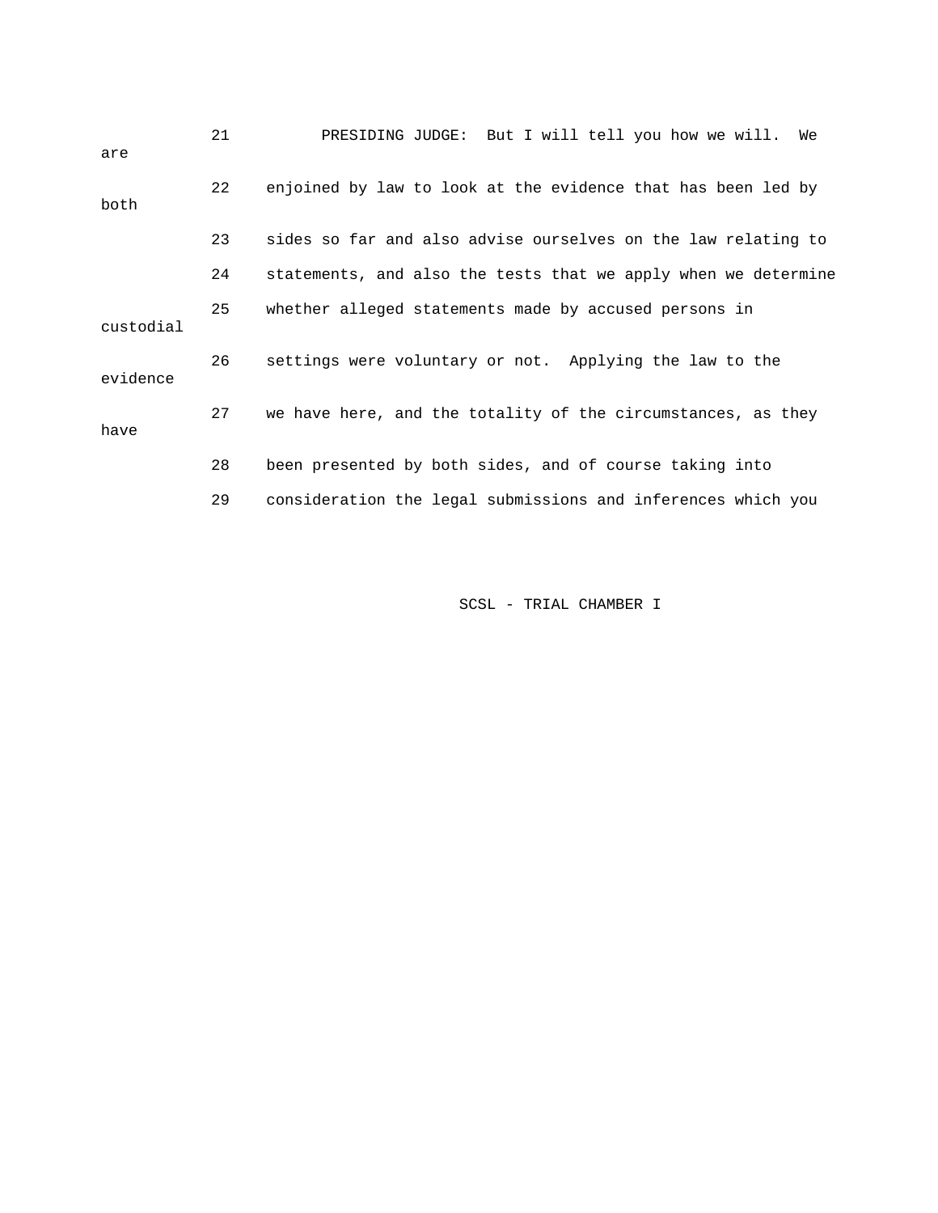21 PRESIDING JUDGE: But I will tell you how we will. We are

22 enjoined by law to look at the evidence that has been led by both

23 sides so far and also advise ourselves on the law relating to

24 statements, and also the tests that we apply when we determine

25 whether alleged statements made by accused persons in custodial

26 settings were voluntary or not. Applying the law to the evidence

27 we have here, and the totality of the circumstances, as they have

28 been presented by both sides, and of course taking into

29 consideration the legal submissions and inferences which you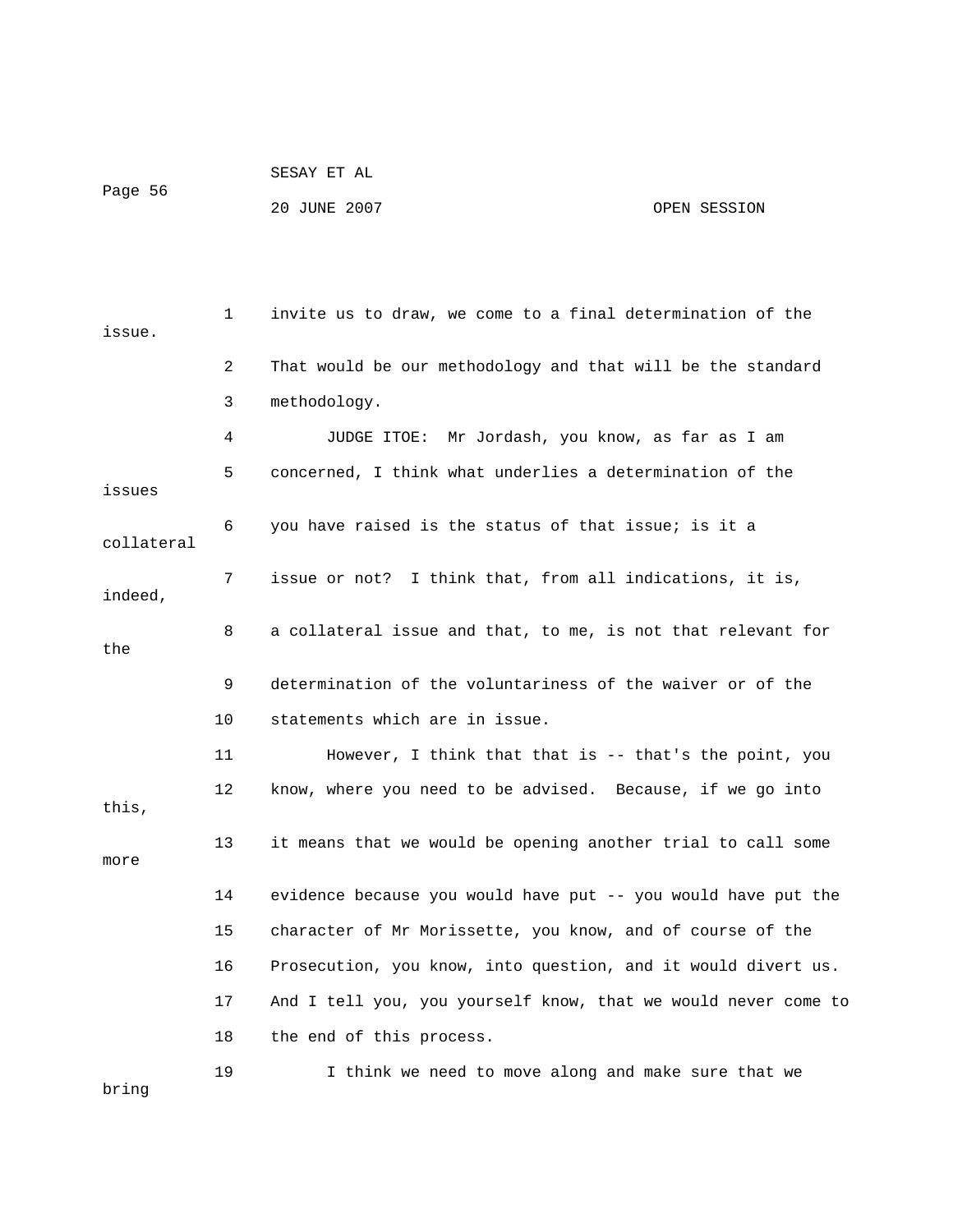invite us to draw, we come to a final determination of the issue.

That would be our methodology and that will be the standard methodology.

JUDGE ITOE: Mr Jordash, you know, as far as I am concerned, I think what underlies a determination of the issues you have raised is the status of that issue; is it a collateral issue or not? I think that, from all indications, it is, indeed, a collateral issue and that, to me, is not that relevant for the determination of the voluntariness of the waiver or of the statements which are in issue.

However, I think that that is -- that's the point, you know, where you need to be advised. Because, if we go into this, it means that we would be opening another trial to call some more evidence because you would have put -- you would have put the character of Mr Morissette, you know, and of course of the Prosecution, you know, into question, and it would divert us. And I tell you, you yourself know, that we would never come to the end of this process.

I think we need to move along and make sure that we bring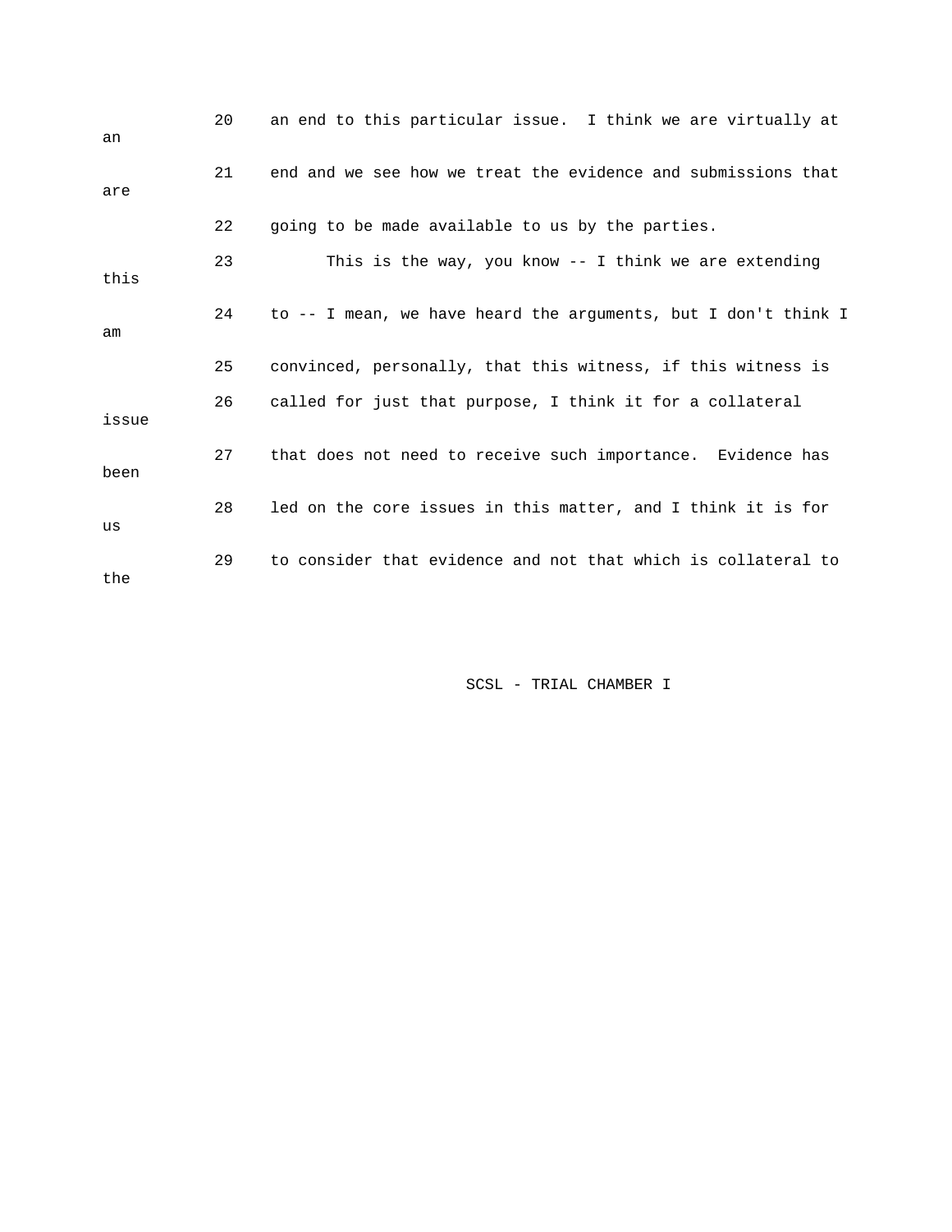20 an end to this particular issue. I think we are virtually at an

21 end and we see how we treat the evidence and submissions that are

22 going to be made available to us by the parties.

23 This is the way, you know -- I think we are extending this

24 to -- I mean, we have heard the arguments, but I don't think I am

25 convinced, personally, that this witness, if this witness is

26 called for just that purpose, I think it for a collateral issue

27 that does not need to receive such importance. Evidence has been

28 led on the core issues in this matter, and I think it is for us

29 to consider that evidence and not that which is collateral to the

SCSL - TRIAL CHAMBER I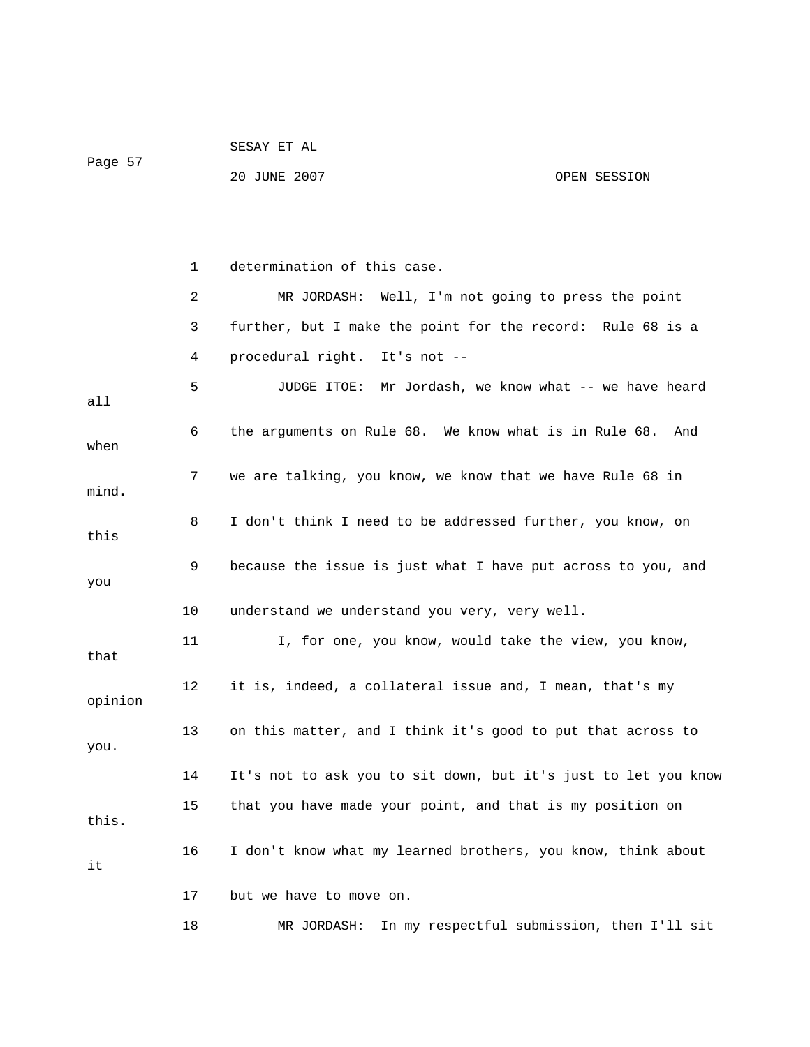1 determination of this case.

2 MR JORDASH: Well, I'm not going to press the point

3 further, but I make the point for the record: Rule 68 is a

4 procedural right. It's not --

5 JUDGE ITOE: Mr Jordash, we know what -- we have heard all

6 the arguments on Rule 68. We know what is in Rule 68. And when

7 we are talking, you know, we know that we have Rule 68 in mind.

8 I don't think I need to be addressed further, you know, on this

9 because the issue is just what I have put across to you, and you

10 understand we understand you very, very well.

11 I, for one, you know, would take the view, you know, that

12 it is, indeed, a collateral issue and, I mean, that's my opinion

13 on this matter, and I think it's good to put that across to you.

14 It's not to ask you to sit down, but it's just to let you know

15 that you have made your point, and that is my position on this.

16 I don't know what my learned brothers, you know, think about it

17 but we have to move on.

18 MR JORDASH: In my respectful submission, then I'll sit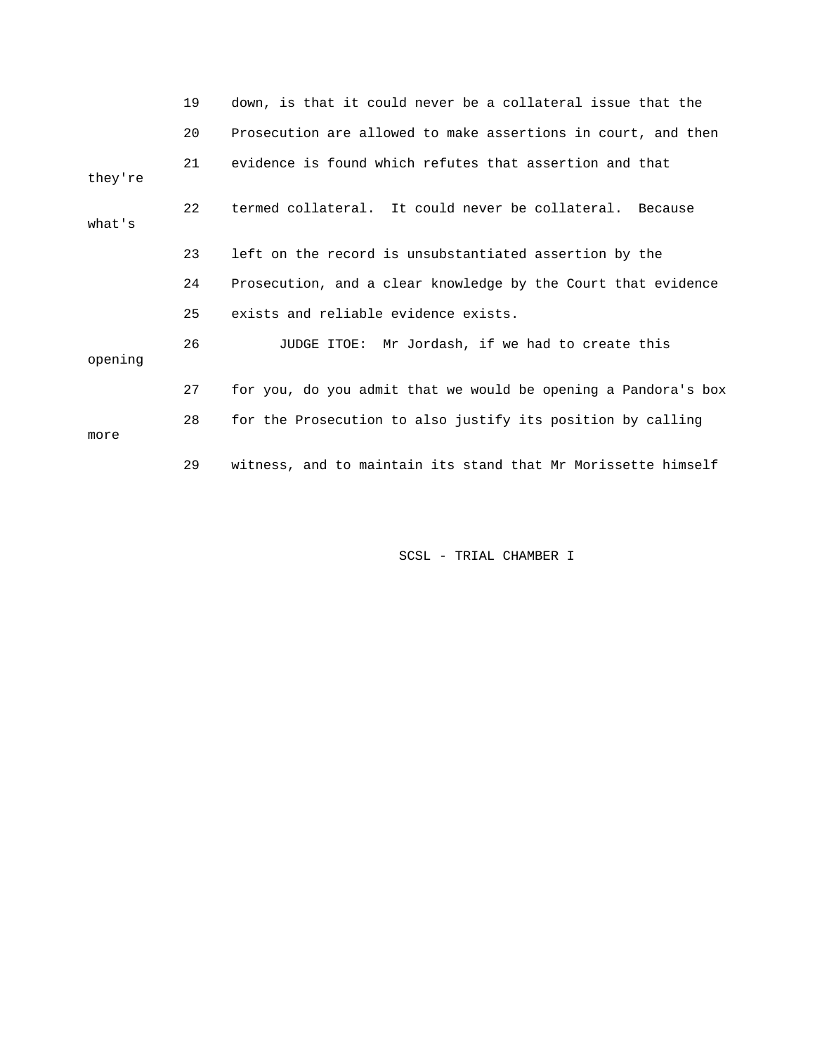19 down, is that it could never be a collateral issue that the

20 Prosecution are allowed to make assertions in court, and then

21 evidence is found which refutes that assertion and that they're

22 termed collateral. It could never be collateral. Because what's

23 left on the record is unsubstantiated assertion by the

24 Prosecution, and a clear knowledge by the Court that evidence

25 exists and reliable evidence exists.

26 JUDGE ITOE: Mr Jordash, if we had to create this opening

27 for you, do you admit that we would be opening a Pandora's box

28 for the Prosecution to also justify its position by calling more

29 witness, and to maintain its stand that Mr Morissette himself

SCSL - TRIAL CHAMBER I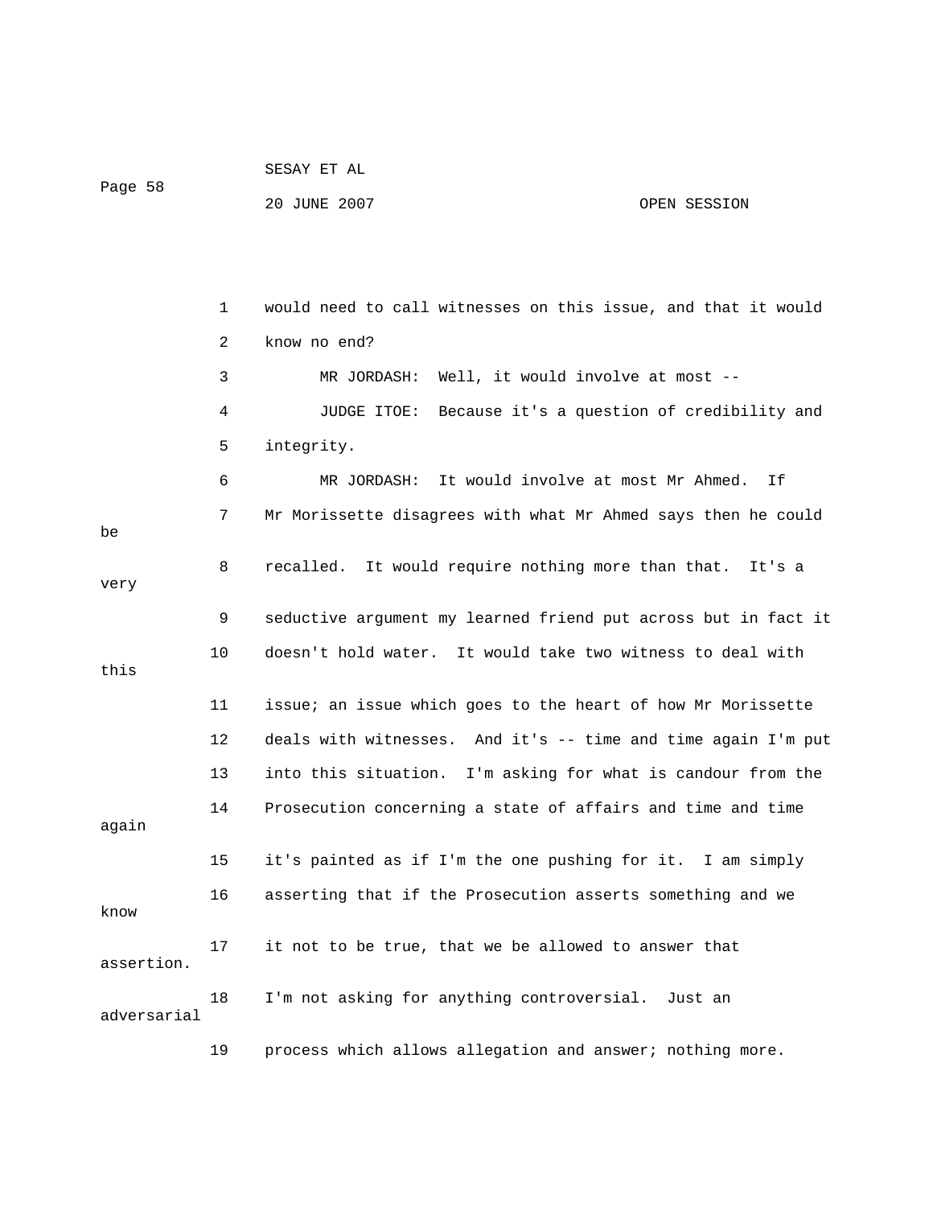would need to call witnesses on this issue, and that it would know no end?

MR JORDASH: Well, it would involve at most --

JUDGE ITOE: Because it's a question of credibility and integrity.

MR JORDASH: It would involve at most Mr Ahmed. If Mr Morissette disagrees with what Mr Ahmed says then he could be recalled. It would require nothing more than that. It's a very seductive argument my learned friend put across but in fact it doesn't hold water. It would take two witness to deal with this issue; an issue which goes to the heart of how Mr Morissette deals with witnesses. And it's -- time and time again I'm put into this situation. I'm asking for what is candour from the Prosecution concerning a state of affairs and time and time again it's painted as if I'm the one pushing for it. I am simply asserting that if the Prosecution asserts something and we know it not to be true, that we be allowed to answer that assertion. I'm not asking for anything controversial. Just an adversarial process which allows allegation and answer; nothing more.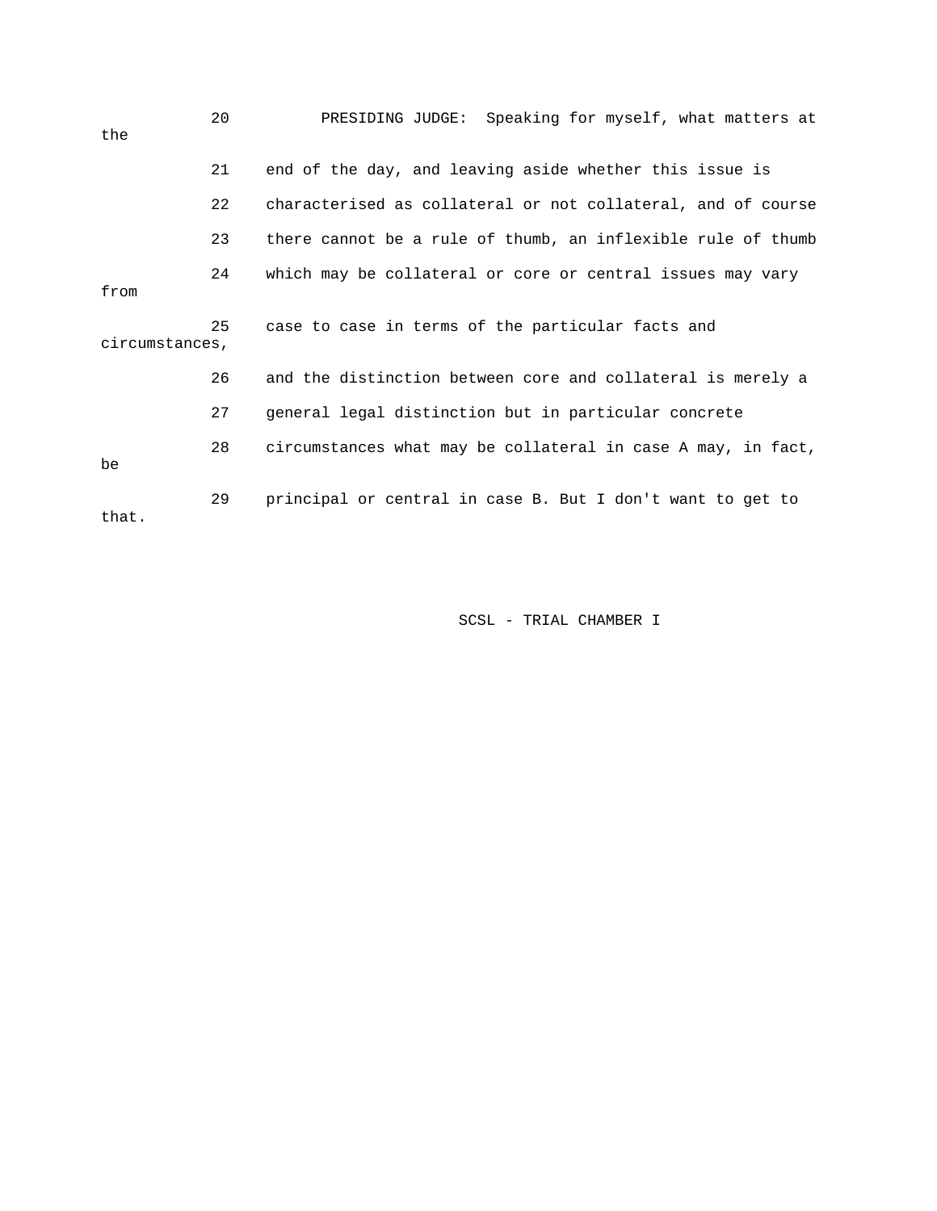20 PRESIDING JUDGE: Speaking for myself, what matters at the

21 end of the day, and leaving aside whether this issue is

22 characterised as collateral or not collateral, and of course

23 there cannot be a rule of thumb, an inflexible rule of thumb

24 which may be collateral or core or central issues may vary from

25 case to case in terms of the particular facts and circumstances,

26 and the distinction between core and collateral is merely a

27 general legal distinction but in particular concrete

28 circumstances what may be collateral in case A may, in fact, be

29 principal or central in case B. But I don't want to get to that.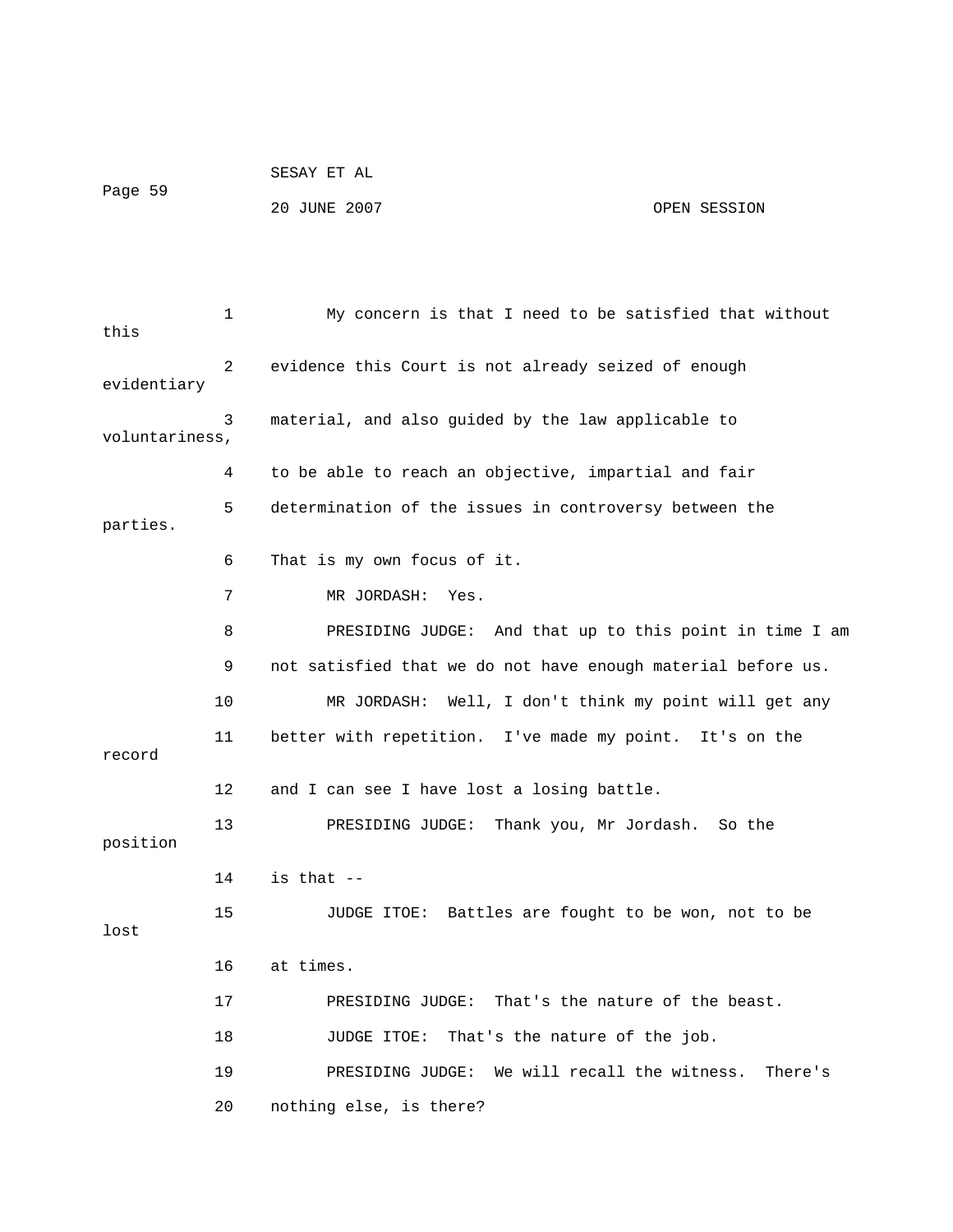My concern is that I need to be satisfied that without this evidence this Court is not already seized of enough evidentiary material, and also guided by the law applicable to voluntariness, to be able to reach an objective, impartial and fair determination of the issues in controversy between the parties. That is my own focus of it.

MR JORDASH: Yes.

PRESIDING JUDGE: And that up to this point in time I am not satisfied that we do not have enough material before us.

MR JORDASH: Well, I don't think my point will get any better with repetition. I've made my point. It's on the record and I can see I have lost a losing battle.

PRESIDING JUDGE: Thank you, Mr Jordash. So the position is that --

JUDGE ITOE: Battles are fought to be won, not to be lost at times.

PRESIDING JUDGE: That's the nature of the beast.

JUDGE ITOE: That's the nature of the job.

PRESIDING JUDGE: We will recall the witness. There's nothing else, is there?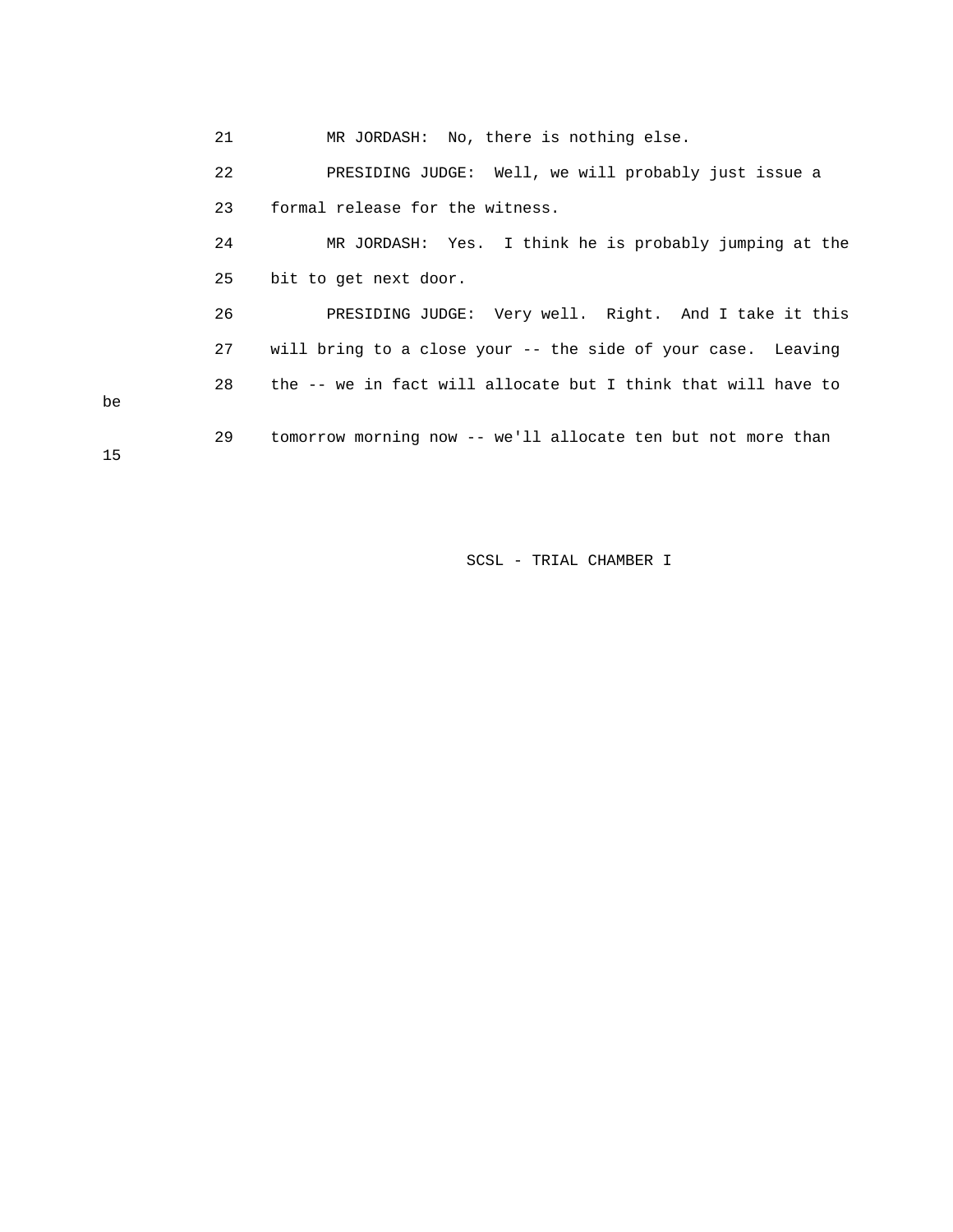21 MR JORDASH: No, there is nothing else.

22 PRESIDING JUDGE: Well, we will probably just issue a

23 formal release for the witness.

24 MR JORDASH: Yes. I think he is probably jumping at the

25 bit to get next door.

26 PRESIDING JUDGE: Very well. Right. And I take it this

27 will bring to a close your -- the side of your case. Leaving

28 the -- we in fact will allocate but I think that will have to be

29 tomorrow morning now -- we'll allocate ten but not more than 15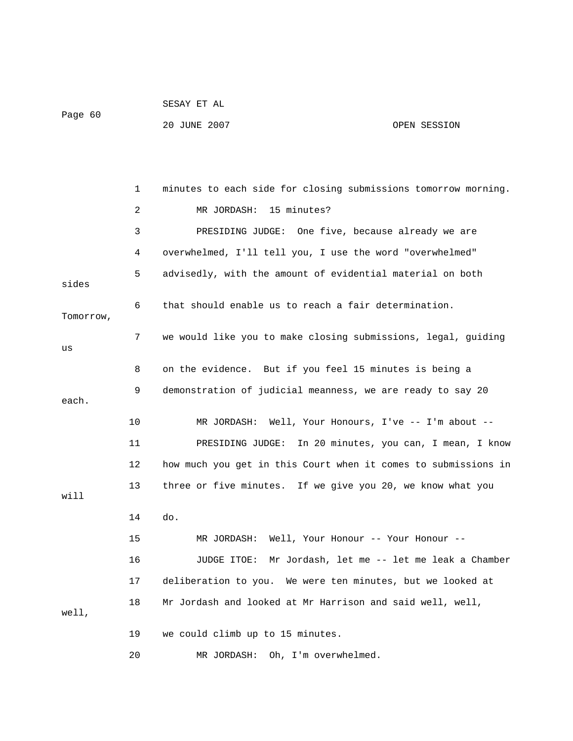minutes to each side for closing submissions tomorrow morning.

MR JORDASH: 15 minutes?

PRESIDING JUDGE: One five, because already we are overwhelmed, I'll tell you, I use the word "overwhelmed" advisedly, with the amount of evidential material on both sides that should enable us to reach a fair determination. Tomorrow, we would like you to make closing submissions, legal, guiding us on the evidence. But if you feel 15 minutes is being a demonstration of judicial meanness, we are ready to say 20 each.

MR JORDASH: Well, Your Honours, I've -- I'm about --

PRESIDING JUDGE: In 20 minutes, you can, I mean, I know how much you get in this Court when it comes to submissions in three or five minutes. If we give you 20, we know what you will do.

MR JORDASH: Well, Your Honour -- Your Honour --

JUDGE ITOE: Mr Jordash, let me -- let me leak a Chamber deliberation to you. We were ten minutes, but we looked at Mr Jordash and looked at Mr Harrison and said well, well, well, we could climb up to 15 minutes.

MR JORDASH: Oh, I'm overwhelmed.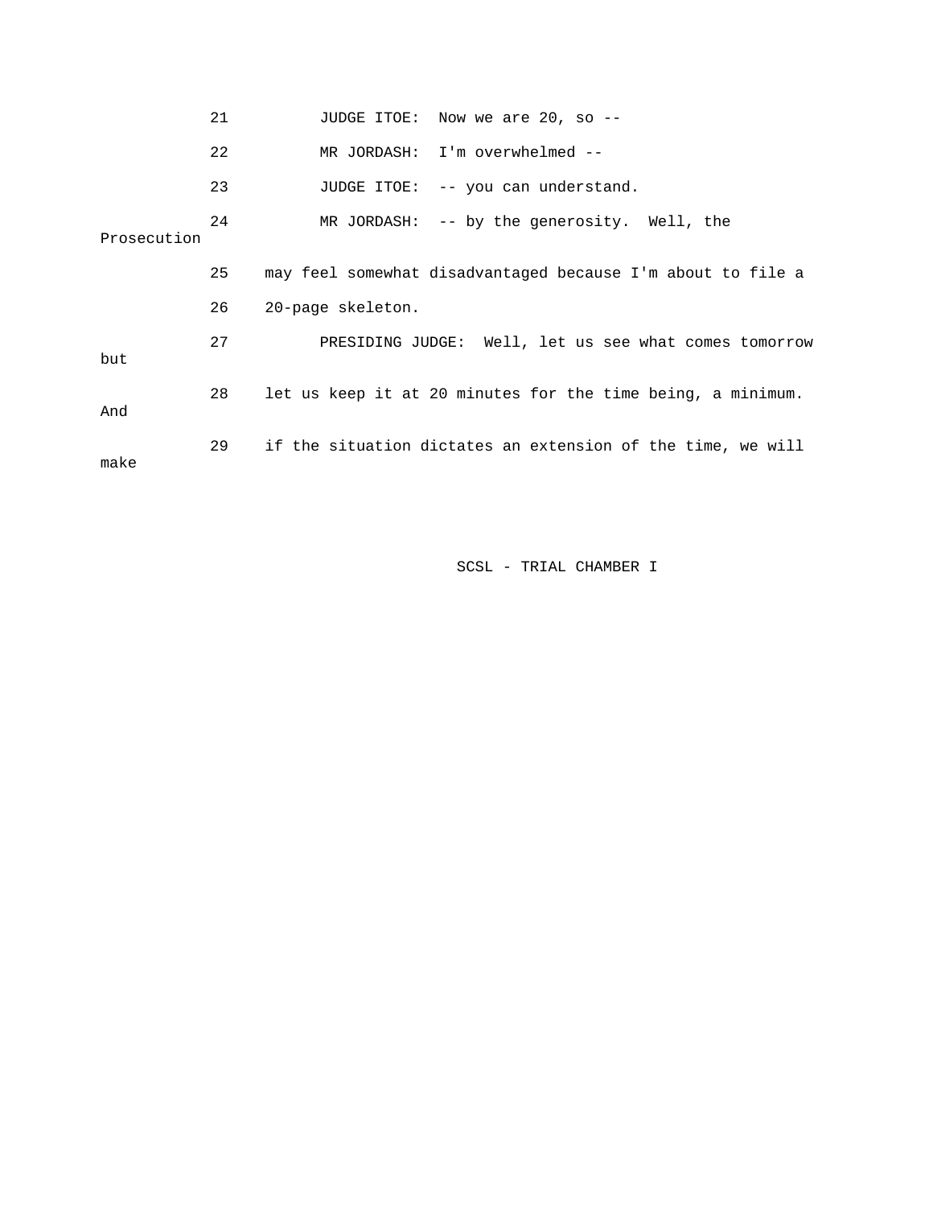21 JUDGE ITOE: Now we are 20, so --

22 MR JORDASH: I'm overwhelmed --

23 JUDGE ITOE: -- you can understand.

24 MR JORDASH: -- by the generosity. Well, the Prosecution

25 may feel somewhat disadvantaged because I'm about to file a

26 20-page skeleton.

27 PRESIDING JUDGE: Well, let us see what comes tomorrow but

28 let us keep it at 20 minutes for the time being, a minimum. And

29 if the situation dictates an extension of the time, we will make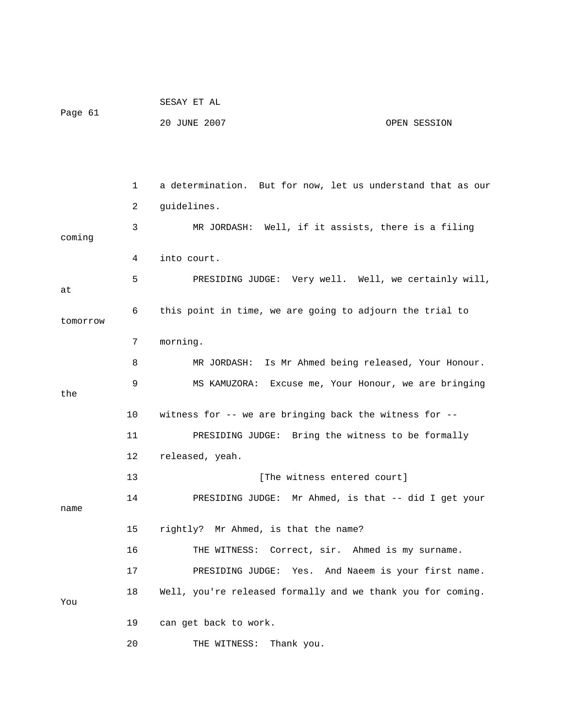1 a determination. But for now, let us understand that as our

2 guidelines.

3 MR JORDASH: Well, if it assists, there is a filing coming

4 into court.

5 PRESIDING JUDGE: Very well. Well, we certainly will, at

6 this point in time, we are going to adjourn the trial to tomorrow

7 morning.

8 MR JORDASH: Is Mr Ahmed being released, Your Honour.

9 MS KAMUZORA: Excuse me, Your Honour, we are bringing the

10 witness for -- we are bringing back the witness for --

11 PRESIDING JUDGE: Bring the witness to be formally

12 released, yeah.

13 [The witness entered court]

14 PRESIDING JUDGE: Mr Ahmed, is that -- did I get your name

15 rightly? Mr Ahmed, is that the name?

16 THE WITNESS: Correct, sir. Ahmed is my surname.

17 PRESIDING JUDGE: Yes. And Naeem is your first name.

18 Well, you're released formally and we thank you for coming. You

19 can get back to work.

20 THE WITNESS: Thank you.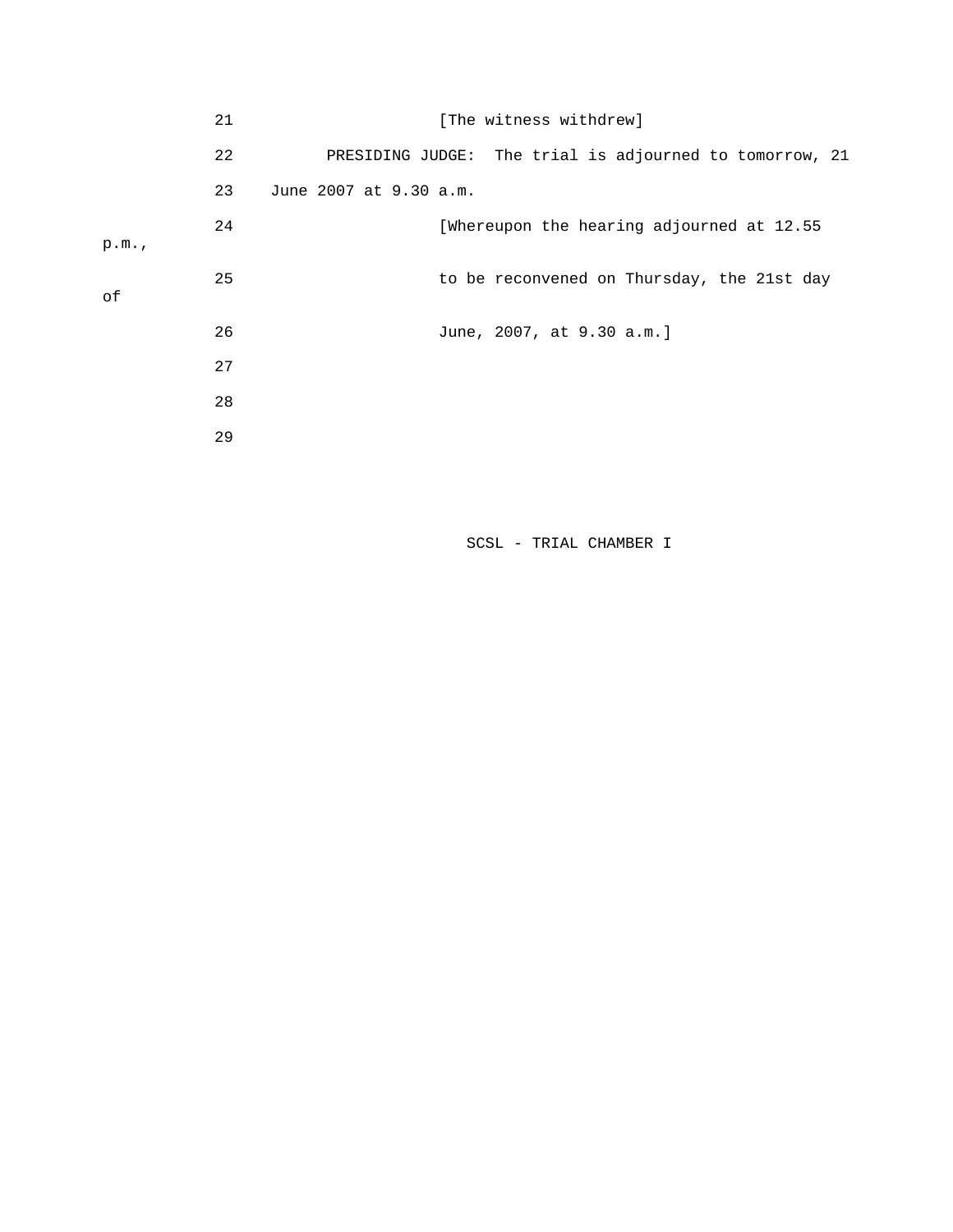21 [The witness withdrew]

22 PRESIDING JUDGE: The trial is adjourned to tomorrow, 21

23 June 2007 at 9.30 a.m.

24 [Whereupon the hearing adjourned at 12.55 p.m.,

25 to be reconvened on Thursday, the 21st day of

26 June, 2007, at 9.30 a.m.]

27

28

29

SCSL - TRIAL CHAMBER I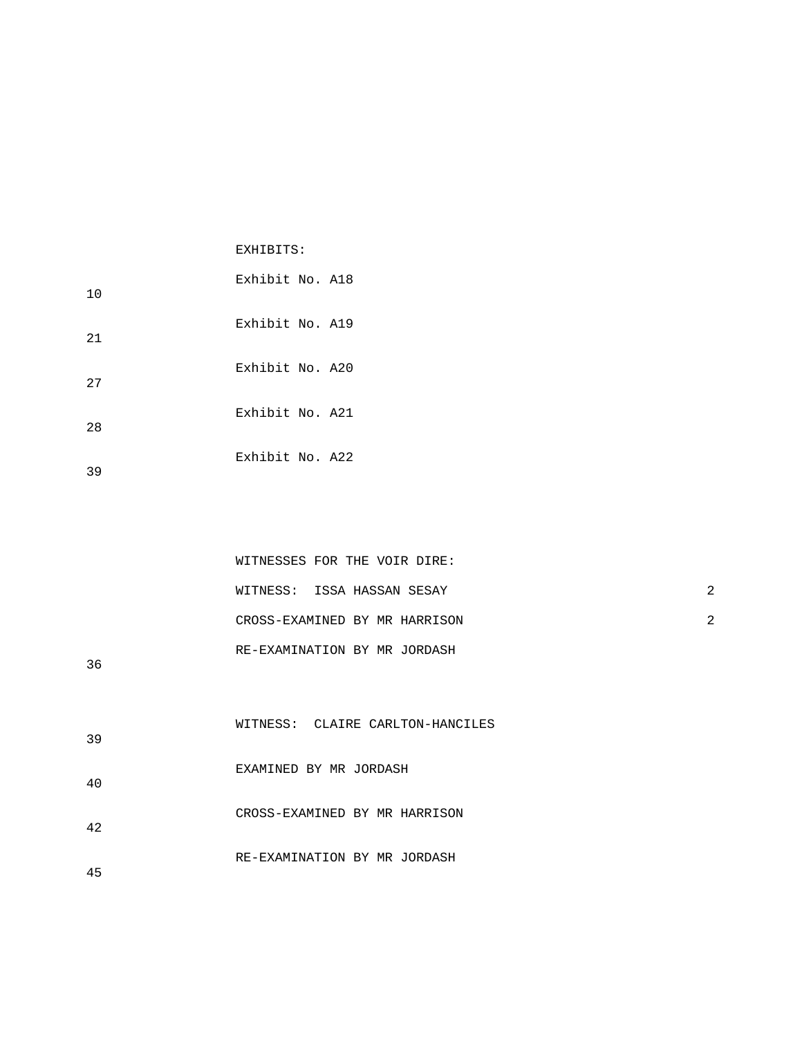EXHIBITS:

| Exhibit | Page |
|---|---|
| Exhibit No. A18 | 10 |
| Exhibit No. A19 | 21 |
| Exhibit No. A20 | 27 |
| Exhibit No. A21 | 28 |
| Exhibit No. A22 | 39 |

WITNESSES FOR THE VOIR DIRE:

| Witness / Examination | Page |
|---|---|
| WITNESS: ISSA HASSAN SESAY | 2 |
| CROSS-EXAMINED BY MR HARRISON | 2 |
| RE-EXAMINATION BY MR JORDASH | 36 |
| WITNESS: CLAIRE CARLTON-HANCILES | 39 |
| EXAMINED BY MR JORDASH | 40 |
| CROSS-EXAMINED BY MR HARRISON | 42 |
| RE-EXAMINATION BY MR JORDASH | 45 |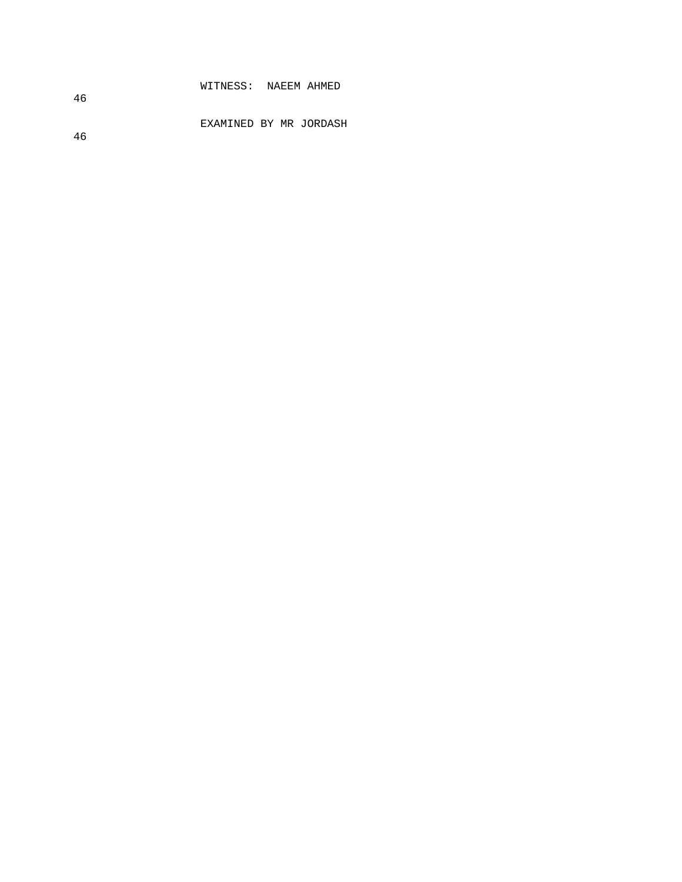WITNESS: NAEEM AHMED 46

EXAMINED BY MR JORDASH 46